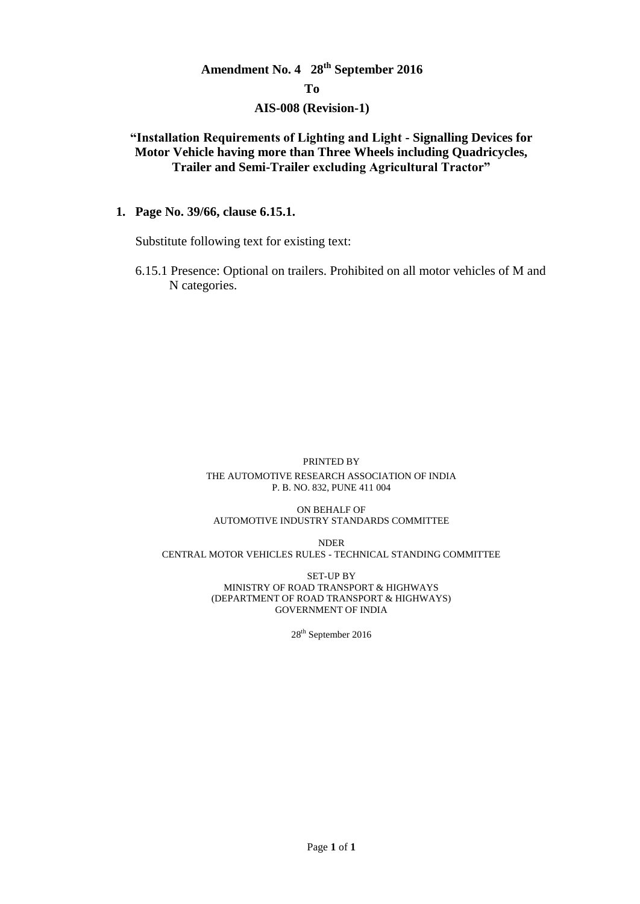# Amendment No. 4 28th September 2016

## To

## AIS-008 (Revision-1)

### "Installation Requirements of Lighting and Light - Signalling Devices for Motor Vehicle having more than Three Wheels including Quadricycles, Trailer and Semi-Trailer excluding Agricultural Tractor"

**1. Page No. 39/66, clause 6.15.1.**

Substitute following text for existing text:

6.15.1 Presence: Optional on trailers. Prohibited on all motor vehicles of M and N categories.

PRINTED BY
THE AUTOMOTIVE RESEARCH ASSOCIATION OF INDIA
P. B. NO. 832, PUNE 411 004

ON BEHALF OF
AUTOMOTIVE INDUSTRY STANDARDS COMMITTEE

NDER
CENTRAL MOTOR VEHICLES RULES - TECHNICAL STANDING COMMITTEE

SET-UP BY
MINISTRY OF ROAD TRANSPORT & HIGHWAYS
(DEPARTMENT OF ROAD TRANSPORT & HIGHWAYS)
GOVERNMENT OF INDIA

28th September 2016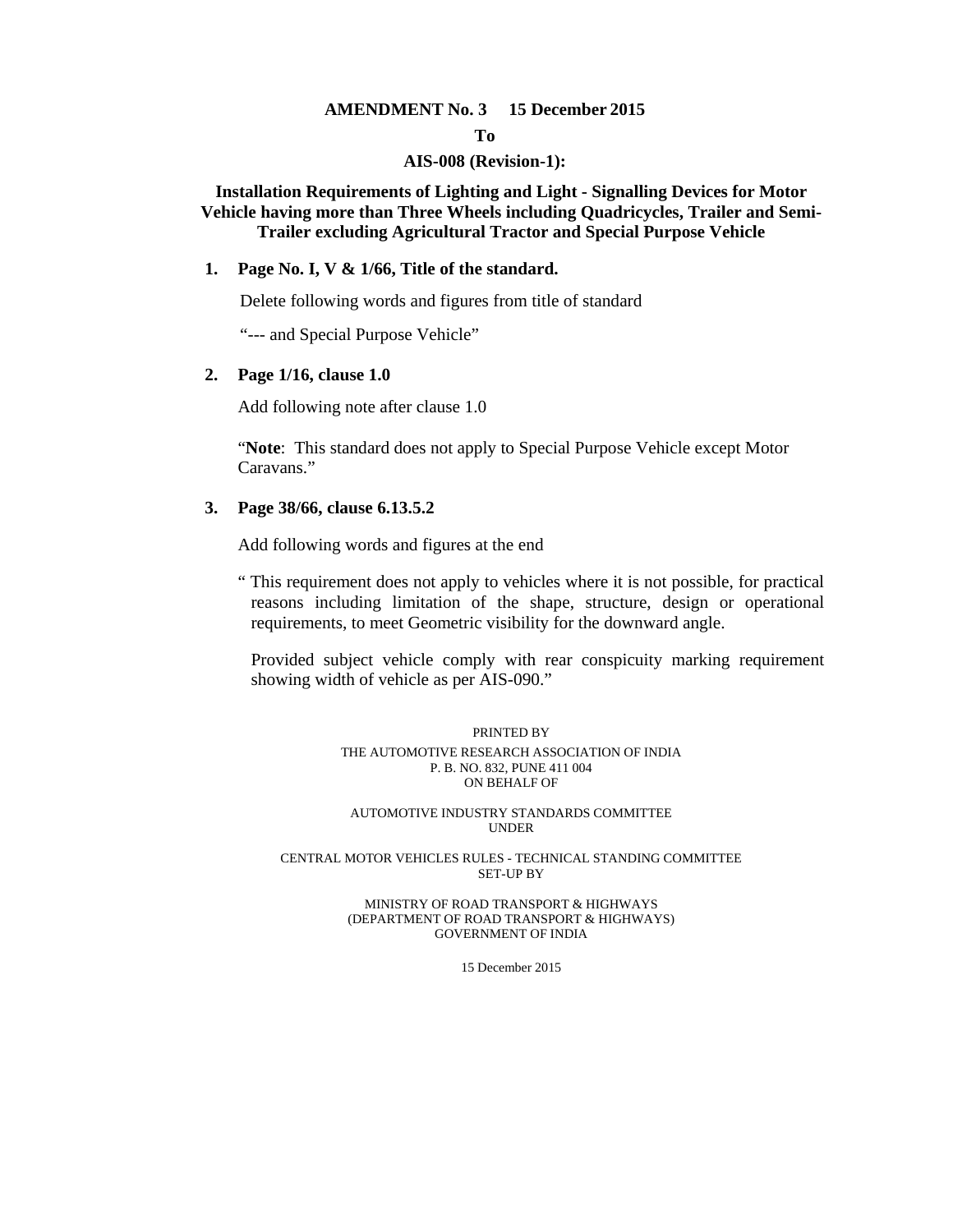**AMENDMENT No. 3 15 December 2015**

**To**

**AIS-008 (Revision-1):**

**Installation Requirements of Lighting and Light - Signalling Devices for Motor Vehicle having more than Three Wheels including Quadricycles, Trailer and Semi-Trailer excluding Agricultural Tractor and Special Purpose Vehicle**

**1. Page No. I, V & 1/66, Title of the standard.**

Delete following words and figures from title of standard

"--- and Special Purpose Vehicle"

**2. Page 1/16, clause 1.0**

Add following note after clause 1.0

"**Note**: This standard does not apply to Special Purpose Vehicle except Motor Caravans."

**3. Page 38/66, clause 6.13.5.2**

Add following words and figures at the end

" This requirement does not apply to vehicles where it is not possible, for practical reasons including limitation of the shape, structure, design or operational requirements, to meet Geometric visibility for the downward angle.

Provided subject vehicle comply with rear conspicuity marking requirement showing width of vehicle as per AIS-090."

PRINTED BY

THE AUTOMOTIVE RESEARCH ASSOCIATION OF INDIA
P. B. NO. 832, PUNE 411 004
ON BEHALF OF

AUTOMOTIVE INDUSTRY STANDARDS COMMITTEE
UNDER

CENTRAL MOTOR VEHICLES RULES - TECHNICAL STANDING COMMITTEE
SET-UP BY

MINISTRY OF ROAD TRANSPORT & HIGHWAYS
(DEPARTMENT OF ROAD TRANSPORT & HIGHWAYS)
GOVERNMENT OF INDIA

15 December 2015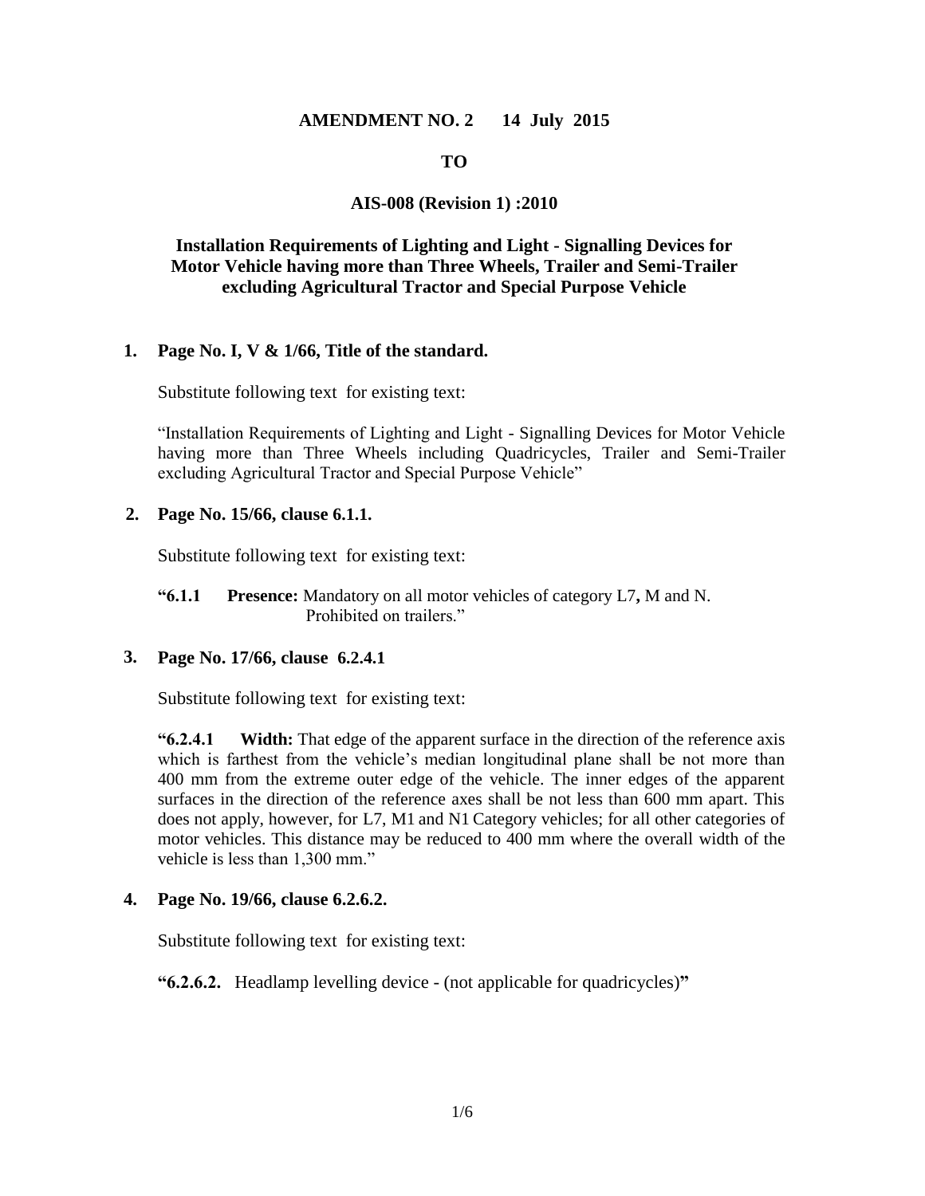**AMENDMENT NO. 2 14 July 2015**

**TO**

**AIS-008 (Revision 1) :2010**

**Installation Requirements of Lighting and Light - Signalling Devices for Motor Vehicle having more than Three Wheels, Trailer and Semi-Trailer excluding Agricultural Tractor and Special Purpose Vehicle**

1. **Page No. I, V & 1/66, Title of the standard.**

   Substitute following text for existing text:

   "Installation Requirements of Lighting and Light - Signalling Devices for Motor Vehicle having more than Three Wheels including Quadricycles, Trailer and Semi-Trailer excluding Agricultural Tractor and Special Purpose Vehicle"

2. **Page No. 15/66, clause 6.1.1.**

   Substitute following text for existing text:

   **"6.1.1 Presence:** Mandatory on all motor vehicles of category L7**,** M and N. Prohibited on trailers."

3. **Page No. 17/66, clause 6.2.4.1**

   Substitute following text for existing text:

   **"6.2.4.1 Width:** That edge of the apparent surface in the direction of the reference axis which is farthest from the vehicle's median longitudinal plane shall be not more than 400 mm from the extreme outer edge of the vehicle. The inner edges of the apparent surfaces in the direction of the reference axes shall be not less than 600 mm apart. This does not apply, however, for L7, M1 and N1 Category vehicles; for all other categories of motor vehicles. This distance may be reduced to 400 mm where the overall width of the vehicle is less than 1,300 mm."

4. **Page No. 19/66, clause 6.2.6.2.**

   Substitute following text for existing text:

   **"6.2.6.2.** Headlamp levelling device - (not applicable for quadricycles)**"**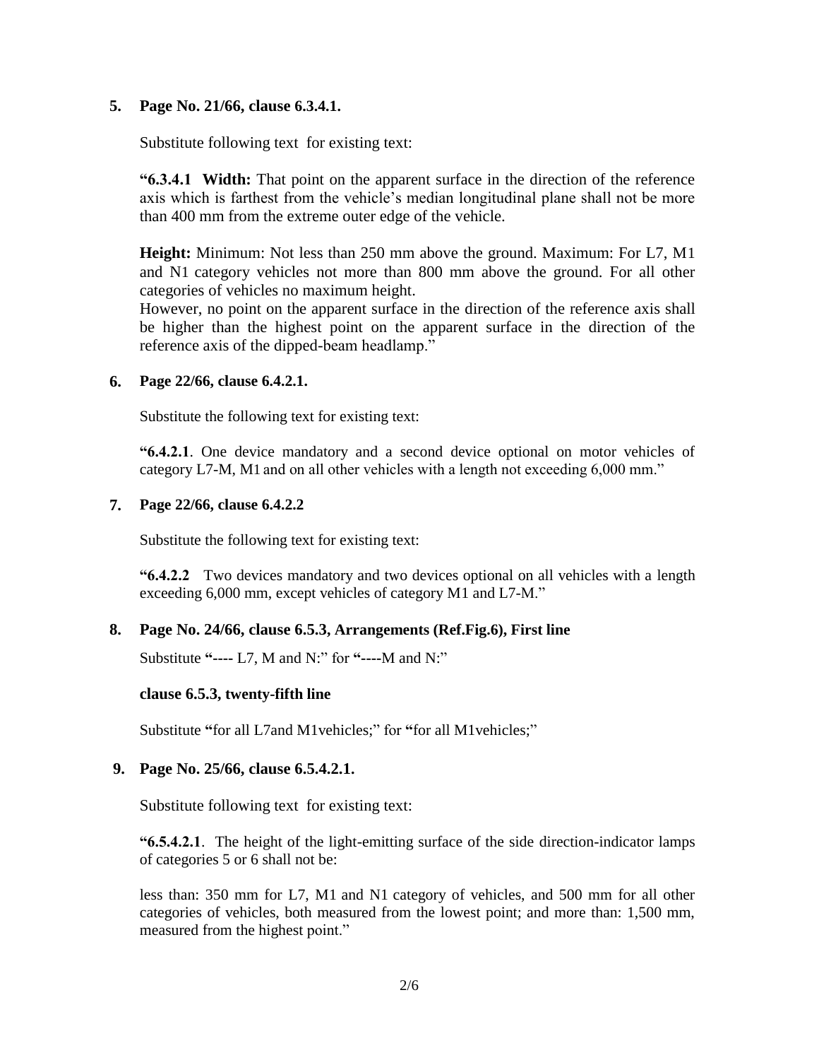**5. Page No. 21/66, clause 6.3.4.1.**

Substitute following text for existing text:

**"6.3.4.1 Width:** That point on the apparent surface in the direction of the reference axis which is farthest from the vehicle's median longitudinal plane shall not be more than 400 mm from the extreme outer edge of the vehicle.

**Height:** Minimum: Not less than 250 mm above the ground. Maximum: For L7, M1 and N1 category vehicles not more than 800 mm above the ground. For all other categories of vehicles no maximum height.
However, no point on the apparent surface in the direction of the reference axis shall be higher than the highest point on the apparent surface in the direction of the reference axis of the dipped-beam headlamp."

**6. Page 22/66, clause 6.4.2.1.**

Substitute the following text for existing text:

**"6.4.2.1**. One device mandatory and a second device optional on motor vehicles of category L7-M, M1 and on all other vehicles with a length not exceeding 6,000 mm."

**7. Page 22/66, clause 6.4.2.2**

Substitute the following text for existing text:

**"6.4.2.2** Two devices mandatory and two devices optional on all vehicles with a length exceeding 6,000 mm, except vehicles of category M1 and L7-M."

**8. Page No. 24/66, clause 6.5.3, Arrangements (Ref.Fig.6), First line**

Substitute **"**---- L7, M and N:" for **"**----M and N:"

**clause 6.5.3, twenty-fifth line**

Substitute **"**for all L7and M1vehicles;" for **"**for all M1vehicles;"

**9. Page No. 25/66, clause 6.5.4.2.1.**

Substitute following text for existing text:

**"6.5.4.2.1**. The height of the light-emitting surface of the side direction-indicator lamps of categories 5 or 6 shall not be:

less than: 350 mm for L7, M1 and N1 category of vehicles, and 500 mm for all other categories of vehicles, both measured from the lowest point; and more than: 1,500 mm, measured from the highest point."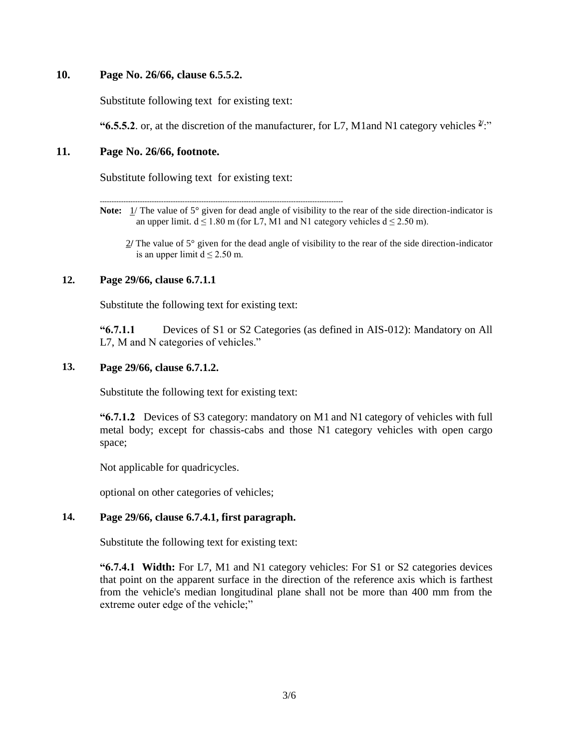**10. Page No. 26/66, clause 6.5.5.2.**

Substitute following text for existing text:

**"6.5.5.2**. or, at the discretion of the manufacturer, for L7, M1and N1 category vehicles [2/]:"

**11. Page No. 26/66, footnote.**

Substitute following text for existing text:

---

**Note:** 1/ The value of 5° given for dead angle of visibility to the rear of the side direction-indicator is an upper limit. $d \leq 1.80$ m (for L7, M1 and N1 category vehicles $d \leq 2.50$ m).

2/ The value of 5° given for the dead angle of visibility to the rear of the side direction-indicator is an upper limit $d \leq 2.50$ m.

**12. Page 29/66, clause 6.7.1.1**

Substitute the following text for existing text:

**"6.7.1.1** Devices of S1 or S2 Categories (as defined in AIS-012): Mandatory on All L7, M and N categories of vehicles."

**13. Page 29/66, clause 6.7.1.2.**

Substitute the following text for existing text:

**"6.7.1.2** Devices of S3 category: mandatory on M1 and N1 category of vehicles with full metal body; except for chassis-cabs and those N1 category vehicles with open cargo space;

Not applicable for quadricycles.

optional on other categories of vehicles;

**14. Page 29/66, clause 6.7.4.1, first paragraph.**

Substitute the following text for existing text:

**"6.7.4.1 Width:** For L7, M1 and N1 category vehicles: For S1 or S2 categories devices that point on the apparent surface in the direction of the reference axis which is farthest from the vehicle's median longitudinal plane shall not be more than 400 mm from the extreme outer edge of the vehicle;"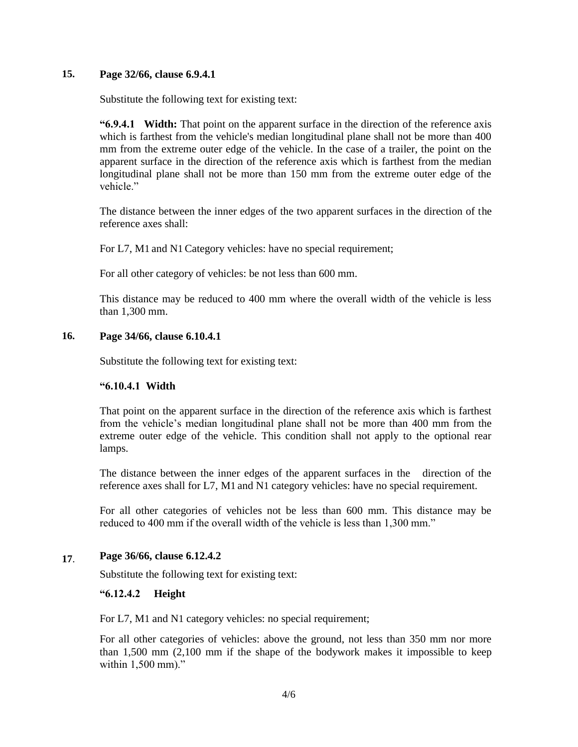**15. Page 32/66, clause 6.9.4.1**

Substitute the following text for existing text:

**"6.9.4.1 Width:** That point on the apparent surface in the direction of the reference axis which is farthest from the vehicle's median longitudinal plane shall not be more than 400 mm from the extreme outer edge of the vehicle. In the case of a trailer, the point on the apparent surface in the direction of the reference axis which is farthest from the median longitudinal plane shall not be more than 150 mm from the extreme outer edge of the vehicle."

The distance between the inner edges of the two apparent surfaces in the direction of the reference axes shall:

For L7, M1 and N1 Category vehicles: have no special requirement;

For all other category of vehicles: be not less than 600 mm.

This distance may be reduced to 400 mm where the overall width of the vehicle is less than 1,300 mm.

**16. Page 34/66, clause 6.10.4.1**

Substitute the following text for existing text:

**"6.10.4.1 Width**

That point on the apparent surface in the direction of the reference axis which is farthest from the vehicle's median longitudinal plane shall not be more than 400 mm from the extreme outer edge of the vehicle. This condition shall not apply to the optional rear lamps.

The distance between the inner edges of the apparent surfaces in the direction of the reference axes shall for L7, M1 and N1 category vehicles: have no special requirement.

For all other categories of vehicles not be less than 600 mm. This distance may be reduced to 400 mm if the overall width of the vehicle is less than 1,300 mm."

**17. Page 36/66, clause 6.12.4.2**

Substitute the following text for existing text:

**"6.12.4.2 Height**

For L7, M1 and N1 category vehicles: no special requirement;

For all other categories of vehicles: above the ground, not less than 350 mm nor more than 1,500 mm (2,100 mm if the shape of the bodywork makes it impossible to keep within 1,500 mm)."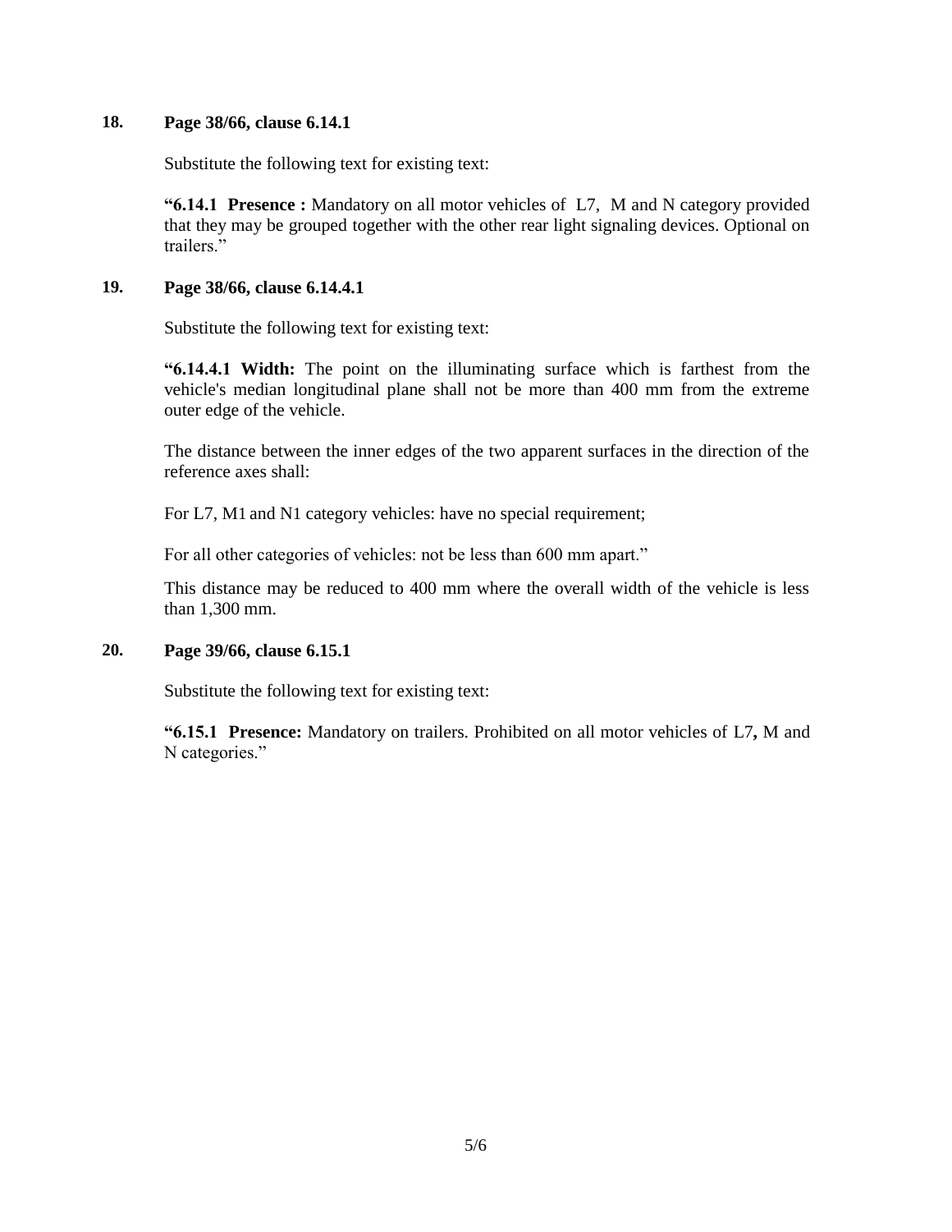**18. Page 38/66, clause 6.14.1**

Substitute the following text for existing text:

**"6.14.1 Presence :** Mandatory on all motor vehicles of L7, M and N category provided that they may be grouped together with the other rear light signaling devices. Optional on trailers."

**19. Page 38/66, clause 6.14.4.1**

Substitute the following text for existing text:

**"6.14.4.1 Width:** The point on the illuminating surface which is farthest from the vehicle's median longitudinal plane shall not be more than 400 mm from the extreme outer edge of the vehicle.

The distance between the inner edges of the two apparent surfaces in the direction of the reference axes shall:

For L7, M1 and N1 category vehicles: have no special requirement;

For all other categories of vehicles: not be less than 600 mm apart."

This distance may be reduced to 400 mm where the overall width of the vehicle is less than 1,300 mm.

**20. Page 39/66, clause 6.15.1**

Substitute the following text for existing text:

**"6.15.1 Presence:** Mandatory on trailers. Prohibited on all motor vehicles of L7**,** M and N categories."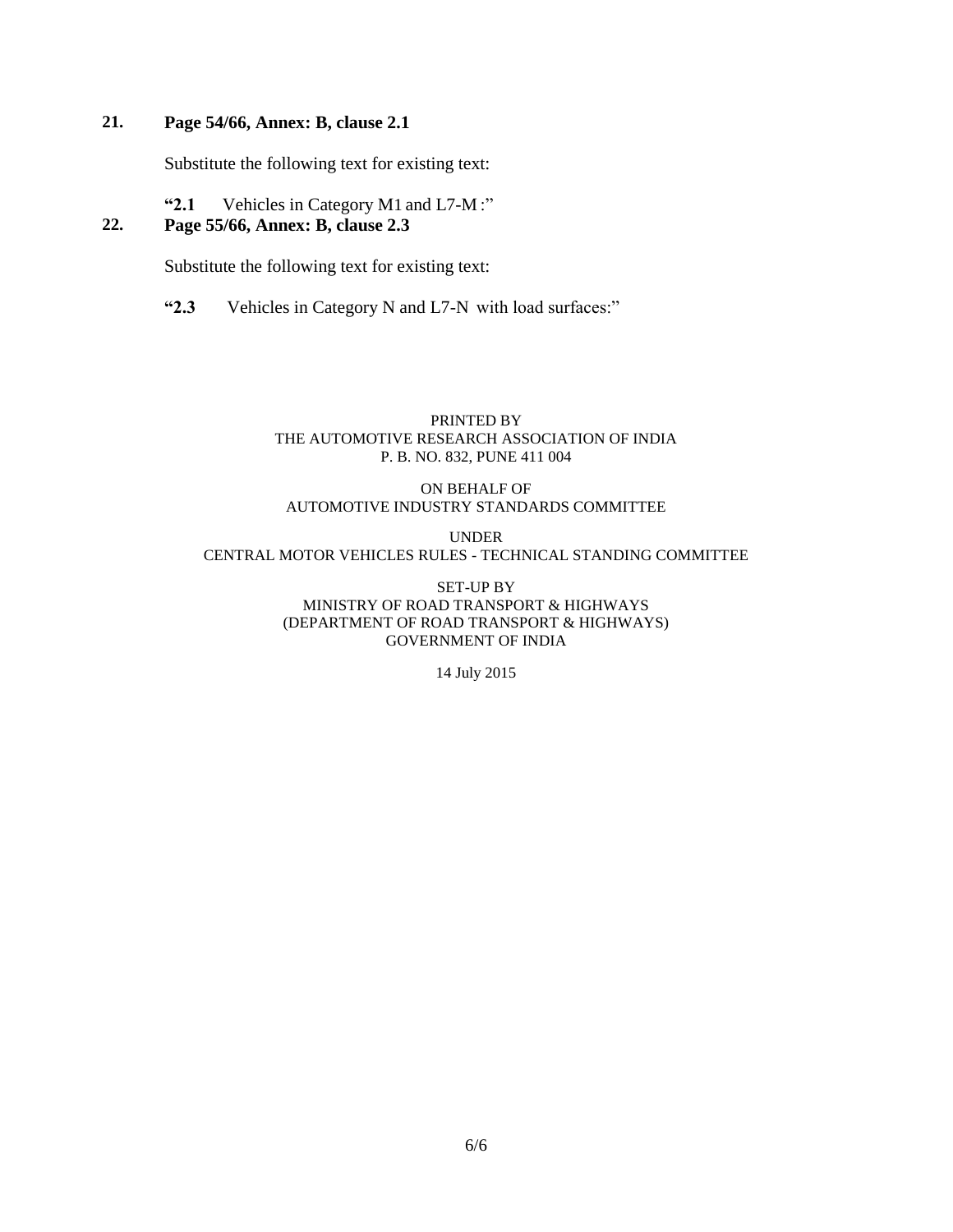**21. Page 54/66, Annex: B, clause 2.1**

Substitute the following text for existing text:

**"2.1** Vehicles in Category M1 and L7-M :"

**22. Page 55/66, Annex: B, clause 2.3**

Substitute the following text for existing text:

**"2.3** Vehicles in Category N and L7-N with load surfaces:"

PRINTED BY
THE AUTOMOTIVE RESEARCH ASSOCIATION OF INDIA
P. B. NO. 832, PUNE 411 004

ON BEHALF OF
AUTOMOTIVE INDUSTRY STANDARDS COMMITTEE

UNDER
CENTRAL MOTOR VEHICLES RULES - TECHNICAL STANDING COMMITTEE

SET-UP BY
MINISTRY OF ROAD TRANSPORT & HIGHWAYS
(DEPARTMENT OF ROAD TRANSPORT & HIGHWAYS)
GOVERNMENT OF INDIA

14 July 2015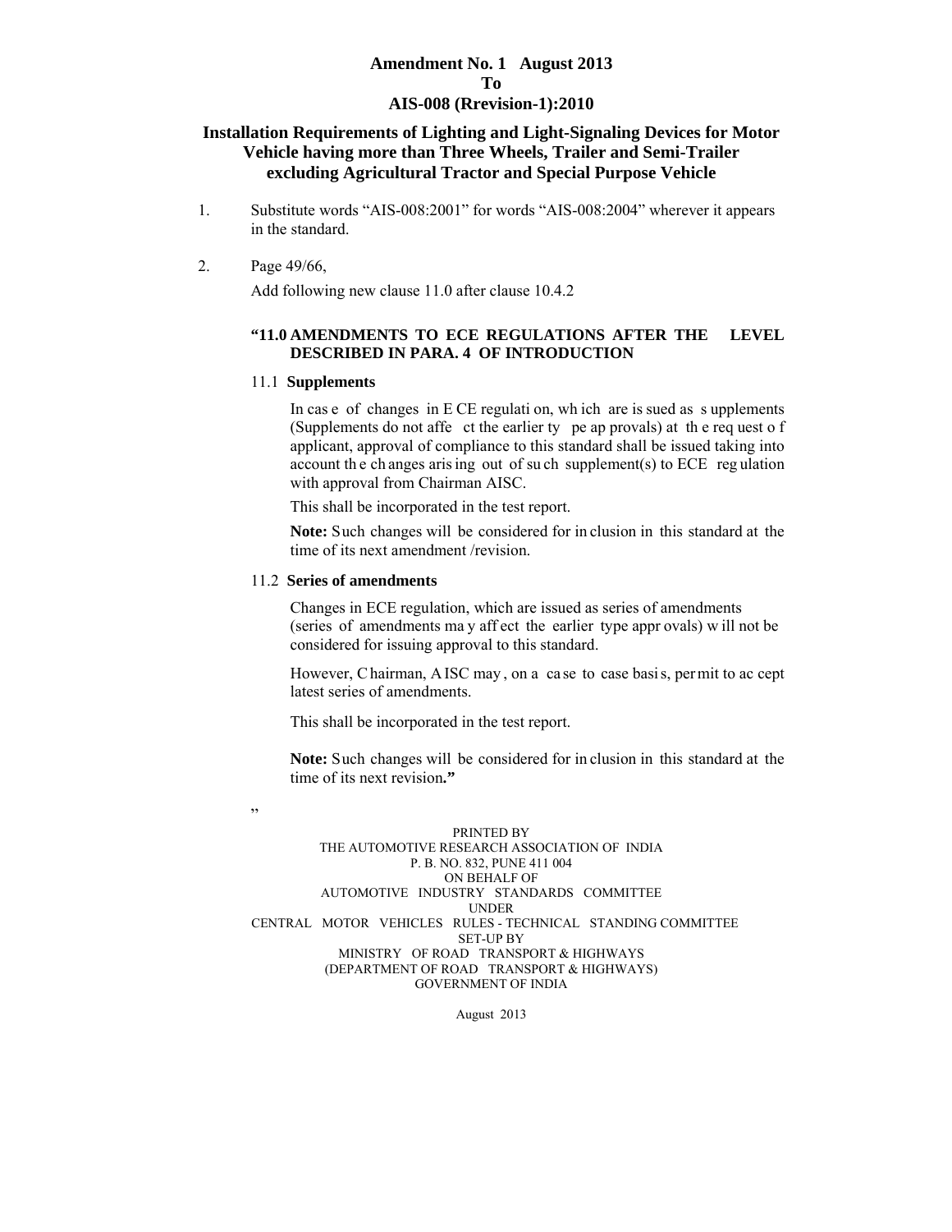# Amendment No. 1 August 2013
# To
# AIS-008 (Rrevision-1):2010

## Installation Requirements of Lighting and Light-Signaling Devices for Motor Vehicle having more than Three Wheels, Trailer and Semi-Trailer excluding Agricultural Tractor and Special Purpose Vehicle

1. Substitute words "AIS-008:2001" for words "AIS-008:2004" wherever it appears in the standard.

2. Page 49/66,

   Add following new clause 11.0 after clause 10.4.2

   **"11.0 AMENDMENTS TO ECE REGULATIONS AFTER THE LEVEL DESCRIBED IN PARA. 4 OF INTRODUCTION**

   11.1 **Supplements**

   In case of changes in ECE regulation, which are issued as supplements (Supplements do not affect the earlier type approvals) at the request of applicant, approval of compliance to this standard shall be issued taking into account the changes arising out of such supplement(s) to ECE regulation with approval from Chairman AISC.

   This shall be incorporated in the test report.

   **Note:** Such changes will be considered for inclusion in this standard at the time of its next amendment /revision.

   11.2 **Series of amendments**

   Changes in ECE regulation, which are issued as series of amendments (series of amendments may affect the earlier type approvals) will not be considered for issuing approval to this standard.

   However, Chairman, AISC may, on a case to case basis, permit to accept latest series of amendments.

   This shall be incorporated in the test report.

   **Note:** Such changes will be considered for inclusion in this standard at the time of its next revision**."**

"

PRINTED BY
THE AUTOMOTIVE RESEARCH ASSOCIATION OF INDIA
P. B. NO. 832, PUNE 411 004
ON BEHALF OF
AUTOMOTIVE INDUSTRY STANDARDS COMMITTEE
UNDER
CENTRAL MOTOR VEHICLES RULES - TECHNICAL STANDING COMMITTEE
SET-UP BY
MINISTRY OF ROAD TRANSPORT & HIGHWAYS
(DEPARTMENT OF ROAD TRANSPORT & HIGHWAYS)
GOVERNMENT OF INDIA

August 2013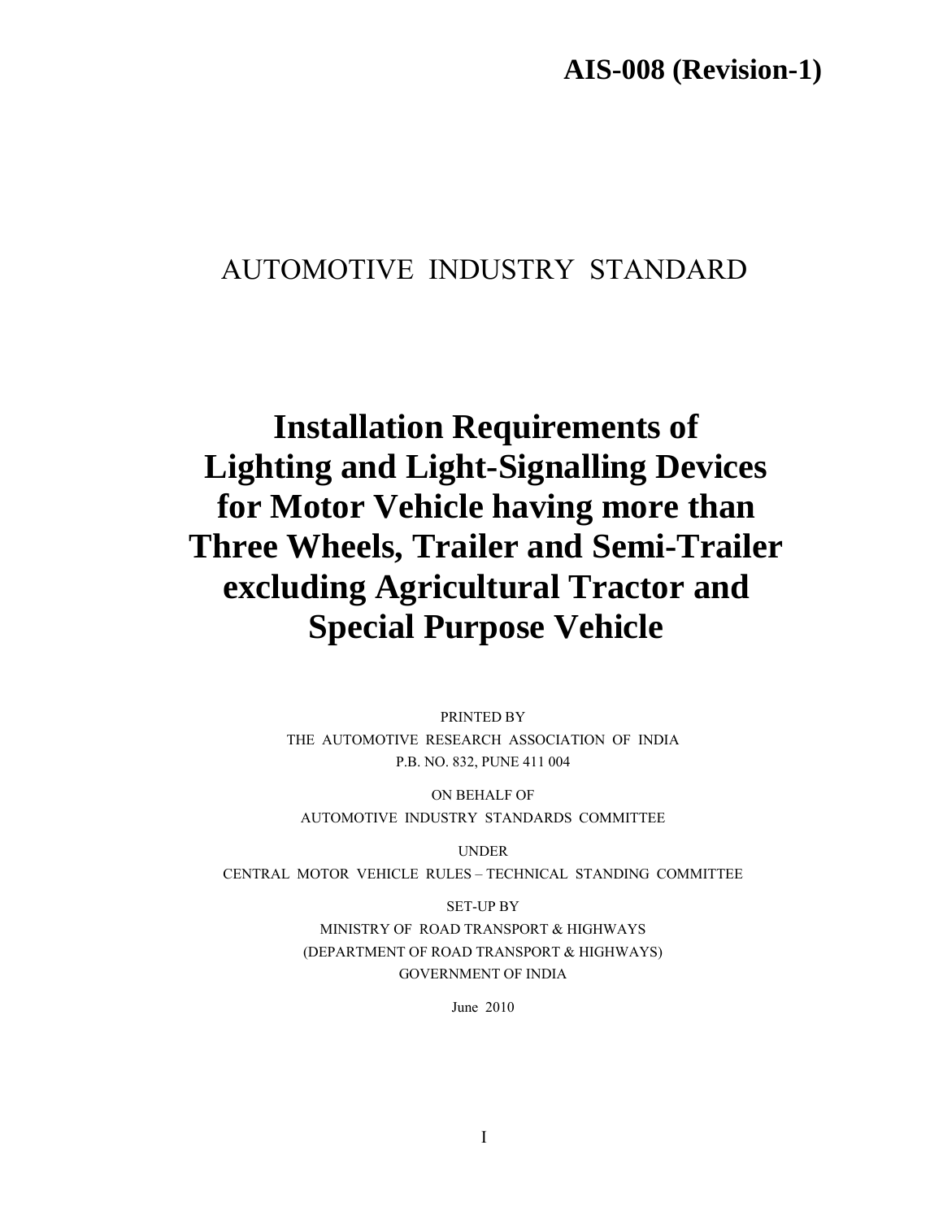**AIS-008 (Revision-1)**

AUTOMOTIVE INDUSTRY STANDARD

# Installation Requirements of Lighting and Light-Signalling Devices for Motor Vehicle having more than Three Wheels, Trailer and Semi-Trailer excluding Agricultural Tractor and Special Purpose Vehicle

PRINTED BY
THE AUTOMOTIVE RESEARCH ASSOCIATION OF INDIA
P.B. NO. 832, PUNE 411 004

ON BEHALF OF
AUTOMOTIVE INDUSTRY STANDARDS COMMITTEE

UNDER
CENTRAL MOTOR VEHICLE RULES – TECHNICAL STANDING COMMITTEE

SET-UP BY
MINISTRY OF ROAD TRANSPORT & HIGHWAYS
(DEPARTMENT OF ROAD TRANSPORT & HIGHWAYS)
GOVERNMENT OF INDIA

June 2010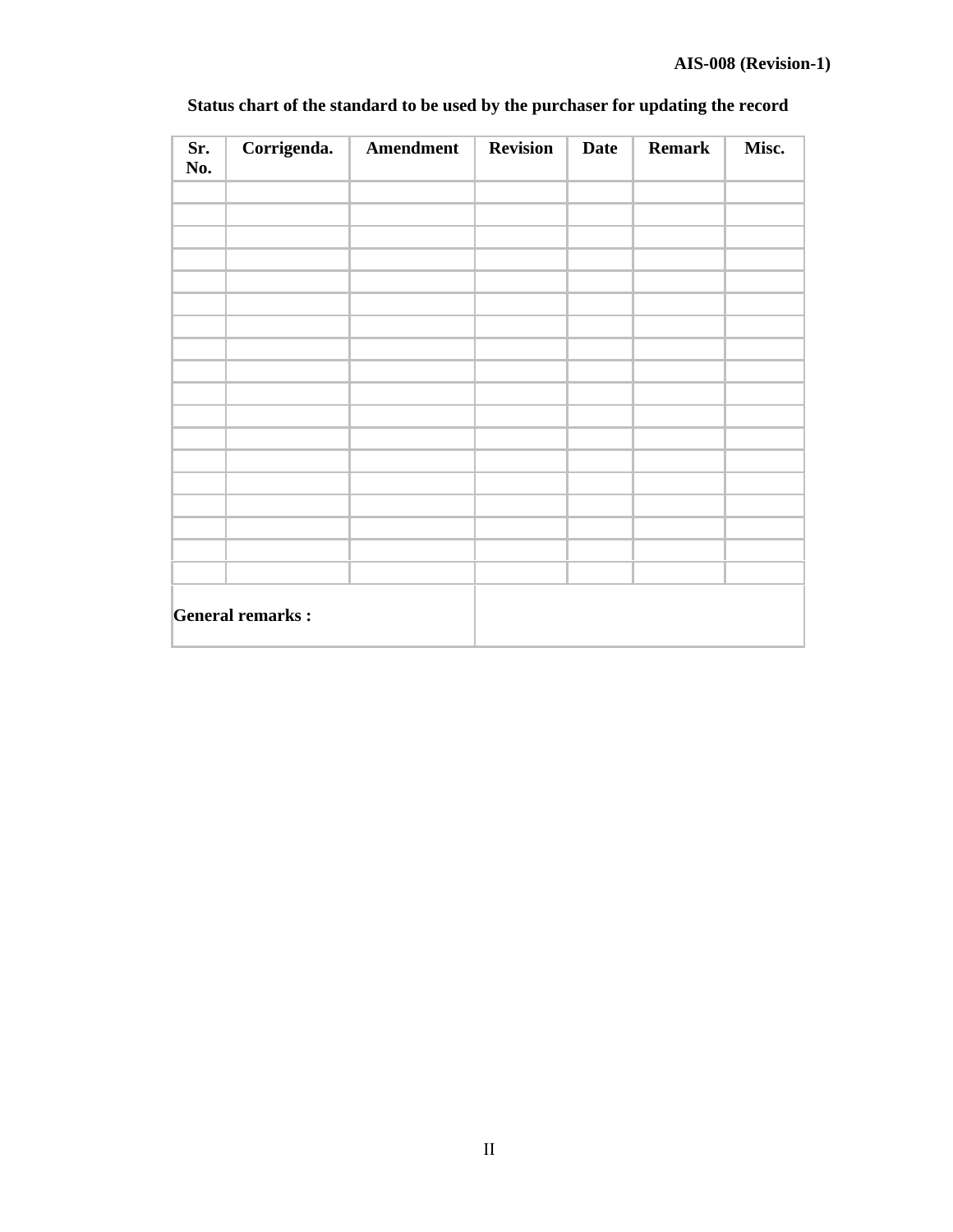**Status chart of the standard to be used by the purchaser for updating the record**

| Sr. No. | Corrigenda. | Amendment | Revision | Date | Remark | Misc. |
|---|---|---|---|---|---|---|
| | | | | | | |
| | | | | | | |
| | | | | | | |
| | | | | | | |
| | | | | | | |
| | | | | | | |
| | | | | | | |
| | | | | | | |
| | | | | | | |
| | | | | | | |
| | | | | | | |
| | | | | | | |
| | | | | | | |
| | | | | | | |
| | | | | | | |
| | | | | | | |
| | | | | | | |
| | | | | | | |
| **General remarks :** | | | | | | |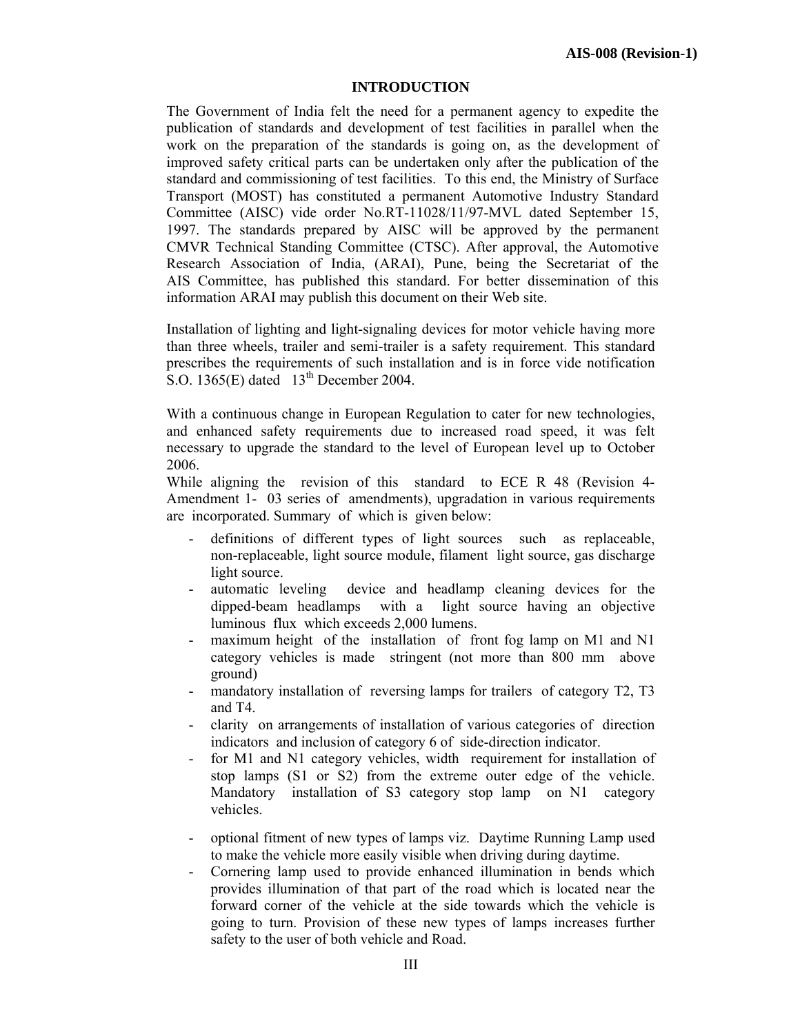## INTRODUCTION

The Government of India felt the need for a permanent agency to expedite the publication of standards and development of test facilities in parallel when the work on the preparation of the standards is going on, as the development of improved safety critical parts can be undertaken only after the publication of the standard and commissioning of test facilities. To this end, the Ministry of Surface Transport (MOST) has constituted a permanent Automotive Industry Standard Committee (AISC) vide order No.RT-11028/11/97-MVL dated September 15, 1997. The standards prepared by AISC will be approved by the permanent CMVR Technical Standing Committee (CTSC). After approval, the Automotive Research Association of India, (ARAI), Pune, being the Secretariat of the AIS Committee, has published this standard. For better dissemination of this information ARAI may publish this document on their Web site.

Installation of lighting and light-signaling devices for motor vehicle having more than three wheels, trailer and semi-trailer is a safety requirement. This standard prescribes the requirements of such installation and is in force vide notification S.O. 1365(E) dated 13th December 2004.

With a continuous change in European Regulation to cater for new technologies, and enhanced safety requirements due to increased road speed, it was felt necessary to upgrade the standard to the level of European level up to October 2006.

While aligning the revision of this standard to ECE R 48 (Revision 4- Amendment 1- 03 series of amendments), upgradation in various requirements are incorporated. Summary of which is given below:

- definitions of different types of light sources such as replaceable, non-replaceable, light source module, filament light source, gas discharge light source.
- automatic leveling device and headlamp cleaning devices for the dipped-beam headlamps with a light source having an objective luminous flux which exceeds 2,000 lumens.
- maximum height of the installation of front fog lamp on M1 and N1 category vehicles is made stringent (not more than 800 mm above ground)
- mandatory installation of reversing lamps for trailers of category T2, T3 and T4.
- clarity on arrangements of installation of various categories of direction indicators and inclusion of category 6 of side-direction indicator.
- for M1 and N1 category vehicles, width requirement for installation of stop lamps (S1 or S2) from the extreme outer edge of the vehicle. Mandatory installation of S3 category stop lamp on N1 category vehicles.
- optional fitment of new types of lamps viz. Daytime Running Lamp used to make the vehicle more easily visible when driving during daytime.
- Cornering lamp used to provide enhanced illumination in bends which provides illumination of that part of the road which is located near the forward corner of the vehicle at the side towards which the vehicle is going to turn. Provision of these new types of lamps increases further safety to the user of both vehicle and Road.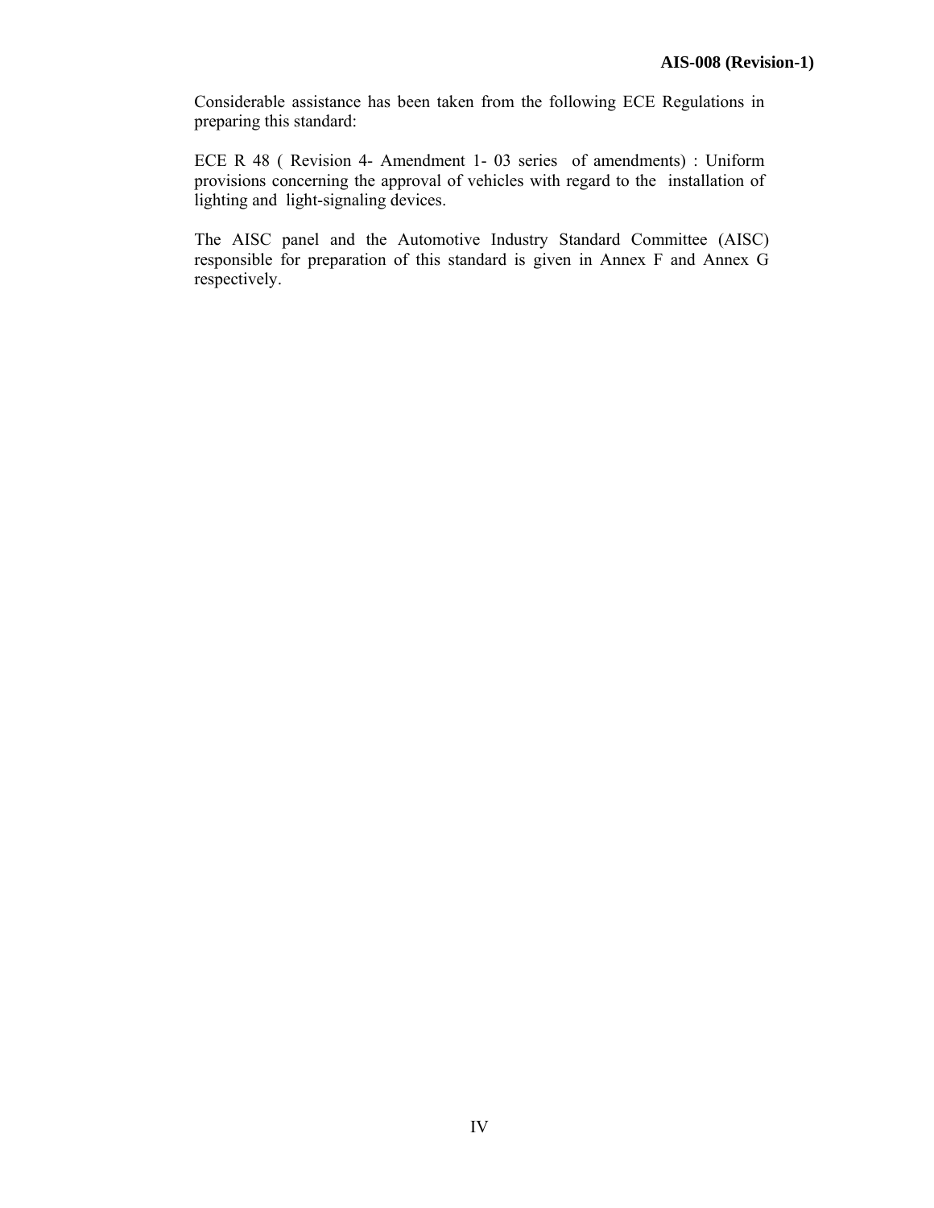Considerable assistance has been taken from the following ECE Regulations in preparing this standard:

ECE R 48 ( Revision 4- Amendment 1- 03 series of amendments) : Uniform provisions concerning the approval of vehicles with regard to the installation of lighting and light-signaling devices.

The AISC panel and the Automotive Industry Standard Committee (AISC) responsible for preparation of this standard is given in Annex F and Annex G respectively.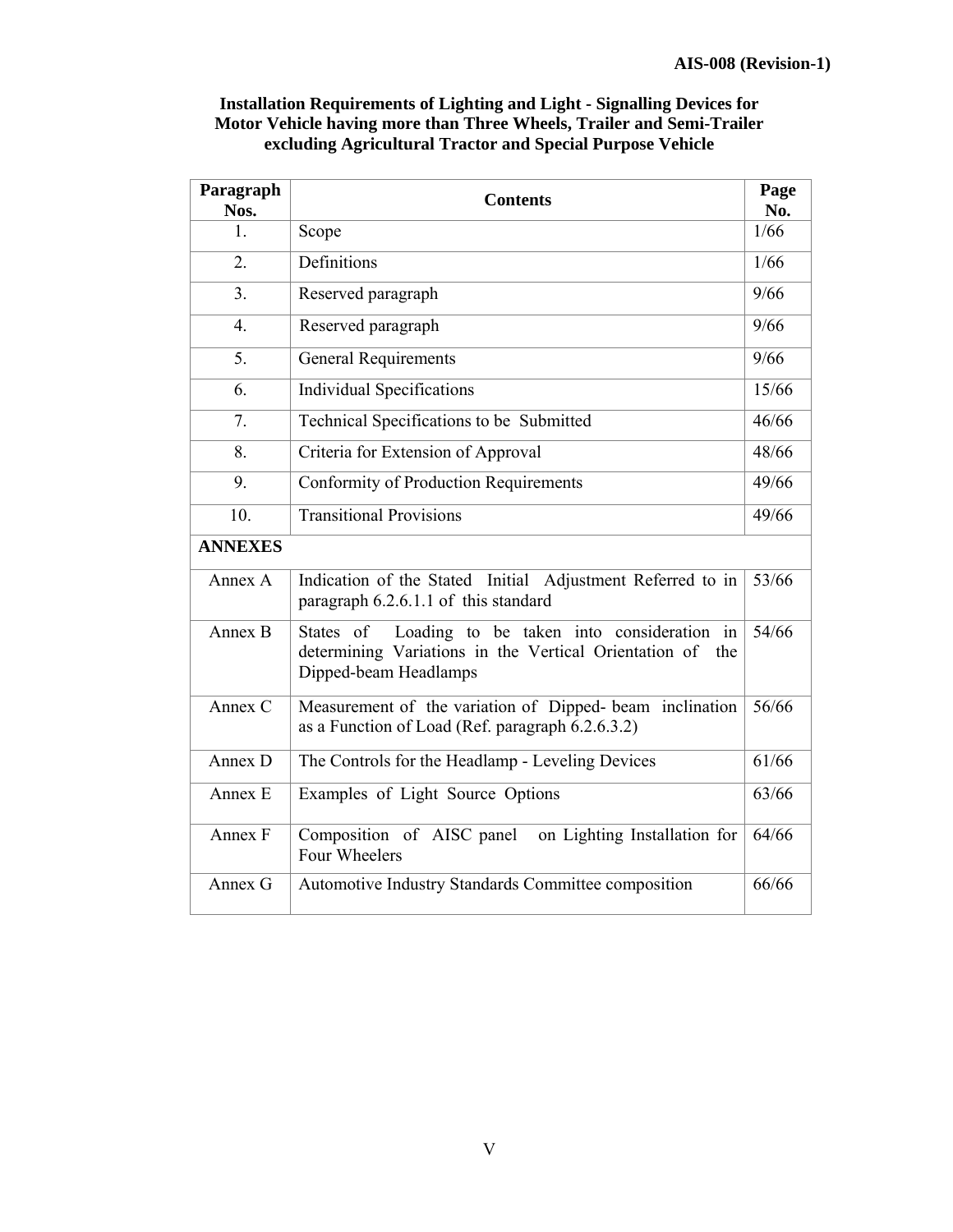**Installation Requirements of Lighting and Light - Signalling Devices for Motor Vehicle having more than Three Wheels, Trailer and Semi-Trailer excluding Agricultural Tractor and Special Purpose Vehicle**

| Paragraph Nos. | Contents | Page No. |
|---|---|---|
| 1. | Scope | 1/66 |
| 2. | Definitions | 1/66 |
| 3. | Reserved paragraph | 9/66 |
| 4. | Reserved paragraph | 9/66 |
| 5. | General Requirements | 9/66 |
| 6. | Individual Specifications | 15/66 |
| 7. | Technical Specifications to be Submitted | 46/66 |
| 8. | Criteria for Extension of Approval | 48/66 |
| 9. | Conformity of Production Requirements | 49/66 |
| 10. | Transitional Provisions | 49/66 |
| **ANNEXES** | | |
| Annex A | Indication of the Stated Initial Adjustment Referred to in paragraph 6.2.6.1.1 of this standard | 53/66 |
| Annex B | States of Loading to be taken into consideration in determining Variations in the Vertical Orientation of the Dipped-beam Headlamps | 54/66 |
| Annex C | Measurement of the variation of Dipped- beam inclination as a Function of Load (Ref. paragraph 6.2.6.3.2) | 56/66 |
| Annex D | The Controls for the Headlamp - Leveling Devices | 61/66 |
| Annex E | Examples of Light Source Options | 63/66 |
| Annex F | Composition of AISC panel on Lighting Installation for Four Wheelers | 64/66 |
| Annex G | Automotive Industry Standards Committee composition | 66/66 |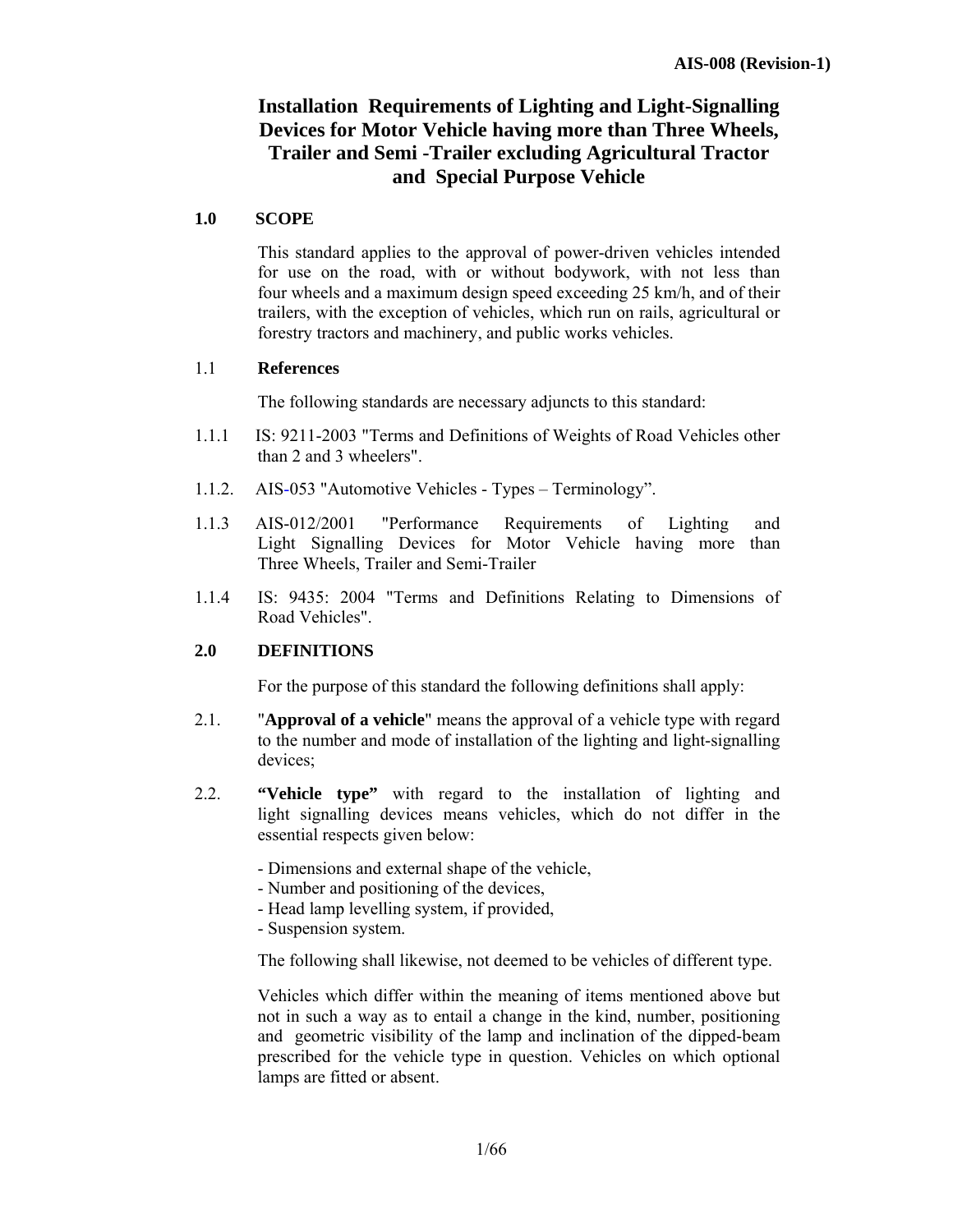# Installation Requirements of Lighting and Light-Signalling Devices for Motor Vehicle having more than Three Wheels, Trailer and Semi -Trailer excluding Agricultural Tractor and Special Purpose Vehicle

## 1.0 SCOPE

This standard applies to the approval of power-driven vehicles intended for use on the road, with or without bodywork, with not less than four wheels and a maximum design speed exceeding 25 km/h, and of their trailers, with the exception of vehicles, which run on rails, agricultural or forestry tractors and machinery, and public works vehicles.

### 1.1 References

The following standards are necessary adjuncts to this standard:

1.1.1 IS: 9211-2003 "Terms and Definitions of Weights of Road Vehicles other than 2 and 3 wheelers".

1.1.2. AIS-053 "Automotive Vehicles - Types – Terminology".

1.1.3 AIS-012/2001 "Performance Requirements of Lighting and Light Signalling Devices for Motor Vehicle having more than Three Wheels, Trailer and Semi-Trailer

1.1.4 IS: 9435: 2004 "Terms and Definitions Relating to Dimensions of Road Vehicles".

## 2.0 DEFINITIONS

For the purpose of this standard the following definitions shall apply:

2.1. "**Approval of a vehicle**" means the approval of a vehicle type with regard to the number and mode of installation of the lighting and light-signalling devices;

2.2. **"Vehicle type"** with regard to the installation of lighting and light signalling devices means vehicles, which do not differ in the essential respects given below:

- Dimensions and external shape of the vehicle,
- Number and positioning of the devices,
- Head lamp levelling system, if provided,
- Suspension system.

The following shall likewise, not deemed to be vehicles of different type.

Vehicles which differ within the meaning of items mentioned above but not in such a way as to entail a change in the kind, number, positioning and geometric visibility of the lamp and inclination of the dipped-beam prescribed for the vehicle type in question. Vehicles on which optional lamps are fitted or absent.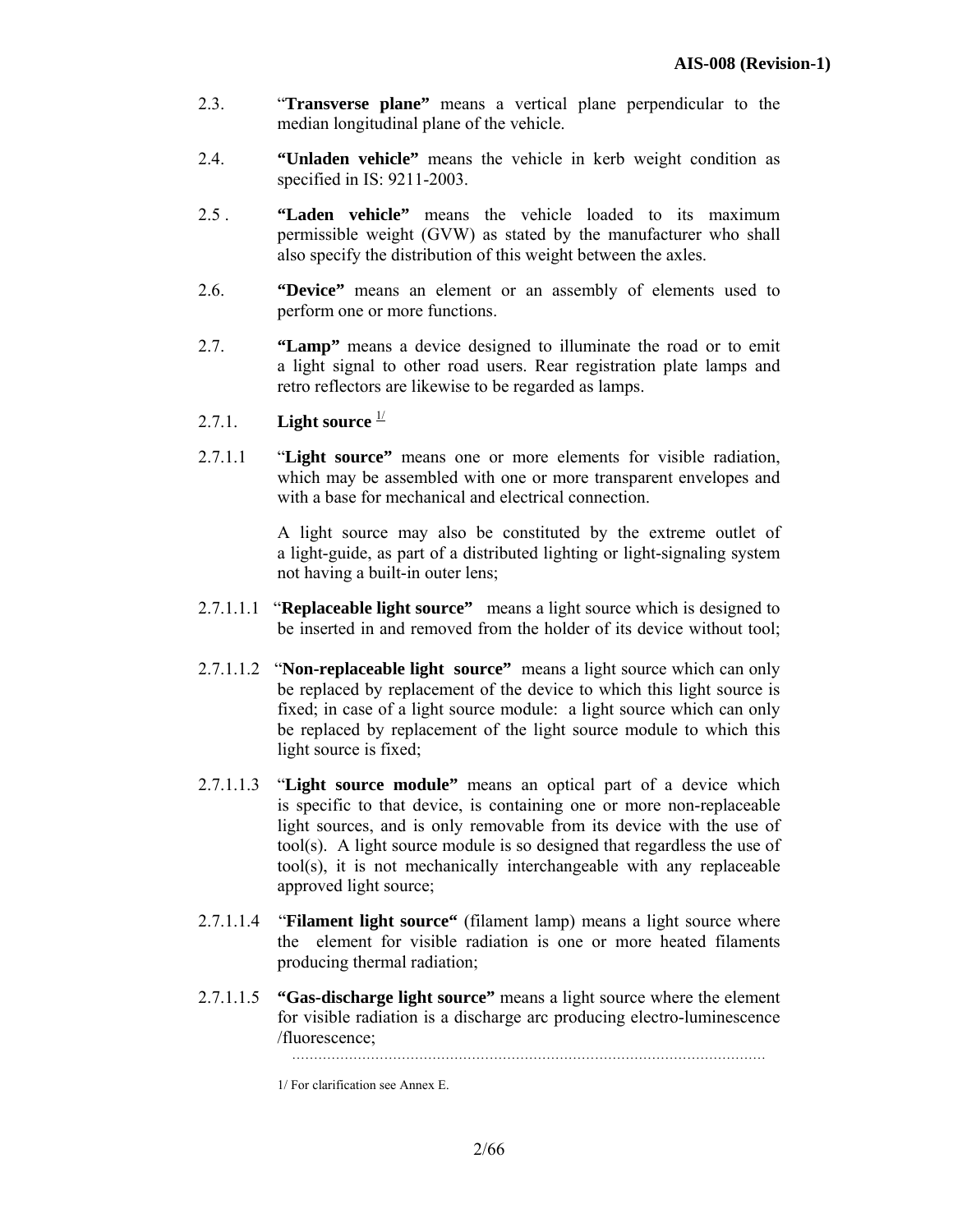2.3. "**Transverse plane"** means a vertical plane perpendicular to the median longitudinal plane of the vehicle.

2.4. **"Unladen vehicle"** means the vehicle in kerb weight condition as specified in IS: 9211-2003.

2.5 . **"Laden vehicle"** means the vehicle loaded to its maximum permissible weight (GVW) as stated by the manufacturer who shall also specify the distribution of this weight between the axles.

2.6. **"Device"** means an element or an assembly of elements used to perform one or more functions.

2.7. **"Lamp"** means a device designed to illuminate the road or to emit a light signal to other road users. Rear registration plate lamps and retro reflectors are likewise to be regarded as lamps.

2.7.1. **Light source** [1/]

2.7.1.1 "**Light source"** means one or more elements for visible radiation, which may be assembled with one or more transparent envelopes and with a base for mechanical and electrical connection.

A light source may also be constituted by the extreme outlet of a light-guide, as part of a distributed lighting or light-signaling system not having a built-in outer lens;

2.7.1.1.1 "**Replaceable light source"** means a light source which is designed to be inserted in and removed from the holder of its device without tool;

2.7.1.1.2 "**Non-replaceable light source"** means a light source which can only be replaced by replacement of the device to which this light source is fixed; in case of a light source module: a light source which can only be replaced by replacement of the light source module to which this light source is fixed;

2.7.1.1.3 "**Light source module"** means an optical part of a device which is specific to that device, is containing one or more non-replaceable light sources, and is only removable from its device with the use of tool(s). A light source module is so designed that regardless the use of tool(s), it is not mechanically interchangeable with any replaceable approved light source;

2.7.1.1.4 "**Filament light source"** (filament lamp) means a light source where the element for visible radiation is one or more heated filaments producing thermal radiation;

2.7.1.1.5 **"Gas-discharge light source"** means a light source where the element for visible radiation is a discharge arc producing electro-luminescence /fluorescence;

...........................................................................................................

1/ For clarification see Annex E.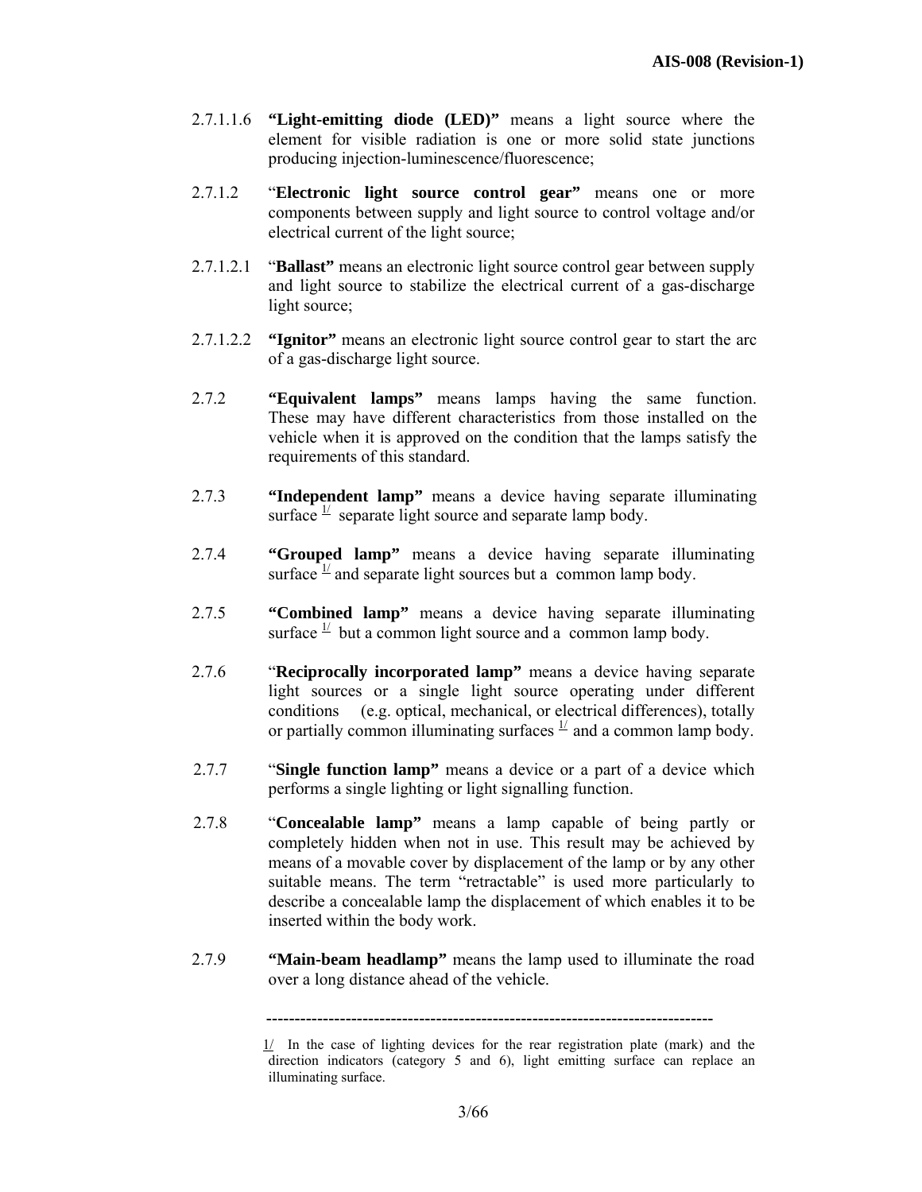2.7.1.1.6 **"Light-emitting diode (LED)"** means a light source where the element for visible radiation is one or more solid state junctions producing injection-luminescence/fluorescence;

2.7.1.2 "**Electronic light source control gear"** means one or more components between supply and light source to control voltage and/or electrical current of the light source;

2.7.1.2.1 "**Ballast"** means an electronic light source control gear between supply and light source to stabilize the electrical current of a gas-discharge light source;

2.7.1.2.2 **"Ignitor"** means an electronic light source control gear to start the arc of a gas-discharge light source.

2.7.2 **"Equivalent lamps"** means lamps having the same function. These may have different characteristics from those installed on the vehicle when it is approved on the condition that the lamps satisfy the requirements of this standard.

2.7.3 **"Independent lamp"** means a device having separate illuminating surface [1/] separate light source and separate lamp body.

2.7.4 **"Grouped lamp"** means a device having separate illuminating surface [1/] and separate light sources but a common lamp body.

2.7.5 **"Combined lamp"** means a device having separate illuminating surface [1/] but a common light source and a common lamp body.

2.7.6 "**Reciprocally incorporated lamp"** means a device having separate light sources or a single light source operating under different conditions (e.g. optical, mechanical, or electrical differences), totally or partially common illuminating surfaces [1/] and a common lamp body.

2.7.7 "**Single function lamp"** means a device or a part of a device which performs a single lighting or light signalling function.

2.7.8 "**Concealable lamp"** means a lamp capable of being partly or completely hidden when not in use. This result may be achieved by means of a movable cover by displacement of the lamp or by any other suitable means. The term "retractable" is used more particularly to describe a concealable lamp the displacement of which enables it to be inserted within the body work.

2.7.9 **"Main-beam headlamp"** means the lamp used to illuminate the road over a long distance ahead of the vehicle.

---

1/ In the case of lighting devices for the rear registration plate (mark) and the direction indicators (category 5 and 6), light emitting surface can replace an illuminating surface.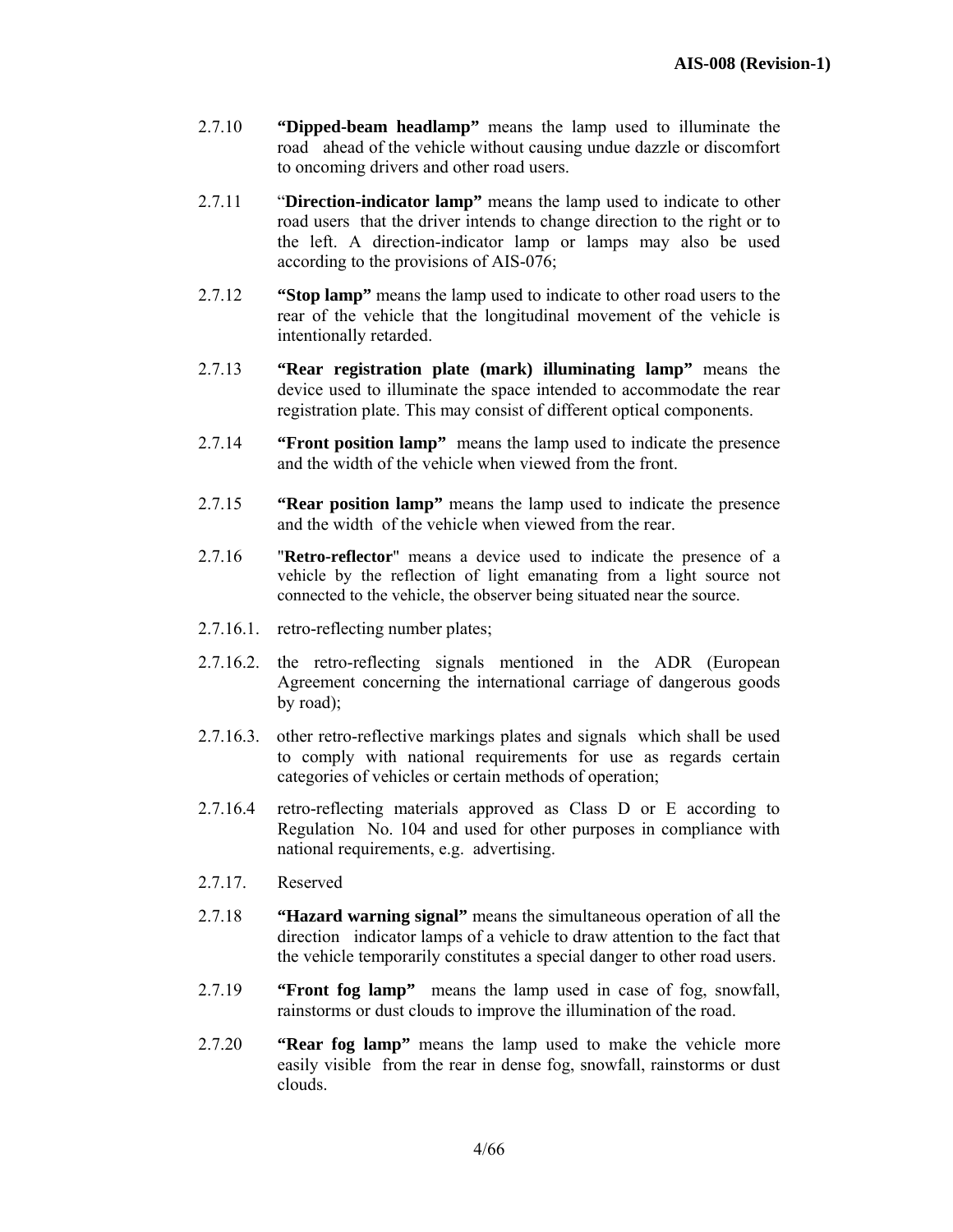2.7.10 **"Dipped-beam headlamp"** means the lamp used to illuminate the road ahead of the vehicle without causing undue dazzle or discomfort to oncoming drivers and other road users.

2.7.11 "**Direction-indicator lamp"** means the lamp used to indicate to other road users that the driver intends to change direction to the right or to the left. A direction-indicator lamp or lamps may also be used according to the provisions of AIS-076;

2.7.12 **"Stop lamp"** means the lamp used to indicate to other road users to the rear of the vehicle that the longitudinal movement of the vehicle is intentionally retarded.

2.7.13 **"Rear registration plate (mark) illuminating lamp"** means the device used to illuminate the space intended to accommodate the rear registration plate. This may consist of different optical components.

2.7.14 **"Front position lamp"** means the lamp used to indicate the presence and the width of the vehicle when viewed from the front.

2.7.15 **"Rear position lamp"** means the lamp used to indicate the presence and the width of the vehicle when viewed from the rear.

2.7.16 "**Retro-reflector**" means a device used to indicate the presence of a vehicle by the reflection of light emanating from a light source not connected to the vehicle, the observer being situated near the source.

2.7.16.1. retro-reflecting number plates;

2.7.16.2. the retro-reflecting signals mentioned in the ADR (European Agreement concerning the international carriage of dangerous goods by road);

2.7.16.3. other retro-reflective markings plates and signals which shall be used to comply with national requirements for use as regards certain categories of vehicles or certain methods of operation;

2.7.16.4 retro-reflecting materials approved as Class D or E according to Regulation No. 104 and used for other purposes in compliance with national requirements, e.g. advertising.

2.7.17. Reserved

2.7.18 **"Hazard warning signal"** means the simultaneous operation of all the direction indicator lamps of a vehicle to draw attention to the fact that the vehicle temporarily constitutes a special danger to other road users.

2.7.19 **"Front fog lamp"** means the lamp used in case of fog, snowfall, rainstorms or dust clouds to improve the illumination of the road.

2.7.20 **"Rear fog lamp"** means the lamp used to make the vehicle more easily visible from the rear in dense fog, snowfall, rainstorms or dust clouds.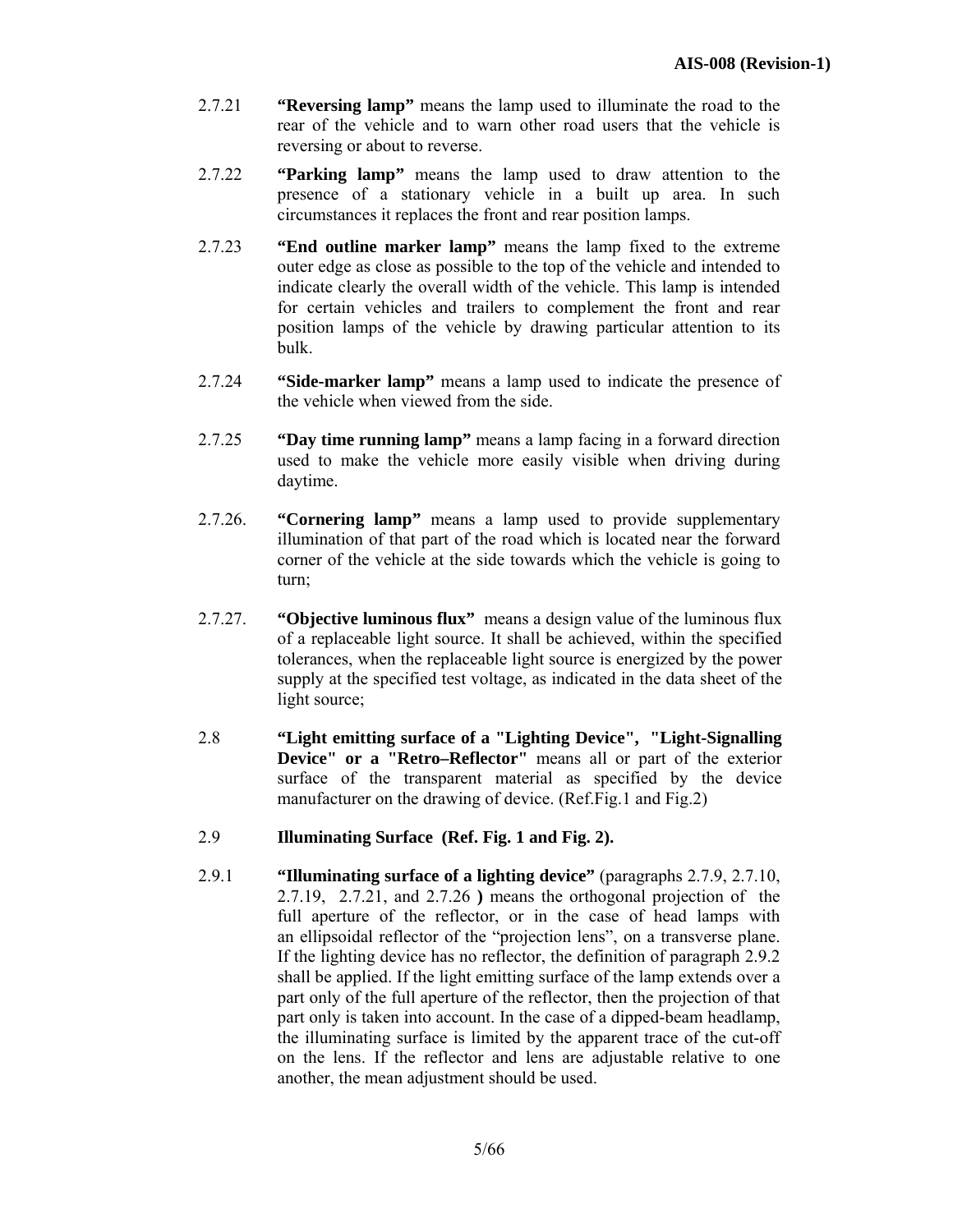2.7.21 **"Reversing lamp"** means the lamp used to illuminate the road to the rear of the vehicle and to warn other road users that the vehicle is reversing or about to reverse.

2.7.22 **"Parking lamp"** means the lamp used to draw attention to the presence of a stationary vehicle in a built up area. In such circumstances it replaces the front and rear position lamps.

2.7.23 **"End outline marker lamp"** means the lamp fixed to the extreme outer edge as close as possible to the top of the vehicle and intended to indicate clearly the overall width of the vehicle. This lamp is intended for certain vehicles and trailers to complement the front and rear position lamps of the vehicle by drawing particular attention to its bulk.

2.7.24 **"Side-marker lamp"** means a lamp used to indicate the presence of the vehicle when viewed from the side.

2.7.25 **"Day time running lamp"** means a lamp facing in a forward direction used to make the vehicle more easily visible when driving during daytime.

2.7.26. **"Cornering lamp"** means a lamp used to provide supplementary illumination of that part of the road which is located near the forward corner of the vehicle at the side towards which the vehicle is going to turn;

2.7.27. **"Objective luminous flux"** means a design value of the luminous flux of a replaceable light source. It shall be achieved, within the specified tolerances, when the replaceable light source is energized by the power supply at the specified test voltage, as indicated in the data sheet of the light source;

2.8 **"Light emitting surface of a "Lighting Device", "Light-Signalling Device" or a "Retro–Reflector"** means all or part of the exterior surface of the transparent material as specified by the device manufacturer on the drawing of device. (Ref.Fig.1 and Fig.2)

2.9 **Illuminating Surface (Ref. Fig. 1 and Fig. 2).**

2.9.1 **"Illuminating surface of a lighting device"** (paragraphs 2.7.9, 2.7.10, 2.7.19, 2.7.21, and 2.7.26 **)** means the orthogonal projection of the full aperture of the reflector, or in the case of head lamps with an ellipsoidal reflector of the "projection lens", on a transverse plane. If the lighting device has no reflector, the definition of paragraph 2.9.2 shall be applied. If the light emitting surface of the lamp extends over a part only of the full aperture of the reflector, then the projection of that part only is taken into account. In the case of a dipped-beam headlamp, the illuminating surface is limited by the apparent trace of the cut-off on the lens. If the reflector and lens are adjustable relative to one another, the mean adjustment should be used.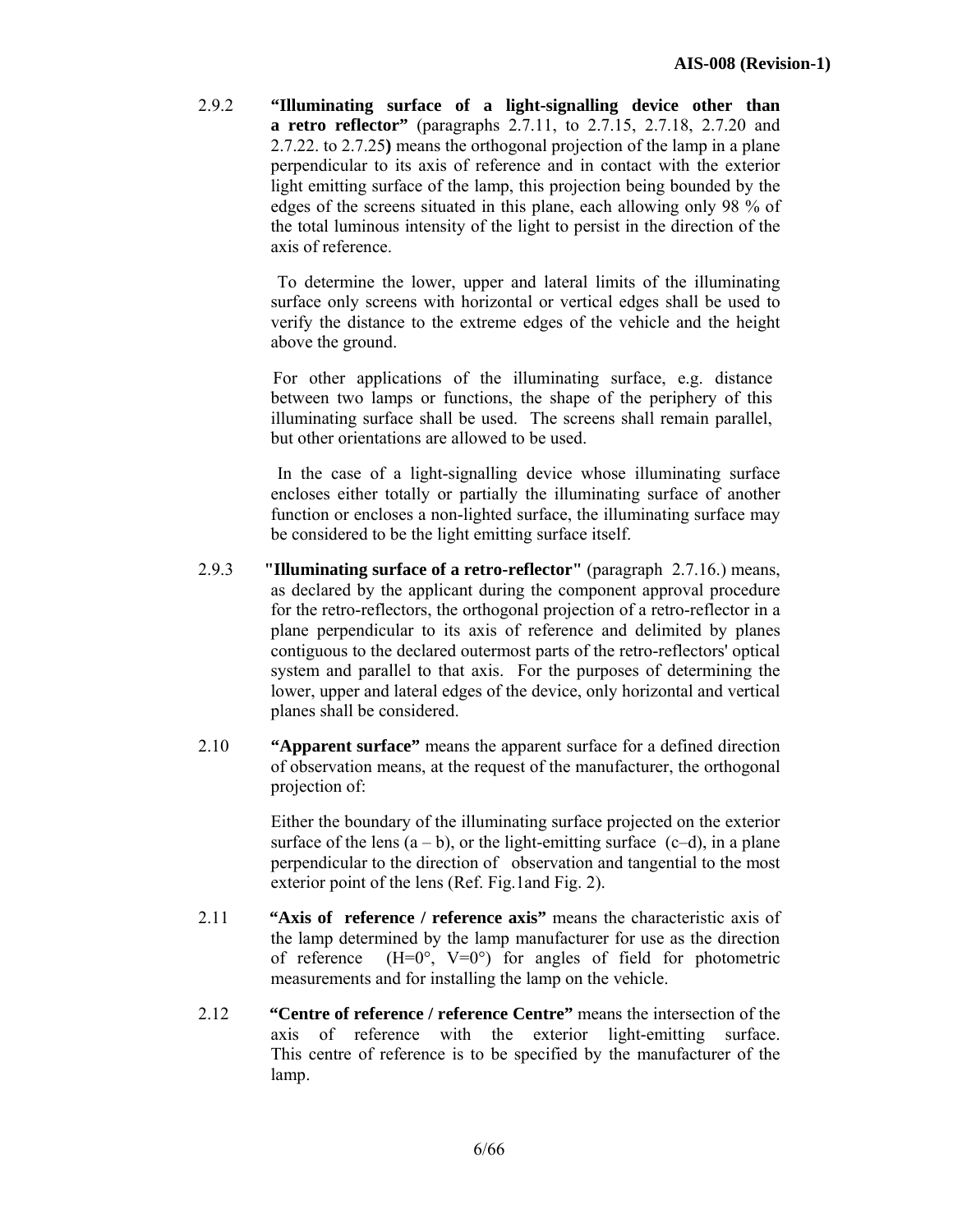2.9.2 **"Illuminating surface of a light-signalling device other than a retro reflector"** (paragraphs 2.7.11, to 2.7.15, 2.7.18, 2.7.20 and 2.7.22. to 2.7.25**)** means the orthogonal projection of the lamp in a plane perpendicular to its axis of reference and in contact with the exterior light emitting surface of the lamp, this projection being bounded by the edges of the screens situated in this plane, each allowing only 98 % of the total luminous intensity of the light to persist in the direction of the axis of reference.

To determine the lower, upper and lateral limits of the illuminating surface only screens with horizontal or vertical edges shall be used to verify the distance to the extreme edges of the vehicle and the height above the ground.

For other applications of the illuminating surface, e.g. distance between two lamps or functions, the shape of the periphery of this illuminating surface shall be used. The screens shall remain parallel, but other orientations are allowed to be used.

In the case of a light-signalling device whose illuminating surface encloses either totally or partially the illuminating surface of another function or encloses a non-lighted surface, the illuminating surface may be considered to be the light emitting surface itself.

2.9.3 **"Illuminating surface of a retro-reflector"** (paragraph 2.7.16.) means, as declared by the applicant during the component approval procedure for the retro-reflectors, the orthogonal projection of a retro-reflector in a plane perpendicular to its axis of reference and delimited by planes contiguous to the declared outermost parts of the retro-reflectors' optical system and parallel to that axis. For the purposes of determining the lower, upper and lateral edges of the device, only horizontal and vertical planes shall be considered.

2.10 **"Apparent surface"** means the apparent surface for a defined direction of observation means, at the request of the manufacturer, the orthogonal projection of:

Either the boundary of the illuminating surface projected on the exterior surface of the lens (a – b), or the light-emitting surface (c–d), in a plane perpendicular to the direction of observation and tangential to the most exterior point of the lens (Ref. Fig.1and Fig. 2).

2.11 **"Axis of reference / reference axis"** means the characteristic axis of the lamp determined by the lamp manufacturer for use as the direction of reference (H=0°, V=0°) for angles of field for photometric measurements and for installing the lamp on the vehicle.

2.12 **"Centre of reference / reference Centre"** means the intersection of the axis of reference with the exterior light-emitting surface. This centre of reference is to be specified by the manufacturer of the lamp.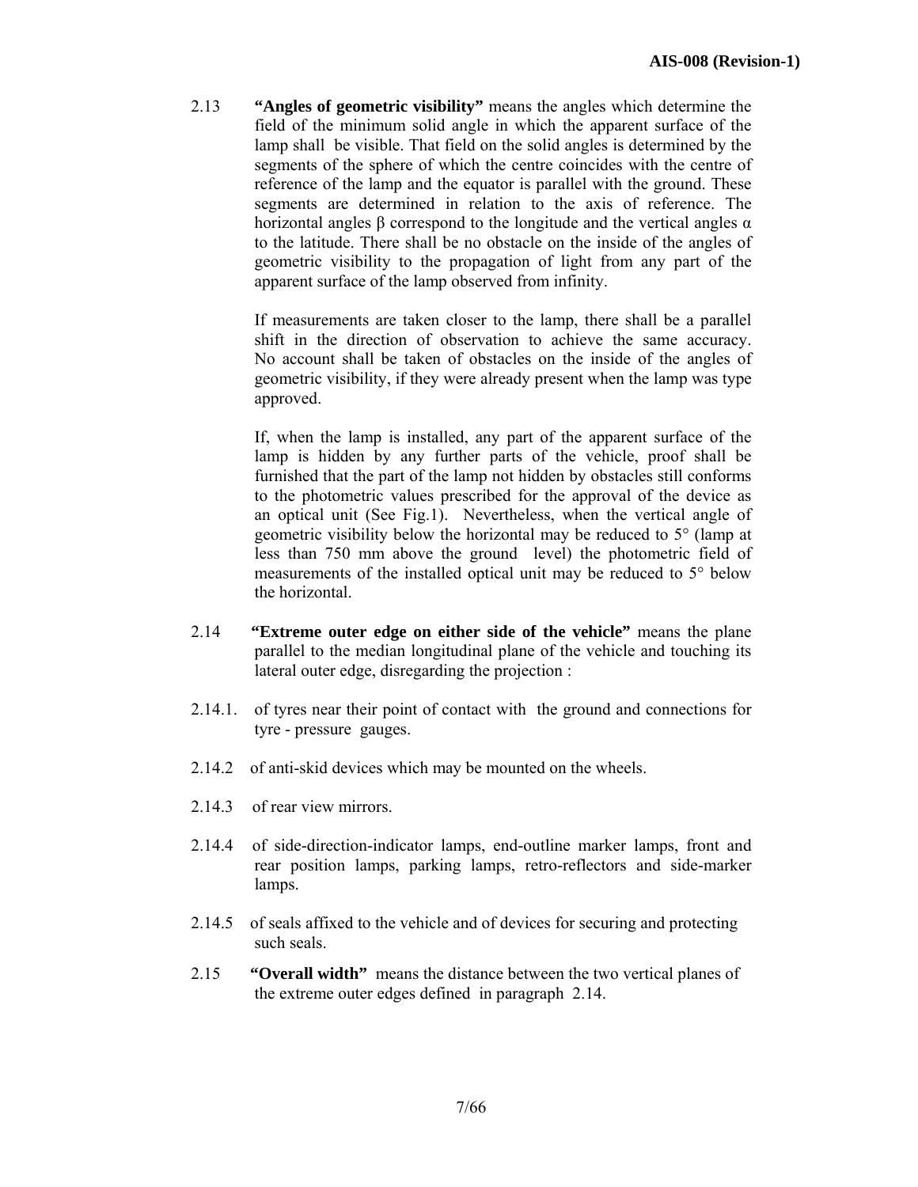2.13 **"Angles of geometric visibility"** means the angles which determine the field of the minimum solid angle in which the apparent surface of the lamp shall be visible. That field on the solid angles is determined by the segments of the sphere of which the centre coincides with the centre of reference of the lamp and the equator is parallel with the ground. These segments are determined in relation to the axis of reference. The horizontal angles β correspond to the longitude and the vertical angles α to the latitude. There shall be no obstacle on the inside of the angles of geometric visibility to the propagation of light from any part of the apparent surface of the lamp observed from infinity.

If measurements are taken closer to the lamp, there shall be a parallel shift in the direction of observation to achieve the same accuracy. No account shall be taken of obstacles on the inside of the angles of geometric visibility, if they were already present when the lamp was type approved.

If, when the lamp is installed, any part of the apparent surface of the lamp is hidden by any further parts of the vehicle, proof shall be furnished that the part of the lamp not hidden by obstacles still conforms to the photometric values prescribed for the approval of the device as an optical unit (See Fig.1). Nevertheless, when the vertical angle of geometric visibility below the horizontal may be reduced to 5° (lamp at less than 750 mm above the ground level) the photometric field of measurements of the installed optical unit may be reduced to 5° below the horizontal.

2.14 **"Extreme outer edge on either side of the vehicle"** means the plane parallel to the median longitudinal plane of the vehicle and touching its lateral outer edge, disregarding the projection :

2.14.1. of tyres near their point of contact with the ground and connections for tyre - pressure gauges.

2.14.2 of anti-skid devices which may be mounted on the wheels.

2.14.3 of rear view mirrors.

2.14.4 of side-direction-indicator lamps, end-outline marker lamps, front and rear position lamps, parking lamps, retro-reflectors and side-marker lamps.

2.14.5 of seals affixed to the vehicle and of devices for securing and protecting such seals.

2.15 **"Overall width"** means the distance between the two vertical planes of the extreme outer edges defined in paragraph 2.14.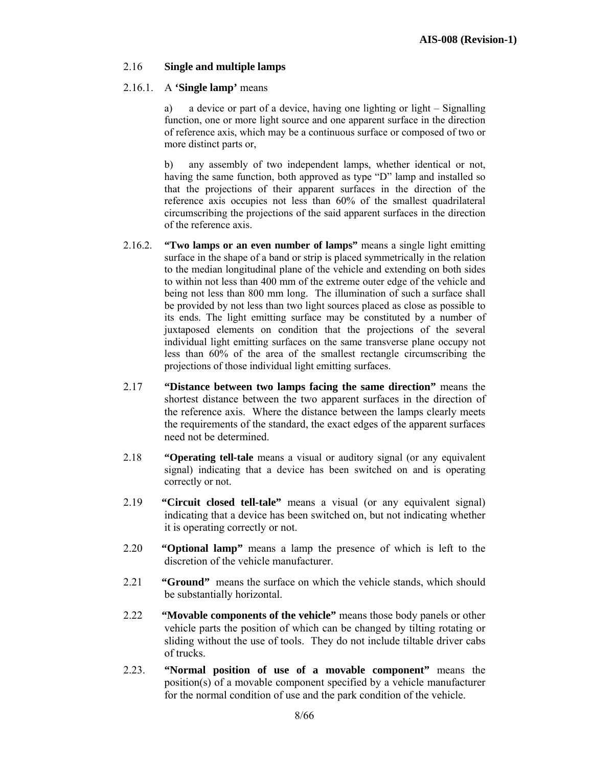2.16 **Single and multiple lamps**

2.16.1. A **'Single lamp'** means

a) a device or part of a device, having one lighting or light – Signalling function, one or more light source and one apparent surface in the direction of reference axis, which may be a continuous surface or composed of two or more distinct parts or,

b) any assembly of two independent lamps, whether identical or not, having the same function, both approved as type "D" lamp and installed so that the projections of their apparent surfaces in the direction of the reference axis occupies not less than 60% of the smallest quadrilateral circumscribing the projections of the said apparent surfaces in the direction of the reference axis.

2.16.2. **"Two lamps or an even number of lamps"** means a single light emitting surface in the shape of a band or strip is placed symmetrically in the relation to the median longitudinal plane of the vehicle and extending on both sides to within not less than 400 mm of the extreme outer edge of the vehicle and being not less than 800 mm long. The illumination of such a surface shall be provided by not less than two light sources placed as close as possible to its ends. The light emitting surface may be constituted by a number of juxtaposed elements on condition that the projections of the several individual light emitting surfaces on the same transverse plane occupy not less than 60% of the area of the smallest rectangle circumscribing the projections of those individual light emitting surfaces.

2.17 **"Distance between two lamps facing the same direction"** means the shortest distance between the two apparent surfaces in the direction of the reference axis. Where the distance between the lamps clearly meets the requirements of the standard, the exact edges of the apparent surfaces need not be determined.

2.18 **"Operating tell-tale** means a visual or auditory signal (or any equivalent signal) indicating that a device has been switched on and is operating correctly or not.

2.19 **"Circuit closed tell-tale"** means a visual (or any equivalent signal) indicating that a device has been switched on, but not indicating whether it is operating correctly or not.

2.20 **"Optional lamp"** means a lamp the presence of which is left to the discretion of the vehicle manufacturer.

2.21 **"Ground"** means the surface on which the vehicle stands, which should be substantially horizontal.

2.22 **"Movable components of the vehicle"** means those body panels or other vehicle parts the position of which can be changed by tilting rotating or sliding without the use of tools. They do not include tiltable driver cabs of trucks.

2.23. **"Normal position of use of a movable component"** means the position(s) of a movable component specified by a vehicle manufacturer for the normal condition of use and the park condition of the vehicle.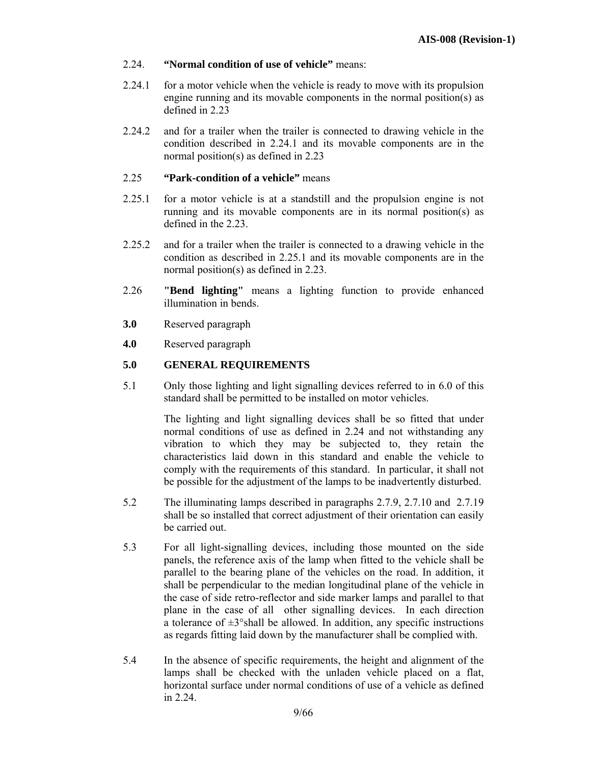2.24. **"Normal condition of use of vehicle"** means:

2.24.1 for a motor vehicle when the vehicle is ready to move with its propulsion engine running and its movable components in the normal position(s) as defined in 2.23

2.24.2 and for a trailer when the trailer is connected to drawing vehicle in the condition described in 2.24.1 and its movable components are in the normal position(s) as defined in 2.23

2.25 **"Park-condition of a vehicle"** means

2.25.1 for a motor vehicle is at a standstill and the propulsion engine is not running and its movable components are in its normal position(s) as defined in the 2.23.

2.25.2 and for a trailer when the trailer is connected to a drawing vehicle in the condition as described in 2.25.1 and its movable components are in the normal position(s) as defined in 2.23.

2.26 **"Bend lighting"** means a lighting function to provide enhanced illumination in bends.

**3.0** Reserved paragraph

**4.0** Reserved paragraph

## 5.0 GENERAL REQUIREMENTS

5.1 Only those lighting and light signalling devices referred to in 6.0 of this standard shall be permitted to be installed on motor vehicles.

The lighting and light signalling devices shall be so fitted that under normal conditions of use as defined in 2.24 and not withstanding any vibration to which they may be subjected to, they retain the characteristics laid down in this standard and enable the vehicle to comply with the requirements of this standard. In particular, it shall not be possible for the adjustment of the lamps to be inadvertently disturbed.

5.2 The illuminating lamps described in paragraphs 2.7.9, 2.7.10 and 2.7.19 shall be so installed that correct adjustment of their orientation can easily be carried out.

5.3 For all light-signalling devices, including those mounted on the side panels, the reference axis of the lamp when fitted to the vehicle shall be parallel to the bearing plane of the vehicles on the road. In addition, it shall be perpendicular to the median longitudinal plane of the vehicle in the case of side retro-reflector and side marker lamps and parallel to that plane in the case of all other signalling devices. In each direction a tolerance of ±3°shall be allowed. In addition, any specific instructions as regards fitting laid down by the manufacturer shall be complied with.

5.4 In the absence of specific requirements, the height and alignment of the lamps shall be checked with the unladen vehicle placed on a flat, horizontal surface under normal conditions of use of a vehicle as defined in 2.24.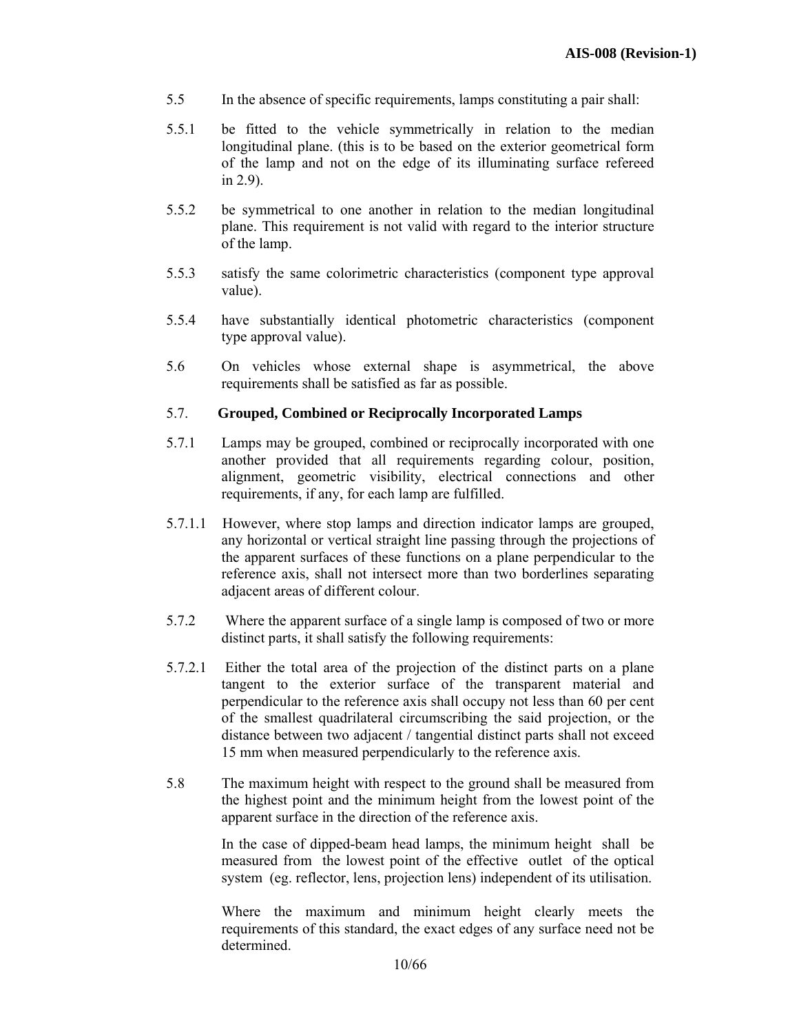5.5 In the absence of specific requirements, lamps constituting a pair shall:

5.5.1 be fitted to the vehicle symmetrically in relation to the median longitudinal plane. (this is to be based on the exterior geometrical form of the lamp and not on the edge of its illuminating surface refereed in 2.9).

5.5.2 be symmetrical to one another in relation to the median longitudinal plane. This requirement is not valid with regard to the interior structure of the lamp.

5.5.3 satisfy the same colorimetric characteristics (component type approval value).

5.5.4 have substantially identical photometric characteristics (component type approval value).

5.6 On vehicles whose external shape is asymmetrical, the above requirements shall be satisfied as far as possible.

**5.7. Grouped, Combined or Reciprocally Incorporated Lamps**

5.7.1 Lamps may be grouped, combined or reciprocally incorporated with one another provided that all requirements regarding colour, position, alignment, geometric visibility, electrical connections and other requirements, if any, for each lamp are fulfilled.

5.7.1.1 However, where stop lamps and direction indicator lamps are grouped, any horizontal or vertical straight line passing through the projections of the apparent surfaces of these functions on a plane perpendicular to the reference axis, shall not intersect more than two borderlines separating adjacent areas of different colour.

5.7.2 Where the apparent surface of a single lamp is composed of two or more distinct parts, it shall satisfy the following requirements:

5.7.2.1 Either the total area of the projection of the distinct parts on a plane tangent to the exterior surface of the transparent material and perpendicular to the reference axis shall occupy not less than 60 per cent of the smallest quadrilateral circumscribing the said projection, or the distance between two adjacent / tangential distinct parts shall not exceed 15 mm when measured perpendicularly to the reference axis.

5.8 The maximum height with respect to the ground shall be measured from the highest point and the minimum height from the lowest point of the apparent surface in the direction of the reference axis.

In the case of dipped-beam head lamps, the minimum height shall be measured from the lowest point of the effective outlet of the optical system (eg. reflector, lens, projection lens) independent of its utilisation.

Where the maximum and minimum height clearly meets the requirements of this standard, the exact edges of any surface need not be determined.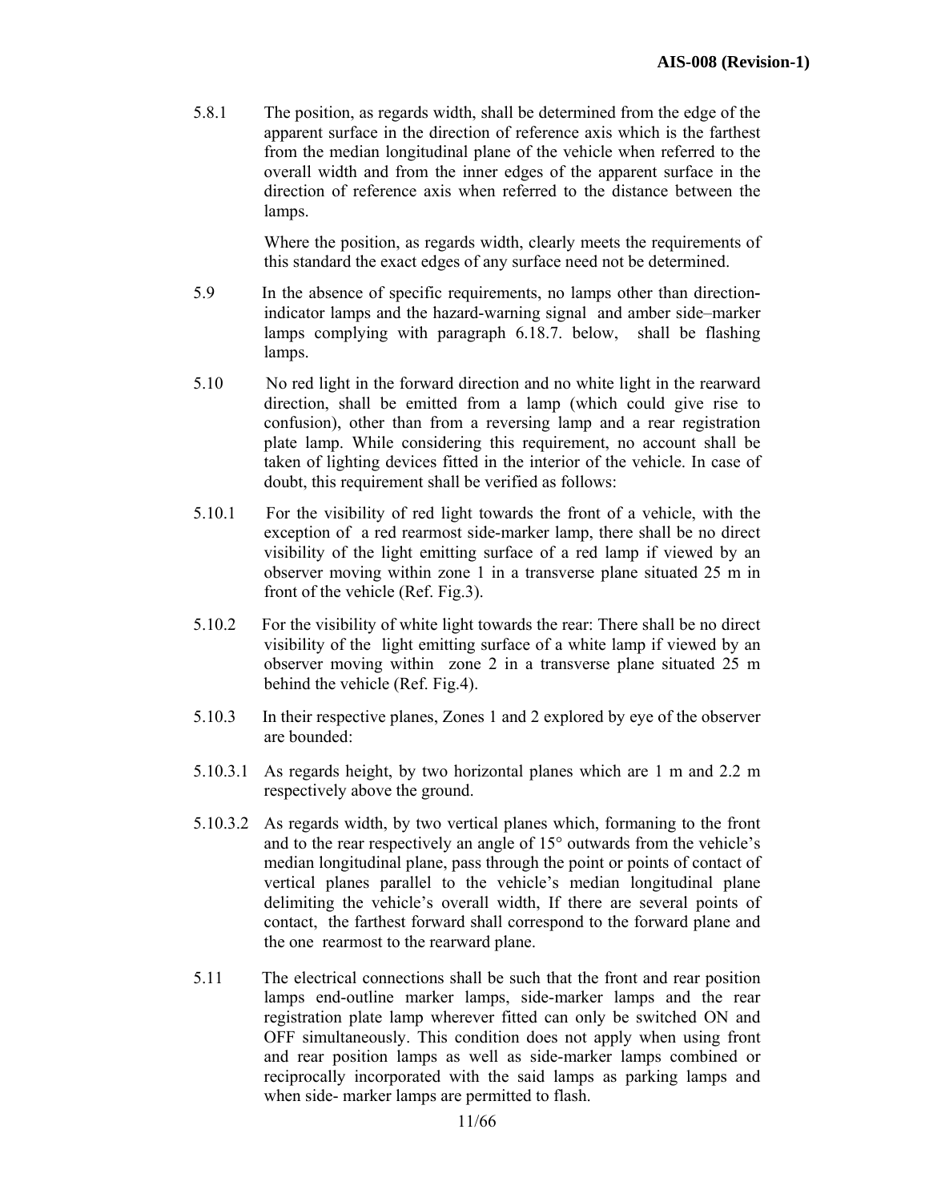5.8.1 The position, as regards width, shall be determined from the edge of the apparent surface in the direction of reference axis which is the farthest from the median longitudinal plane of the vehicle when referred to the overall width and from the inner edges of the apparent surface in the direction of reference axis when referred to the distance between the lamps.

Where the position, as regards width, clearly meets the requirements of this standard the exact edges of any surface need not be determined.

5.9 In the absence of specific requirements, no lamps other than direction-indicator lamps and the hazard-warning signal and amber side–marker lamps complying with paragraph 6.18.7. below, shall be flashing lamps.

5.10 No red light in the forward direction and no white light in the rearward direction, shall be emitted from a lamp (which could give rise to confusion), other than from a reversing lamp and a rear registration plate lamp. While considering this requirement, no account shall be taken of lighting devices fitted in the interior of the vehicle. In case of doubt, this requirement shall be verified as follows:

5.10.1 For the visibility of red light towards the front of a vehicle, with the exception of a red rearmost side-marker lamp, there shall be no direct visibility of the light emitting surface of a red lamp if viewed by an observer moving within zone 1 in a transverse plane situated 25 m in front of the vehicle (Ref. Fig.3).

5.10.2 For the visibility of white light towards the rear: There shall be no direct visibility of the light emitting surface of a white lamp if viewed by an observer moving within zone 2 in a transverse plane situated 25 m behind the vehicle (Ref. Fig.4).

5.10.3 In their respective planes, Zones 1 and 2 explored by eye of the observer are bounded:

5.10.3.1 As regards height, by two horizontal planes which are 1 m and 2.2 m respectively above the ground.

5.10.3.2 As regards width, by two vertical planes which, formaning to the front and to the rear respectively an angle of 15° outwards from the vehicle's median longitudinal plane, pass through the point or points of contact of vertical planes parallel to the vehicle's median longitudinal plane delimiting the vehicle's overall width, If there are several points of contact, the farthest forward shall correspond to the forward plane and the one rearmost to the rearward plane.

5.11 The electrical connections shall be such that the front and rear position lamps end-outline marker lamps, side-marker lamps and the rear registration plate lamp wherever fitted can only be switched ON and OFF simultaneously. This condition does not apply when using front and rear position lamps as well as side-marker lamps combined or reciprocally incorporated with the said lamps as parking lamps and when side- marker lamps are permitted to flash.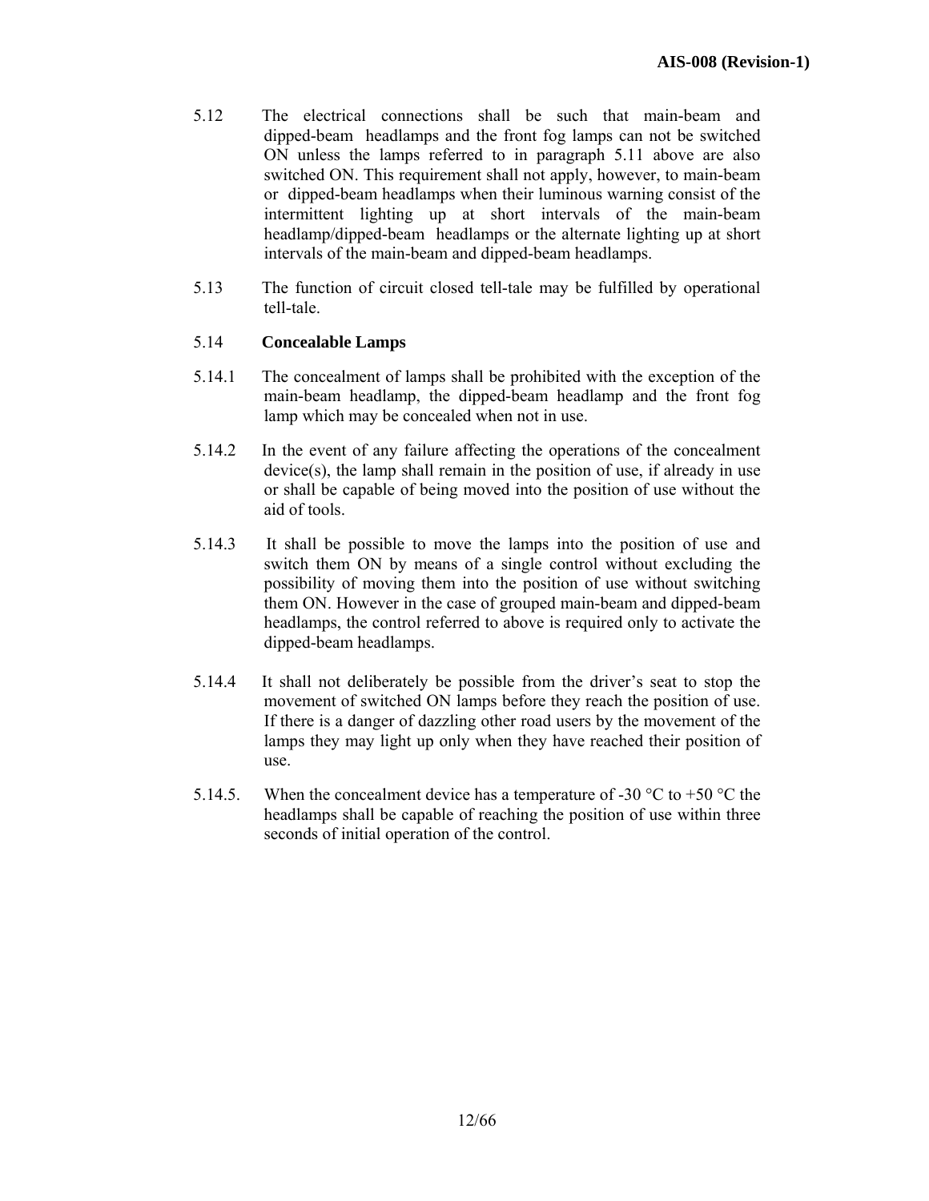5.12 The electrical connections shall be such that main-beam and dipped-beam headlamps and the front fog lamps can not be switched ON unless the lamps referred to in paragraph 5.11 above are also switched ON. This requirement shall not apply, however, to main-beam or dipped-beam headlamps when their luminous warning consist of the intermittent lighting up at short intervals of the main-beam headlamp/dipped-beam headlamps or the alternate lighting up at short intervals of the main-beam and dipped-beam headlamps.

5.13 The function of circuit closed tell-tale may be fulfilled by operational tell-tale.

5.14 **Concealable Lamps**

5.14.1 The concealment of lamps shall be prohibited with the exception of the main-beam headlamp, the dipped-beam headlamp and the front fog lamp which may be concealed when not in use.

5.14.2 In the event of any failure affecting the operations of the concealment device(s), the lamp shall remain in the position of use, if already in use or shall be capable of being moved into the position of use without the aid of tools.

5.14.3 It shall be possible to move the lamps into the position of use and switch them ON by means of a single control without excluding the possibility of moving them into the position of use without switching them ON. However in the case of grouped main-beam and dipped-beam headlamps, the control referred to above is required only to activate the dipped-beam headlamps.

5.14.4 It shall not deliberately be possible from the driver's seat to stop the movement of switched ON lamps before they reach the position of use. If there is a danger of dazzling other road users by the movement of the lamps they may light up only when they have reached their position of use.

5.14.5. When the concealment device has a temperature of -30 °C to +50 °C the headlamps shall be capable of reaching the position of use within three seconds of initial operation of the control.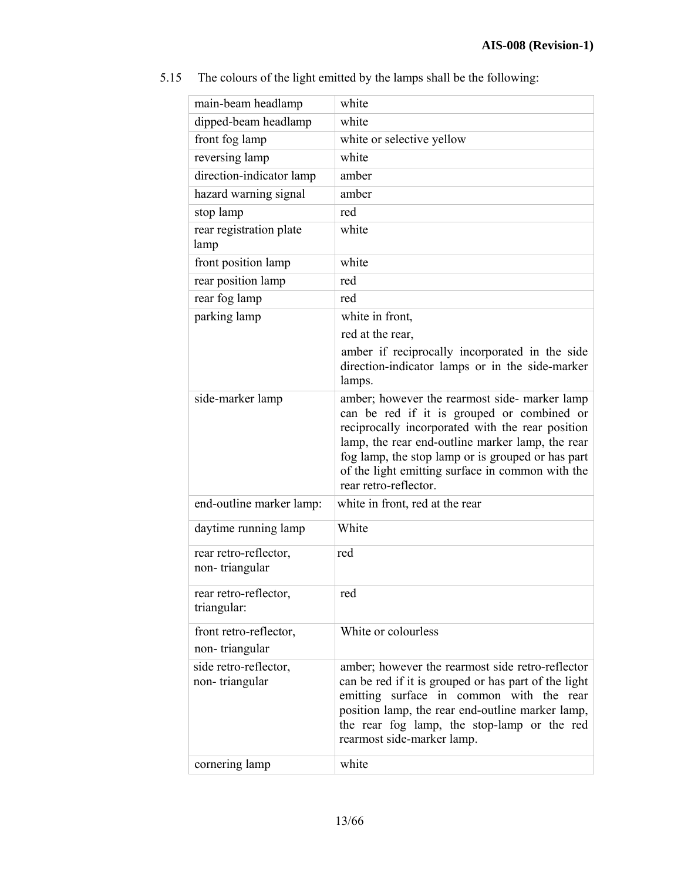5.15 The colours of the light emitted by the lamps shall be the following:

| main-beam headlamp | white |
|---|---|
| dipped-beam headlamp | white |
| front fog lamp | white or selective yellow |
| reversing lamp | white |
| direction-indicator lamp | amber |
| hazard warning signal | amber |
| stop lamp | red |
| rear registration plate lamp | white |
| front position lamp | white |
| rear position lamp | red |
| rear fog lamp | red |
| parking lamp | white in front, red at the rear, amber if reciprocally incorporated in the side direction-indicator lamps or in the side-marker lamps. |
| side-marker lamp | amber; however the rearmost side- marker lamp can be red if it is grouped or combined or reciprocally incorporated with the rear position lamp, the rear end-outline marker lamp, the rear fog lamp, the stop lamp or is grouped or has part of the light emitting surface in common with the rear retro-reflector. |
| end-outline marker lamp: | white in front, red at the rear |
| daytime running lamp | White |
| rear retro-reflector, non- triangular | red |
| rear retro-reflector, triangular: | red |
| front retro-reflector, non- triangular | White or colourless |
| side retro-reflector, non- triangular | amber; however the rearmost side retro-reflector can be red if it is grouped or has part of the light emitting surface in common with the rear position lamp, the rear end-outline marker lamp, the rear fog lamp, the stop-lamp or the red rearmost side-marker lamp. |
| cornering lamp | white |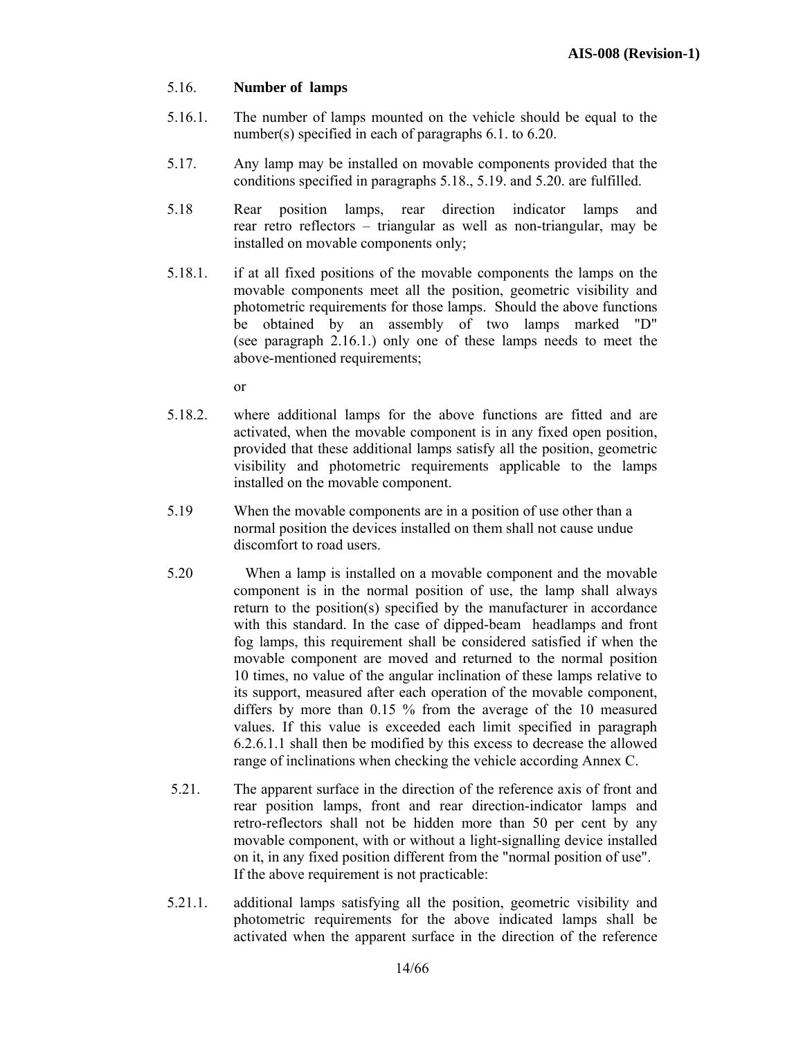5.16. **Number of lamps**

5.16.1. The number of lamps mounted on the vehicle should be equal to the number(s) specified in each of paragraphs 6.1. to 6.20.

5.17. Any lamp may be installed on movable components provided that the conditions specified in paragraphs 5.18., 5.19. and 5.20. are fulfilled.

5.18 Rear position lamps, rear direction indicator lamps and rear retro reflectors – triangular as well as non-triangular, may be installed on movable components only;

5.18.1. if at all fixed positions of the movable components the lamps on the movable components meet all the position, geometric visibility and photometric requirements for those lamps. Should the above functions be obtained by an assembly of two lamps marked "D" (see paragraph 2.16.1.) only one of these lamps needs to meet the above-mentioned requirements;

or

5.18.2. where additional lamps for the above functions are fitted and are activated, when the movable component is in any fixed open position, provided that these additional lamps satisfy all the position, geometric visibility and photometric requirements applicable to the lamps installed on the movable component.

5.19 When the movable components are in a position of use other than a normal position the devices installed on them shall not cause undue discomfort to road users.

5.20 When a lamp is installed on a movable component and the movable component is in the normal position of use, the lamp shall always return to the position(s) specified by the manufacturer in accordance with this standard. In the case of dipped-beam headlamps and front fog lamps, this requirement shall be considered satisfied if when the movable component are moved and returned to the normal position 10 times, no value of the angular inclination of these lamps relative to its support, measured after each operation of the movable component, differs by more than 0.15 % from the average of the 10 measured values. If this value is exceeded each limit specified in paragraph 6.2.6.1.1 shall then be modified by this excess to decrease the allowed range of inclinations when checking the vehicle according Annex C.

5.21. The apparent surface in the direction of the reference axis of front and rear position lamps, front and rear direction-indicator lamps and retro-reflectors shall not be hidden more than 50 per cent by any movable component, with or without a light-signalling device installed on it, in any fixed position different from the "normal position of use". If the above requirement is not practicable:

5.21.1. additional lamps satisfying all the position, geometric visibility and photometric requirements for the above indicated lamps shall be activated when the apparent surface in the direction of the reference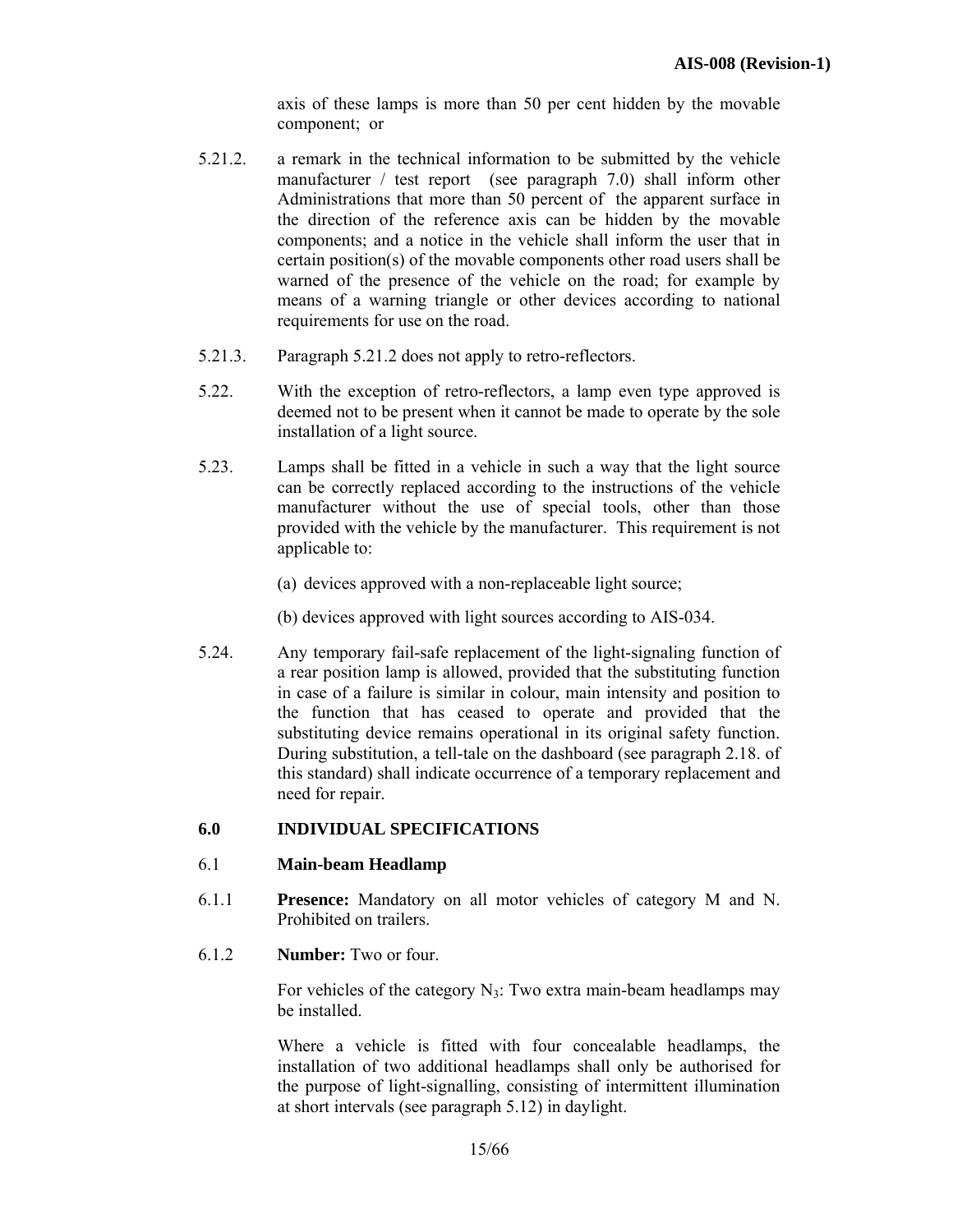axis of these lamps is more than 50 per cent hidden by the movable component; or

5.21.2. a remark in the technical information to be submitted by the vehicle manufacturer / test report (see paragraph 7.0) shall inform other Administrations that more than 50 percent of the apparent surface in the direction of the reference axis can be hidden by the movable components; and a notice in the vehicle shall inform the user that in certain position(s) of the movable components other road users shall be warned of the presence of the vehicle on the road; for example by means of a warning triangle or other devices according to national requirements for use on the road.

5.21.3. Paragraph 5.21.2 does not apply to retro-reflectors.

5.22. With the exception of retro-reflectors, a lamp even type approved is deemed not to be present when it cannot be made to operate by the sole installation of a light source.

5.23. Lamps shall be fitted in a vehicle in such a way that the light source can be correctly replaced according to the instructions of the vehicle manufacturer without the use of special tools, other than those provided with the vehicle by the manufacturer. This requirement is not applicable to:

(a) devices approved with a non-replaceable light source;

(b) devices approved with light sources according to AIS-034.

5.24. Any temporary fail-safe replacement of the light-signaling function of a rear position lamp is allowed, provided that the substituting function in case of a failure is similar in colour, main intensity and position to the function that has ceased to operate and provided that the substituting device remains operational in its original safety function. During substitution, a tell-tale on the dashboard (see paragraph 2.18. of this standard) shall indicate occurrence of a temporary replacement and need for repair.

## 6.0 INDIVIDUAL SPECIFICATIONS

### 6.1 Main-beam Headlamp

6.1.1 **Presence:** Mandatory on all motor vehicles of category M and N. Prohibited on trailers.

6.1.2 **Number:** Two or four.

For vehicles of the category $N_3$: Two extra main-beam headlamps may be installed.

Where a vehicle is fitted with four concealable headlamps, the installation of two additional headlamps shall only be authorised for the purpose of light-signalling, consisting of intermittent illumination at short intervals (see paragraph 5.12) in daylight.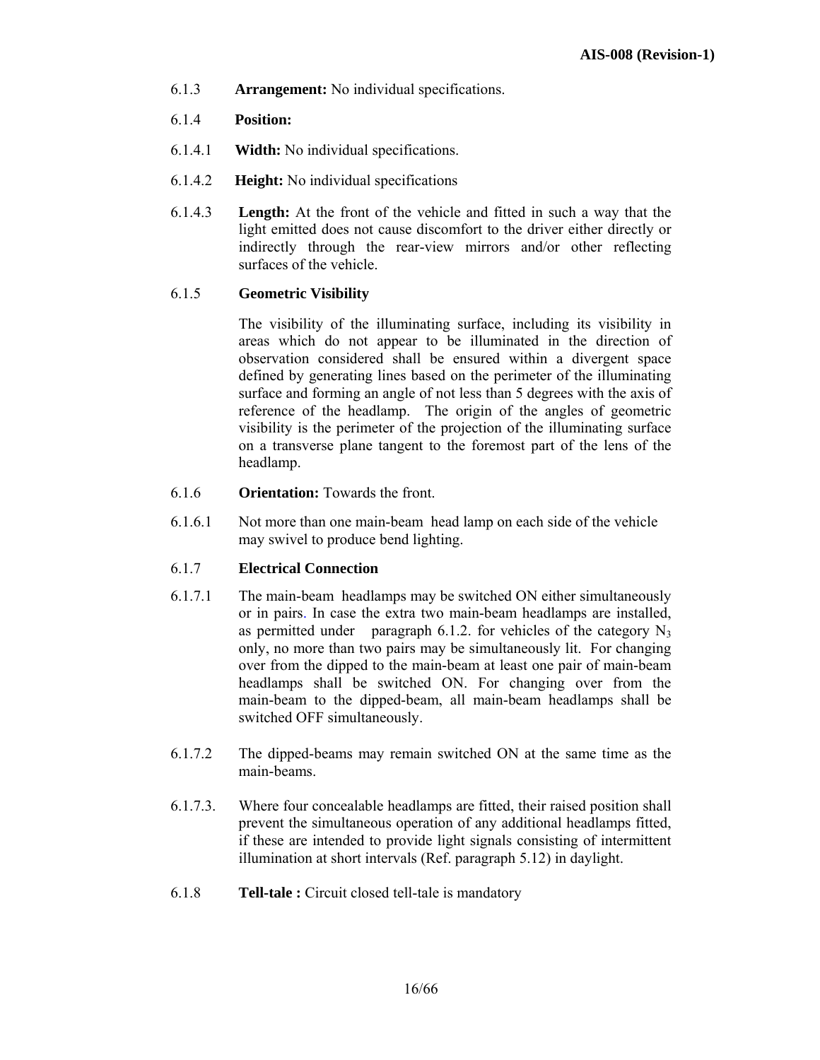6.1.3 **Arrangement:** No individual specifications.

6.1.4 **Position:**

6.1.4.1 **Width:** No individual specifications.

6.1.4.2 **Height:** No individual specifications

6.1.4.3 **Length:** At the front of the vehicle and fitted in such a way that the light emitted does not cause discomfort to the driver either directly or indirectly through the rear-view mirrors and/or other reflecting surfaces of the vehicle.

6.1.5 **Geometric Visibility**

The visibility of the illuminating surface, including its visibility in areas which do not appear to be illuminated in the direction of observation considered shall be ensured within a divergent space defined by generating lines based on the perimeter of the illuminating surface and forming an angle of not less than 5 degrees with the axis of reference of the headlamp. The origin of the angles of geometric visibility is the perimeter of the projection of the illuminating surface on a transverse plane tangent to the foremost part of the lens of the headlamp.

6.1.6 **Orientation:** Towards the front.

6.1.6.1 Not more than one main-beam head lamp on each side of the vehicle may swivel to produce bend lighting.

6.1.7 **Electrical Connection**

6.1.7.1 The main-beam headlamps may be switched ON either simultaneously or in pairs. In case the extra two main-beam headlamps are installed, as permitted under paragraph 6.1.2. for vehicles of the category $N_3$ only, no more than two pairs may be simultaneously lit. For changing over from the dipped to the main-beam at least one pair of main-beam headlamps shall be switched ON. For changing over from the main-beam to the dipped-beam, all main-beam headlamps shall be switched OFF simultaneously.

6.1.7.2 The dipped-beams may remain switched ON at the same time as the main-beams.

6.1.7.3. Where four concealable headlamps are fitted, their raised position shall prevent the simultaneous operation of any additional headlamps fitted, if these are intended to provide light signals consisting of intermittent illumination at short intervals (Ref. paragraph 5.12) in daylight.

6.1.8 **Tell-tale :** Circuit closed tell-tale is mandatory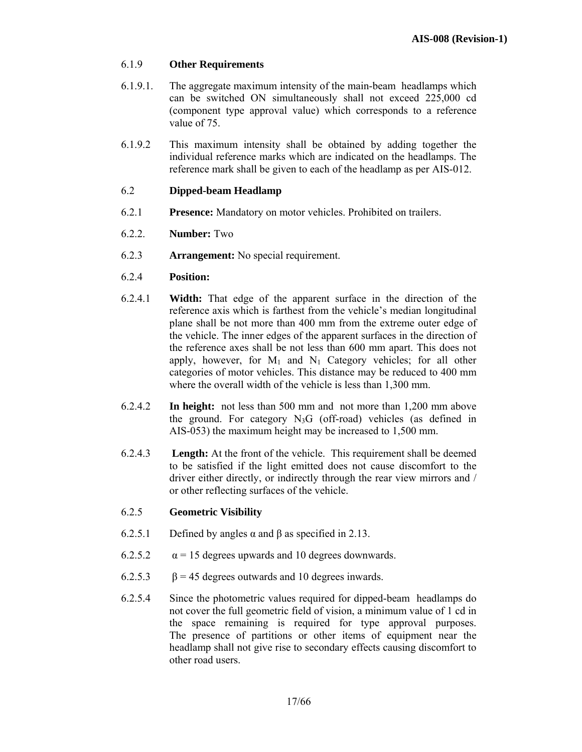6.1.9 **Other Requirements**

6.1.9.1. The aggregate maximum intensity of the main-beam headlamps which can be switched ON simultaneously shall not exceed 225,000 cd (component type approval value) which corresponds to a reference value of 75.

6.1.9.2 This maximum intensity shall be obtained by adding together the individual reference marks which are indicated on the headlamps. The reference mark shall be given to each of the headlamp as per AIS-012.

6.2 **Dipped-beam Headlamp**

6.2.1 **Presence:** Mandatory on motor vehicles. Prohibited on trailers.

6.2.2. **Number:** Two

6.2.3 **Arrangement:** No special requirement.

6.2.4 **Position:**

6.2.4.1 **Width:** That edge of the apparent surface in the direction of the reference axis which is farthest from the vehicle's median longitudinal plane shall be not more than 400 mm from the extreme outer edge of the vehicle. The inner edges of the apparent surfaces in the direction of the reference axes shall be not less than 600 mm apart. This does not apply, however, for $M_1$ and $N_1$ Category vehicles; for all other categories of motor vehicles. This distance may be reduced to 400 mm where the overall width of the vehicle is less than 1,300 mm.

6.2.4.2 **In height:** not less than 500 mm and not more than 1,200 mm above the ground. For category $N_3G$ (off-road) vehicles (as defined in AIS-053) the maximum height may be increased to 1,500 mm.

6.2.4.3 **Length:** At the front of the vehicle. This requirement shall be deemed to be satisfied if the light emitted does not cause discomfort to the driver either directly, or indirectly through the rear view mirrors and / or other reflecting surfaces of the vehicle.

6.2.5 **Geometric Visibility**

6.2.5.1 Defined by angles $\alpha$ and $\beta$ as specified in 2.13.

6.2.5.2 $\alpha$ = 15 degrees upwards and 10 degrees downwards.

6.2.5.3 $\beta$ = 45 degrees outwards and 10 degrees inwards.

6.2.5.4 Since the photometric values required for dipped-beam headlamps do not cover the full geometric field of vision, a minimum value of 1 cd in the space remaining is required for type approval purposes. The presence of partitions or other items of equipment near the headlamp shall not give rise to secondary effects causing discomfort to other road users.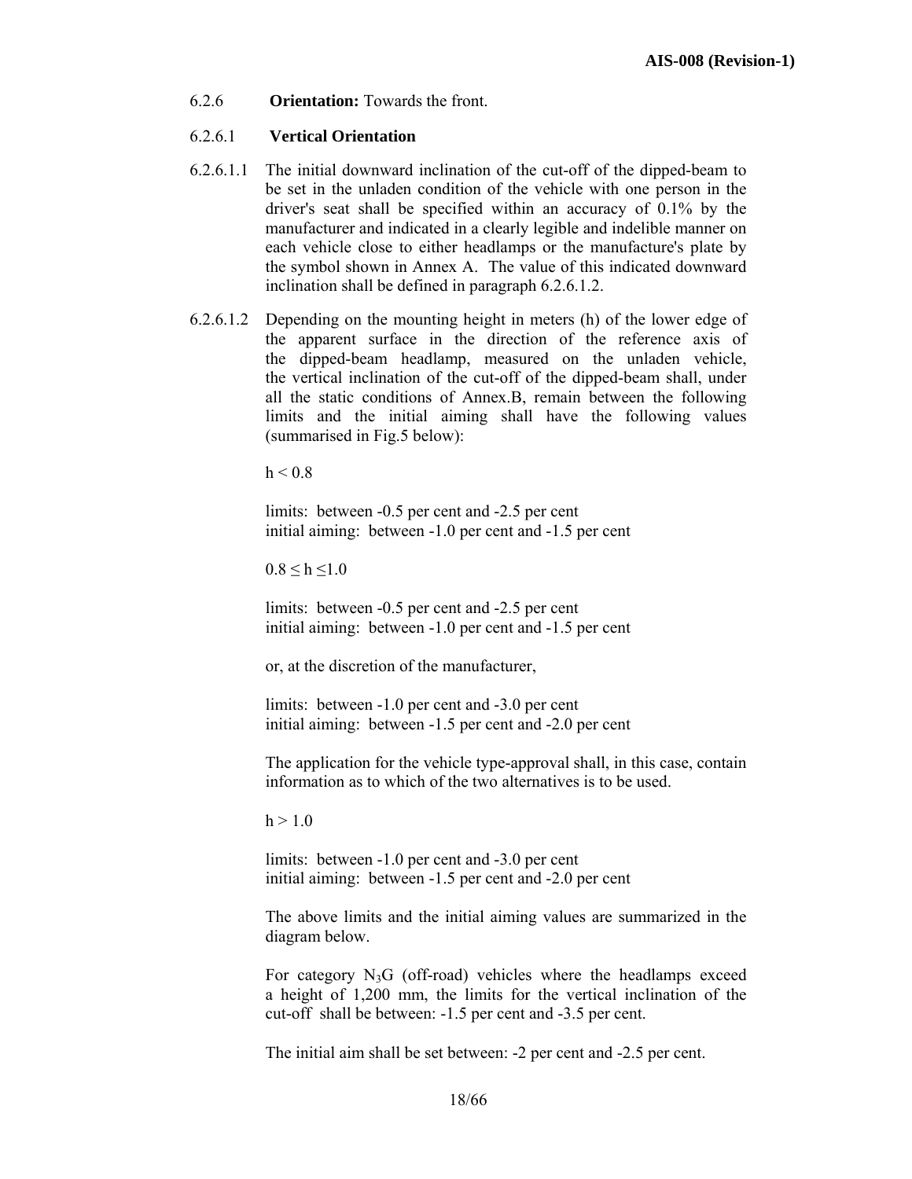6.2.6 **Orientation:** Towards the front.

6.2.6.1 **Vertical Orientation**

6.2.6.1.1 The initial downward inclination of the cut-off of the dipped-beam to be set in the unladen condition of the vehicle with one person in the driver's seat shall be specified within an accuracy of 0.1% by the manufacturer and indicated in a clearly legible and indelible manner on each vehicle close to either headlamps or the manufacture's plate by the symbol shown in Annex A. The value of this indicated downward inclination shall be defined in paragraph 6.2.6.1.2.

6.2.6.1.2 Depending on the mounting height in meters (h) of the lower edge of the apparent surface in the direction of the reference axis of the dipped-beam headlamp, measured on the unladen vehicle, the vertical inclination of the cut-off of the dipped-beam shall, under all the static conditions of Annex.B, remain between the following limits and the initial aiming shall have the following values (summarised in Fig.5 below):

$h < 0.8$

limits: between -0.5 per cent and -2.5 per cent
initial aiming: between -1.0 per cent and -1.5 per cent

$0.8 \leq h \leq 1.0$

limits: between -0.5 per cent and -2.5 per cent
initial aiming: between -1.0 per cent and -1.5 per cent

or, at the discretion of the manufacturer,

limits: between -1.0 per cent and -3.0 per cent
initial aiming: between -1.5 per cent and -2.0 per cent

The application for the vehicle type-approval shall, in this case, contain information as to which of the two alternatives is to be used.

$h > 1.0$

limits: between -1.0 per cent and -3.0 per cent
initial aiming: between -1.5 per cent and -2.0 per cent

The above limits and the initial aiming values are summarized in the diagram below.

For category $N_3G$ (off-road) vehicles where the headlamps exceed a height of 1,200 mm, the limits for the vertical inclination of the cut-off shall be between: -1.5 per cent and -3.5 per cent.

The initial aim shall be set between: -2 per cent and -2.5 per cent.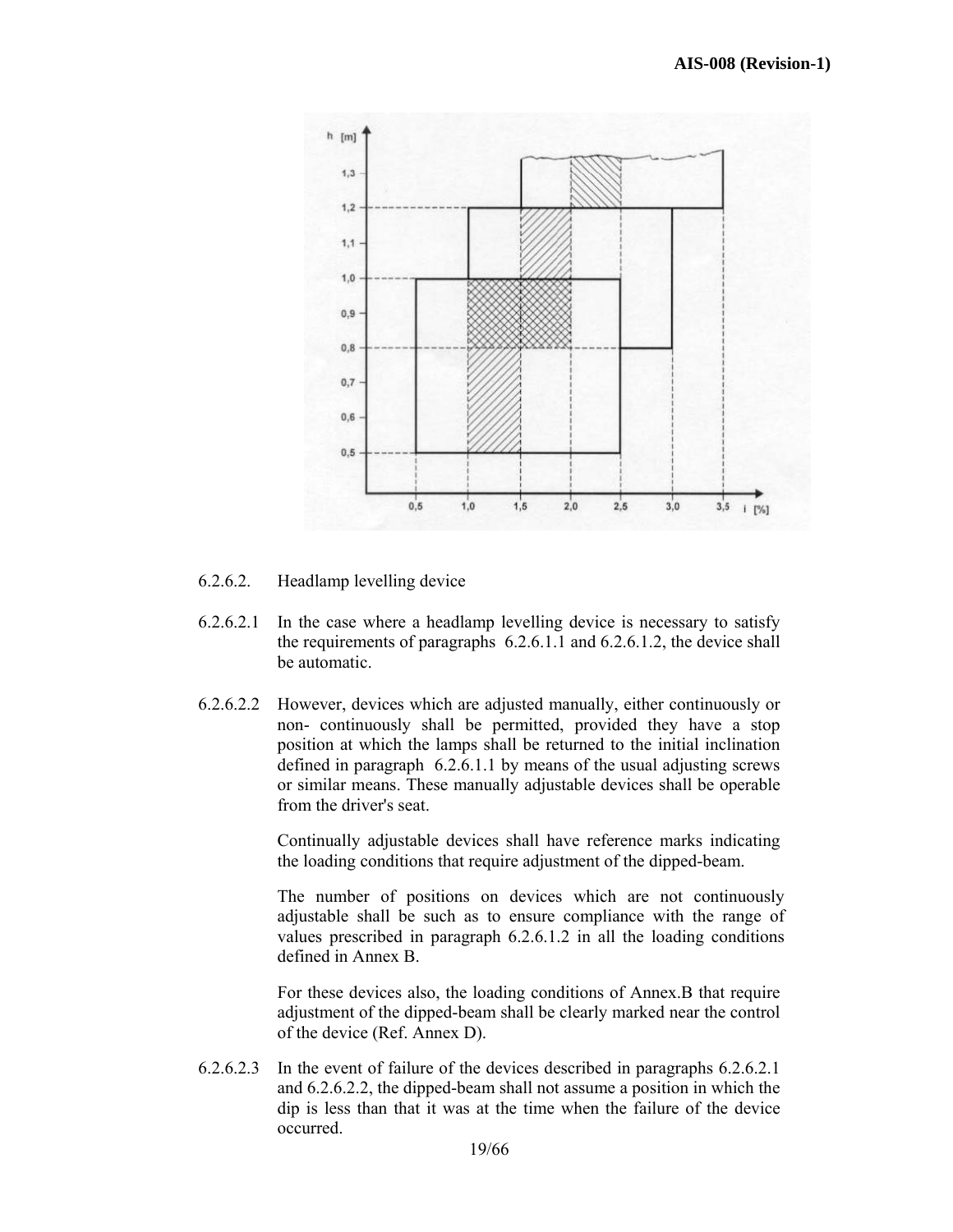6.2.6.2. Headlamp levelling device

6.2.6.2.1 In the case where a headlamp levelling device is necessary to satisfy the requirements of paragraphs 6.2.6.1.1 and 6.2.6.1.2, the device shall be automatic.

6.2.6.2.2 However, devices which are adjusted manually, either continuously or non- continuously shall be permitted, provided they have a stop position at which the lamps shall be returned to the initial inclination defined in paragraph 6.2.6.1.1 by means of the usual adjusting screws or similar means. These manually adjustable devices shall be operable from the driver's seat.

Continually adjustable devices shall have reference marks indicating the loading conditions that require adjustment of the dipped-beam.

The number of positions on devices which are not continuously adjustable shall be such as to ensure compliance with the range of values prescribed in paragraph 6.2.6.1.2 in all the loading conditions defined in Annex B.

For these devices also, the loading conditions of Annex.B that require adjustment of the dipped-beam shall be clearly marked near the control of the device (Ref. Annex D).

6.2.6.2.3 In the event of failure of the devices described in paragraphs 6.2.6.2.1 and 6.2.6.2.2, the dipped-beam shall not assume a position in which the dip is less than that it was at the time when the failure of the device occurred.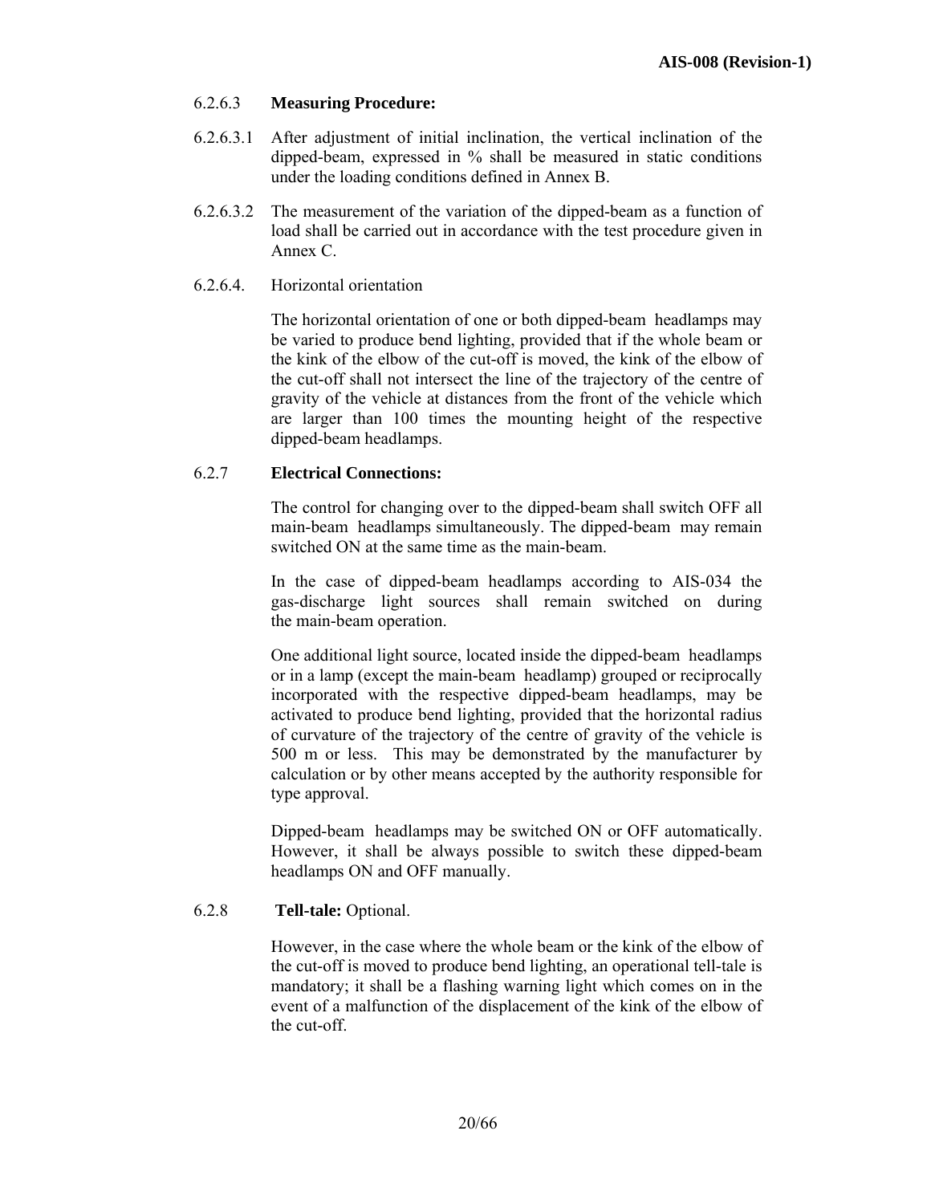6.2.6.3 **Measuring Procedure:**

6.2.6.3.1 After adjustment of initial inclination, the vertical inclination of the dipped-beam, expressed in % shall be measured in static conditions under the loading conditions defined in Annex B.

6.2.6.3.2 The measurement of the variation of the dipped-beam as a function of load shall be carried out in accordance with the test procedure given in Annex C.

6.2.6.4. Horizontal orientation

The horizontal orientation of one or both dipped-beam headlamps may be varied to produce bend lighting, provided that if the whole beam or the kink of the elbow of the cut-off is moved, the kink of the elbow of the cut-off shall not intersect the line of the trajectory of the centre of gravity of the vehicle at distances from the front of the vehicle which are larger than 100 times the mounting height of the respective dipped-beam headlamps.

6.2.7 **Electrical Connections:**

The control for changing over to the dipped-beam shall switch OFF all main-beam headlamps simultaneously. The dipped-beam may remain switched ON at the same time as the main-beam.

In the case of dipped-beam headlamps according to AIS-034 the gas-discharge light sources shall remain switched on during the main-beam operation.

One additional light source, located inside the dipped-beam headlamps or in a lamp (except the main-beam headlamp) grouped or reciprocally incorporated with the respective dipped-beam headlamps, may be activated to produce bend lighting, provided that the horizontal radius of curvature of the trajectory of the centre of gravity of the vehicle is 500 m or less. This may be demonstrated by the manufacturer by calculation or by other means accepted by the authority responsible for type approval.

Dipped-beam headlamps may be switched ON or OFF automatically. However, it shall be always possible to switch these dipped-beam headlamps ON and OFF manually.

6.2.8 **Tell-tale:** Optional.

However, in the case where the whole beam or the kink of the elbow of the cut-off is moved to produce bend lighting, an operational tell-tale is mandatory; it shall be a flashing warning light which comes on in the event of a malfunction of the displacement of the kink of the elbow of the cut-off.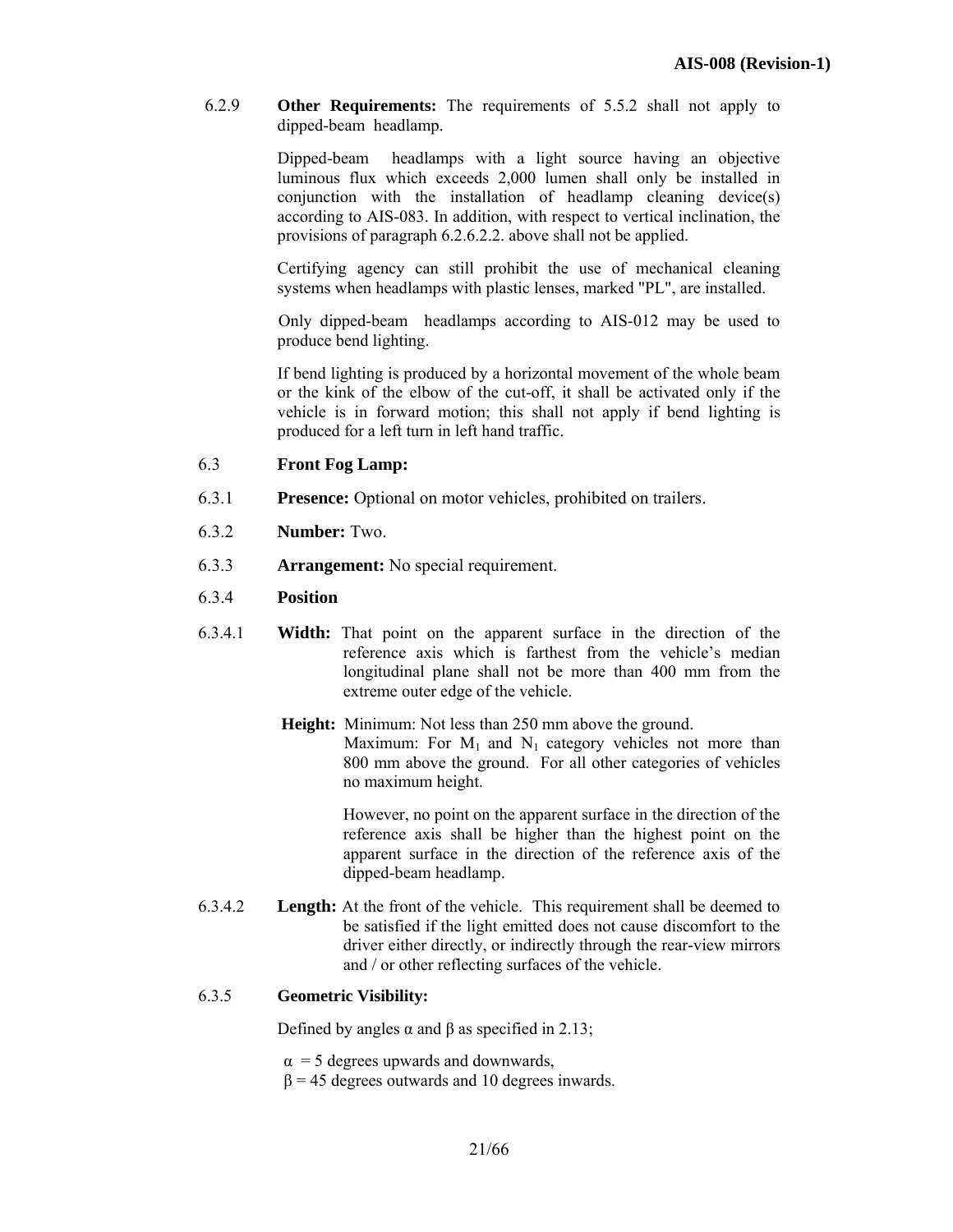6.2.9 **Other Requirements:** The requirements of 5.5.2 shall not apply to dipped-beam headlamp.

Dipped-beam headlamps with a light source having an objective luminous flux which exceeds 2,000 lumen shall only be installed in conjunction with the installation of headlamp cleaning device(s) according to AIS-083. In addition, with respect to vertical inclination, the provisions of paragraph 6.2.6.2.2. above shall not be applied.

Certifying agency can still prohibit the use of mechanical cleaning systems when headlamps with plastic lenses, marked "PL", are installed.

Only dipped-beam headlamps according to AIS-012 may be used to produce bend lighting.

If bend lighting is produced by a horizontal movement of the whole beam or the kink of the elbow of the cut-off, it shall be activated only if the vehicle is in forward motion; this shall not apply if bend lighting is produced for a left turn in left hand traffic.

6.3 **Front Fog Lamp:**

6.3.1 **Presence:** Optional on motor vehicles, prohibited on trailers.

6.3.2 **Number:** Two.

6.3.3 **Arrangement:** No special requirement.

6.3.4 **Position**

6.3.4.1 **Width:** That point on the apparent surface in the direction of the reference axis which is farthest from the vehicle's median longitudinal plane shall not be more than 400 mm from the extreme outer edge of the vehicle.

**Height:** Minimum: Not less than 250 mm above the ground.
Maximum: For $M_1$ and $N_1$ category vehicles not more than 800 mm above the ground. For all other categories of vehicles no maximum height.

However, no point on the apparent surface in the direction of the reference axis shall be higher than the highest point on the apparent surface in the direction of the reference axis of the dipped-beam headlamp.

6.3.4.2 **Length:** At the front of the vehicle. This requirement shall be deemed to be satisfied if the light emitted does not cause discomfort to the driver either directly, or indirectly through the rear-view mirrors and / or other reflecting surfaces of the vehicle.

6.3.5 **Geometric Visibility:**

Defined by angles $\alpha$ and $\beta$ as specified in 2.13;

$\alpha$ = 5 degrees upwards and downwards,
$\beta$ = 45 degrees outwards and 10 degrees inwards.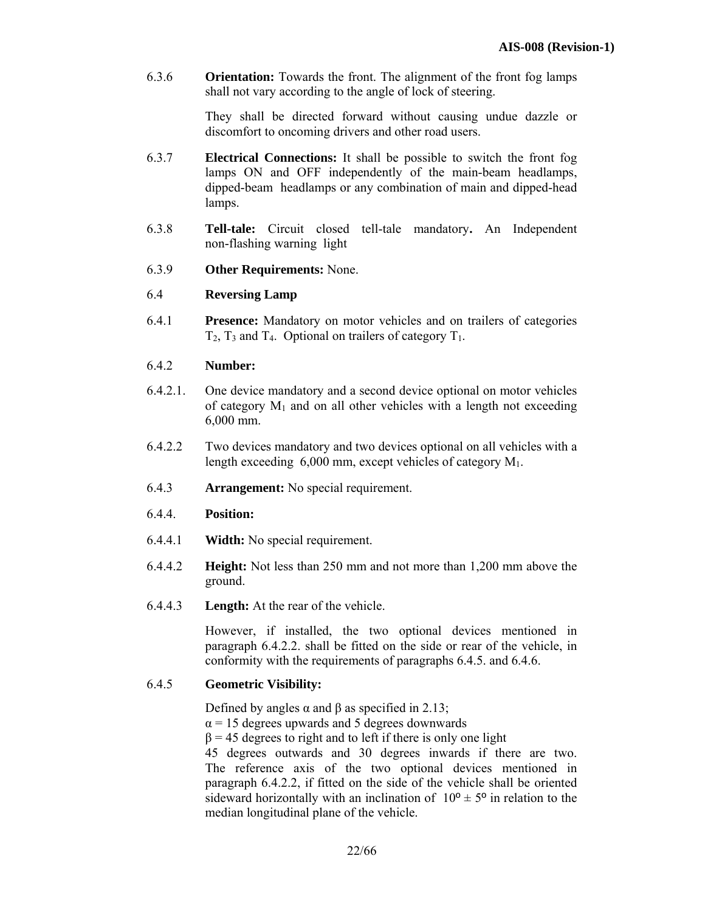6.3.6 **Orientation:** Towards the front. The alignment of the front fog lamps shall not vary according to the angle of lock of steering.

They shall be directed forward without causing undue dazzle or discomfort to oncoming drivers and other road users.

6.3.7 **Electrical Connections:** It shall be possible to switch the front fog lamps ON and OFF independently of the main-beam headlamps, dipped-beam headlamps or any combination of main and dipped-head lamps.

6.3.8 **Tell-tale:** Circuit closed tell-tale mandatory**.** An Independent non-flashing warning light

6.3.9 **Other Requirements:** None.

6.4 **Reversing Lamp**

6.4.1 **Presence:** Mandatory on motor vehicles and on trailers of categories $T_2$, $T_3$ and $T_4$. Optional on trailers of category $T_1$.

6.4.2 **Number:**

6.4.2.1. One device mandatory and a second device optional on motor vehicles of category $M_1$ and on all other vehicles with a length not exceeding 6,000 mm.

6.4.2.2 Two devices mandatory and two devices optional on all vehicles with a length exceeding 6,000 mm, except vehicles of category $M_1$.

6.4.3 **Arrangement:** No special requirement.

6.4.4. **Position:**

6.4.4.1 **Width:** No special requirement.

6.4.4.2 **Height:** Not less than 250 mm and not more than 1,200 mm above the ground.

6.4.4.3 **Length:** At the rear of the vehicle.

However, if installed, the two optional devices mentioned in paragraph 6.4.2.2. shall be fitted on the side or rear of the vehicle, in conformity with the requirements of paragraphs 6.4.5. and 6.4.6.

6.4.5 **Geometric Visibility:**

Defined by angles $\alpha$ and $\beta$ as specified in 2.13;
$\alpha$ = 15 degrees upwards and 5 degrees downwards
$\beta$ = 45 degrees to right and to left if there is only one light
45 degrees outwards and 30 degrees inwards if there are two. The reference axis of the two optional devices mentioned in paragraph 6.4.2.2, if fitted on the side of the vehicle shall be oriented sideward horizontally with an inclination of $10^{o} \pm 5^{o}$ in relation to the median longitudinal plane of the vehicle.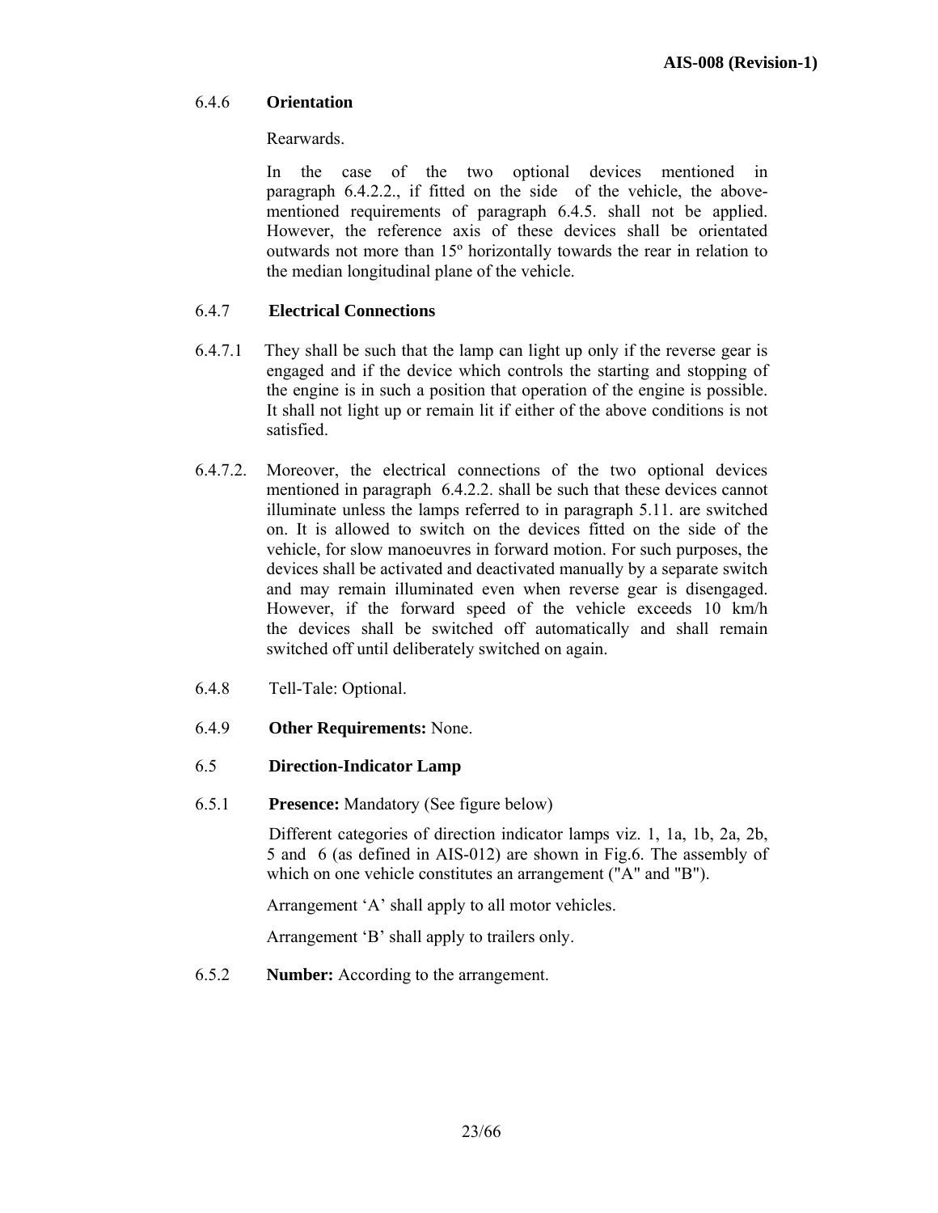6.4.6 **Orientation**

Rearwards.

In the case of the two optional devices mentioned in paragraph 6.4.2.2., if fitted on the side of the vehicle, the above-mentioned requirements of paragraph 6.4.5. shall not be applied. However, the reference axis of these devices shall be orientated outwards not more than 15º horizontally towards the rear in relation to the median longitudinal plane of the vehicle.

6.4.7 **Electrical Connections**

6.4.7.1 They shall be such that the lamp can light up only if the reverse gear is engaged and if the device which controls the starting and stopping of the engine is in such a position that operation of the engine is possible. It shall not light up or remain lit if either of the above conditions is not satisfied.

6.4.7.2. Moreover, the electrical connections of the two optional devices mentioned in paragraph 6.4.2.2. shall be such that these devices cannot illuminate unless the lamps referred to in paragraph 5.11. are switched on. It is allowed to switch on the devices fitted on the side of the vehicle, for slow manoeuvres in forward motion. For such purposes, the devices shall be activated and deactivated manually by a separate switch and may remain illuminated even when reverse gear is disengaged. However, if the forward speed of the vehicle exceeds 10 km/h the devices shall be switched off automatically and shall remain switched off until deliberately switched on again.

6.4.8 Tell-Tale: Optional.

6.4.9 **Other Requirements:** None.

6.5 **Direction-Indicator Lamp**

6.5.1 **Presence:** Mandatory (See figure below)

Different categories of direction indicator lamps viz. 1, 1a, 1b, 2a, 2b, 5 and 6 (as defined in AIS-012) are shown in Fig.6. The assembly of which on one vehicle constitutes an arrangement ("A" and "B").

Arrangement 'A' shall apply to all motor vehicles.

Arrangement 'B' shall apply to trailers only.

6.5.2 **Number:** According to the arrangement.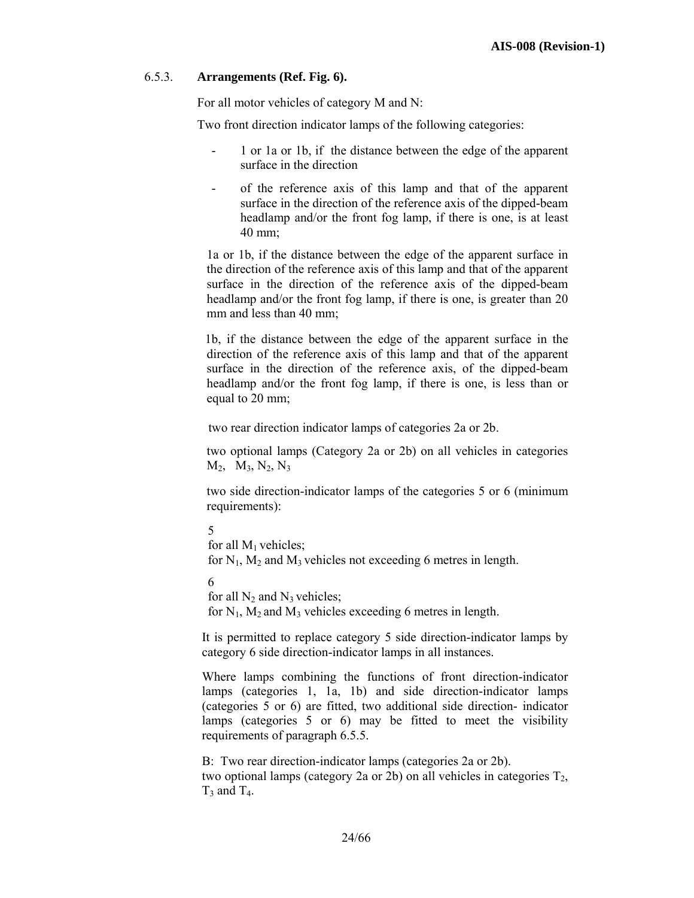6.5.3. **Arrangements (Ref. Fig. 6).**

For all motor vehicles of category M and N:

Two front direction indicator lamps of the following categories:

- 1 or 1a or 1b, if the distance between the edge of the apparent surface in the direction
- of the reference axis of this lamp and that of the apparent surface in the direction of the reference axis of the dipped-beam headlamp and/or the front fog lamp, if there is one, is at least 40 mm;

1a or 1b, if the distance between the edge of the apparent surface in the direction of the reference axis of this lamp and that of the apparent surface in the direction of the reference axis of the dipped-beam headlamp and/or the front fog lamp, if there is one, is greater than 20 mm and less than 40 mm;

1b, if the distance between the edge of the apparent surface in the direction of the reference axis of this lamp and that of the apparent surface in the direction of the reference axis, of the dipped-beam headlamp and/or the front fog lamp, if there is one, is less than or equal to 20 mm;

two rear direction indicator lamps of categories 2a or 2b.

two optional lamps (Category 2a or 2b) on all vehicles in categories $M_2$, $M_3$, $N_2$, $N_3$

two side direction-indicator lamps of the categories 5 or 6 (minimum requirements):

5
for all $M_1$ vehicles;
for $N_1$, $M_2$ and $M_3$ vehicles not exceeding 6 metres in length.

6
for all $N_2$ and $N_3$ vehicles;
for $N_1$, $M_2$ and $M_3$ vehicles exceeding 6 metres in length.

It is permitted to replace category 5 side direction-indicator lamps by category 6 side direction-indicator lamps in all instances.

Where lamps combining the functions of front direction-indicator lamps (categories 1, 1a, 1b) and side direction-indicator lamps (categories 5 or 6) are fitted, two additional side direction- indicator lamps (categories 5 or 6) may be fitted to meet the visibility requirements of paragraph 6.5.5.

B: Two rear direction-indicator lamps (categories 2a or 2b).
two optional lamps (category 2a or 2b) on all vehicles in categories $T_2$, $T_3$ and $T_4$.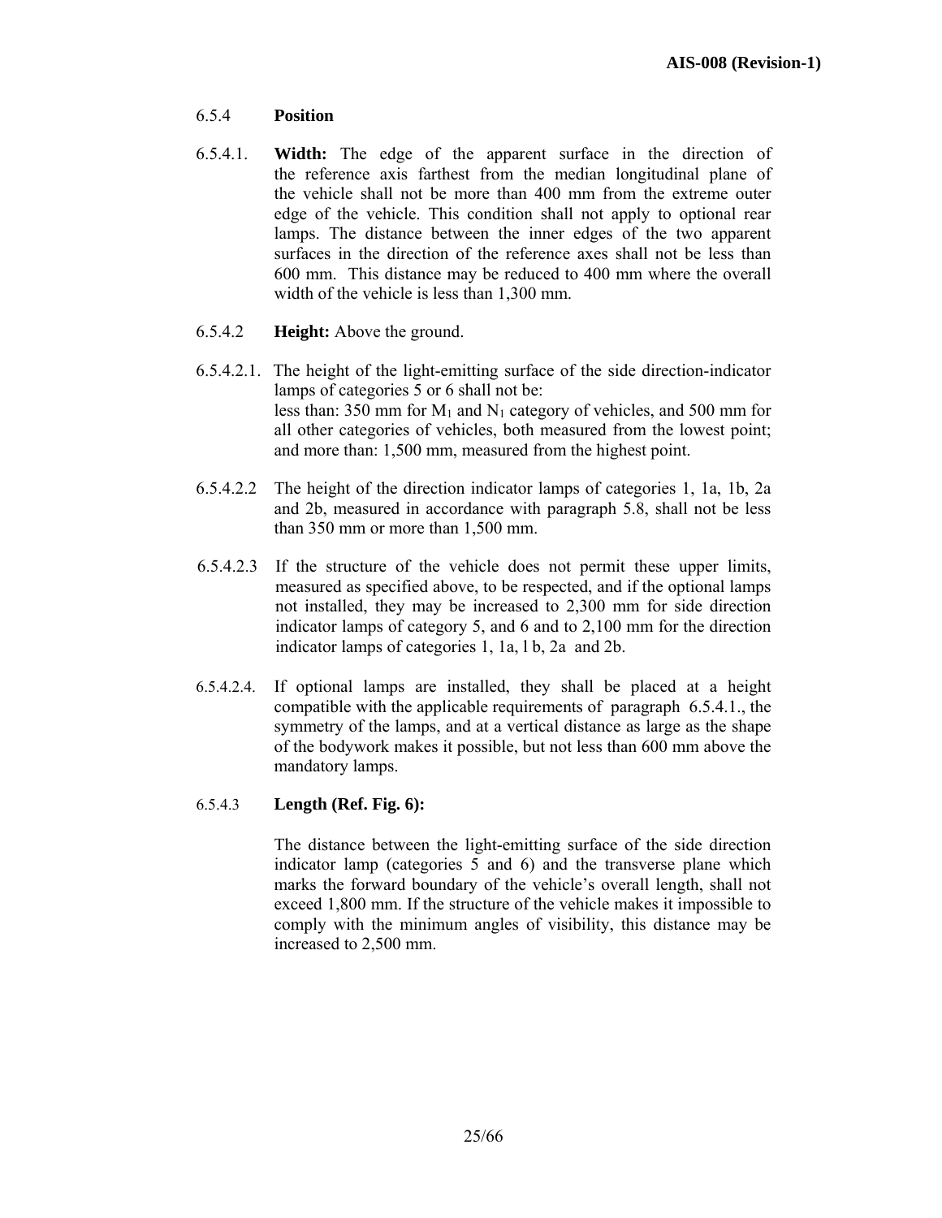6.5.4 **Position**

6.5.4.1. **Width:** The edge of the apparent surface in the direction of the reference axis farthest from the median longitudinal plane of the vehicle shall not be more than 400 mm from the extreme outer edge of the vehicle. This condition shall not apply to optional rear lamps. The distance between the inner edges of the two apparent surfaces in the direction of the reference axes shall not be less than 600 mm. This distance may be reduced to 400 mm where the overall width of the vehicle is less than 1,300 mm.

6.5.4.2 **Height:** Above the ground.

6.5.4.2.1. The height of the light-emitting surface of the side direction-indicator lamps of categories 5 or 6 shall not be:
less than: 350 mm for $M_1$ and $N_1$ category of vehicles, and 500 mm for all other categories of vehicles, both measured from the lowest point;
and more than: 1,500 mm, measured from the highest point.

6.5.4.2.2 The height of the direction indicator lamps of categories 1, 1a, 1b, 2a and 2b, measured in accordance with paragraph 5.8, shall not be less than 350 mm or more than 1,500 mm.

6.5.4.2.3 If the structure of the vehicle does not permit these upper limits, measured as specified above, to be respected, and if the optional lamps not installed, they may be increased to 2,300 mm for side direction indicator lamps of category 5, and 6 and to 2,100 mm for the direction indicator lamps of categories 1, 1a, l b, 2a and 2b.

6.5.4.2.4. If optional lamps are installed, they shall be placed at a height compatible with the applicable requirements of paragraph 6.5.4.1., the symmetry of the lamps, and at a vertical distance as large as the shape of the bodywork makes it possible, but not less than 600 mm above the mandatory lamps.

6.5.4.3 **Length (Ref. Fig. 6):**

The distance between the light-emitting surface of the side direction indicator lamp (categories 5 and 6) and the transverse plane which marks the forward boundary of the vehicle's overall length, shall not exceed 1,800 mm. If the structure of the vehicle makes it impossible to comply with the minimum angles of visibility, this distance may be increased to 2,500 mm.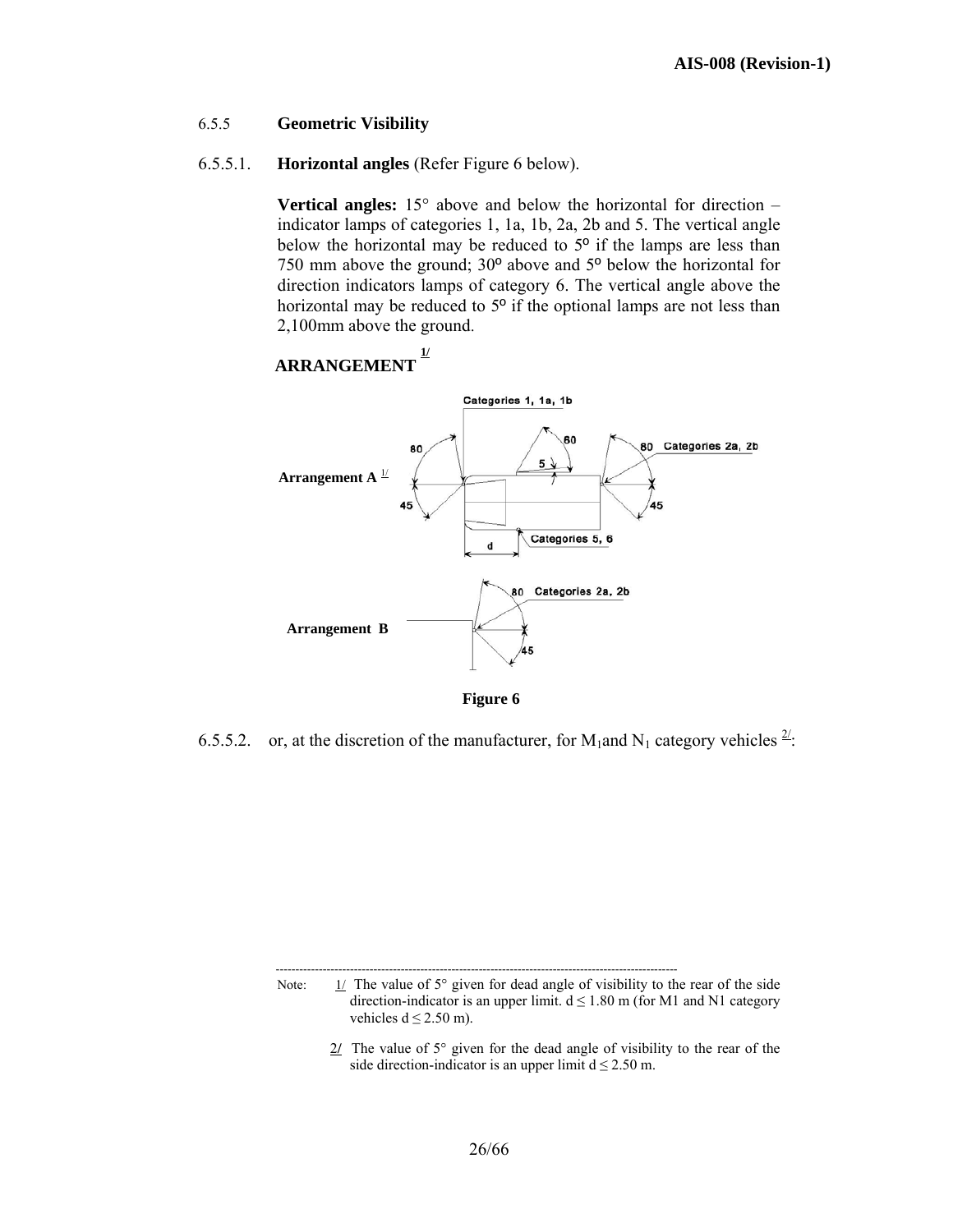6.5.5 **Geometric Visibility**

6.5.5.1. **Horizontal angles** (Refer Figure 6 below).

**Vertical angles:** 15° above and below the horizontal for direction – indicator lamps of categories 1, 1a, 1b, 2a, 2b and 5. The vertical angle below the horizontal may be reduced to 5° if the lamps are less than 750 mm above the ground; 30° above and 5° below the horizontal for direction indicators lamps of category 6. The vertical angle above the horizontal may be reduced to 5° if the optional lamps are not less than 2,100mm above the ground.

**ARRANGEMENT** [1/]

Arrangement A [1/]

Categories 1, 1a, 1b

Categories 2a, 2b

Categories 5, 6

Arrangement B

Categories 2a, 2b

**Figure 6**

6.5.5.2. or, at the discretion of the manufacturer, for $M_1$ and $N_1$ category vehicles [2/]:

---

Note: 1/ The value of 5° given for dead angle of visibility to the rear of the side direction-indicator is an upper limit. d ≤ 1.80 m (for M1 and N1 category vehicles d ≤ 2.50 m).

2/ The value of 5° given for the dead angle of visibility to the rear of the side direction-indicator is an upper limit d ≤ 2.50 m.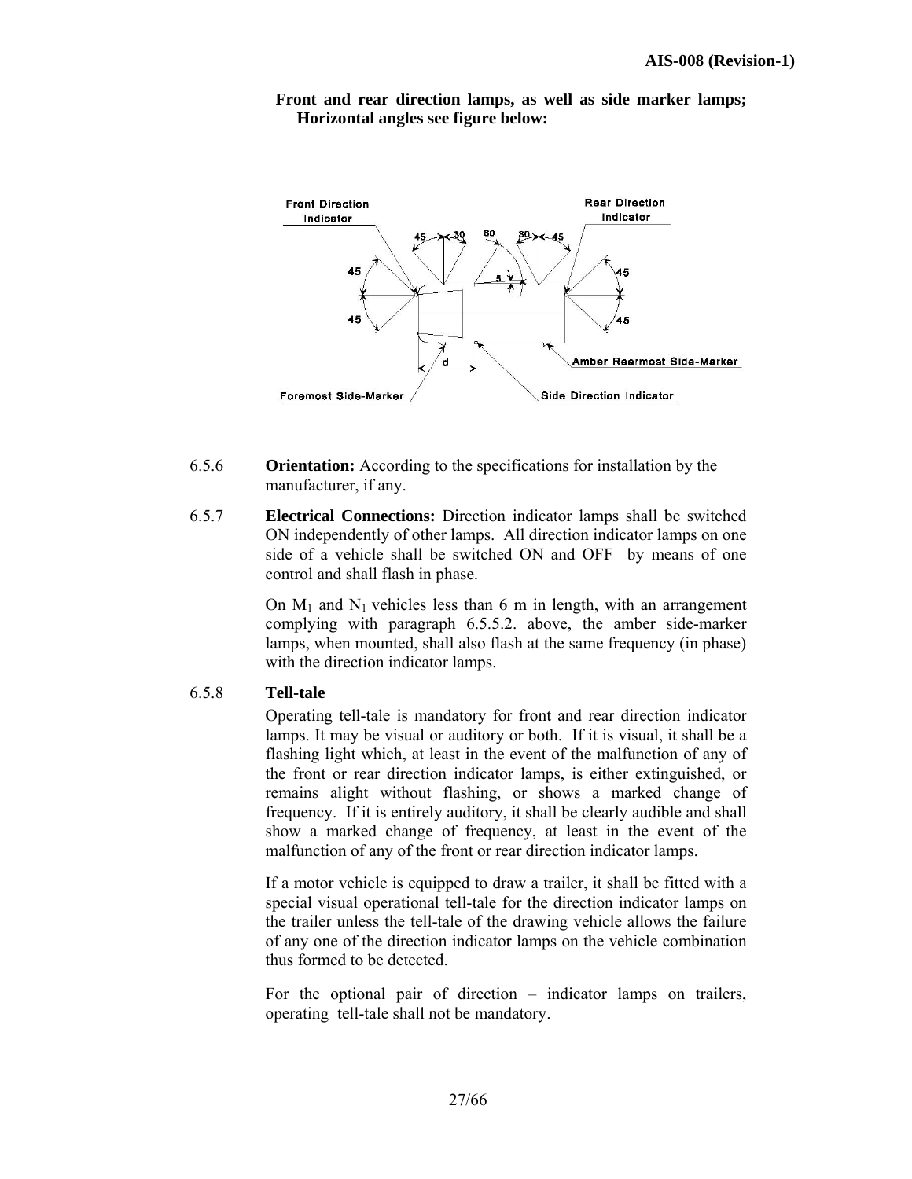**Front and rear direction lamps, as well as side marker lamps; Horizontal angles see figure below:**

6.5.6 **Orientation:** According to the specifications for installation by the manufacturer, if any.

6.5.7 **Electrical Connections:** Direction indicator lamps shall be switched ON independently of other lamps. All direction indicator lamps on one side of a vehicle shall be switched ON and OFF by means of one control and shall flash in phase.

On $M_1$ and $N_1$ vehicles less than 6 m in length, with an arrangement complying with paragraph 6.5.5.2. above, the amber side-marker lamps, when mounted, shall also flash at the same frequency (in phase) with the direction indicator lamps.

6.5.8 **Tell-tale**

Operating tell-tale is mandatory for front and rear direction indicator lamps. It may be visual or auditory or both. If it is visual, it shall be a flashing light which, at least in the event of the malfunction of any of the front or rear direction indicator lamps, is either extinguished, or remains alight without flashing, or shows a marked change of frequency. If it is entirely auditory, it shall be clearly audible and shall show a marked change of frequency, at least in the event of the malfunction of any of the front or rear direction indicator lamps.

If a motor vehicle is equipped to draw a trailer, it shall be fitted with a special visual operational tell-tale for the direction indicator lamps on the trailer unless the tell-tale of the drawing vehicle allows the failure of any one of the direction indicator lamps on the vehicle combination thus formed to be detected.

For the optional pair of direction – indicator lamps on trailers, operating tell-tale shall not be mandatory.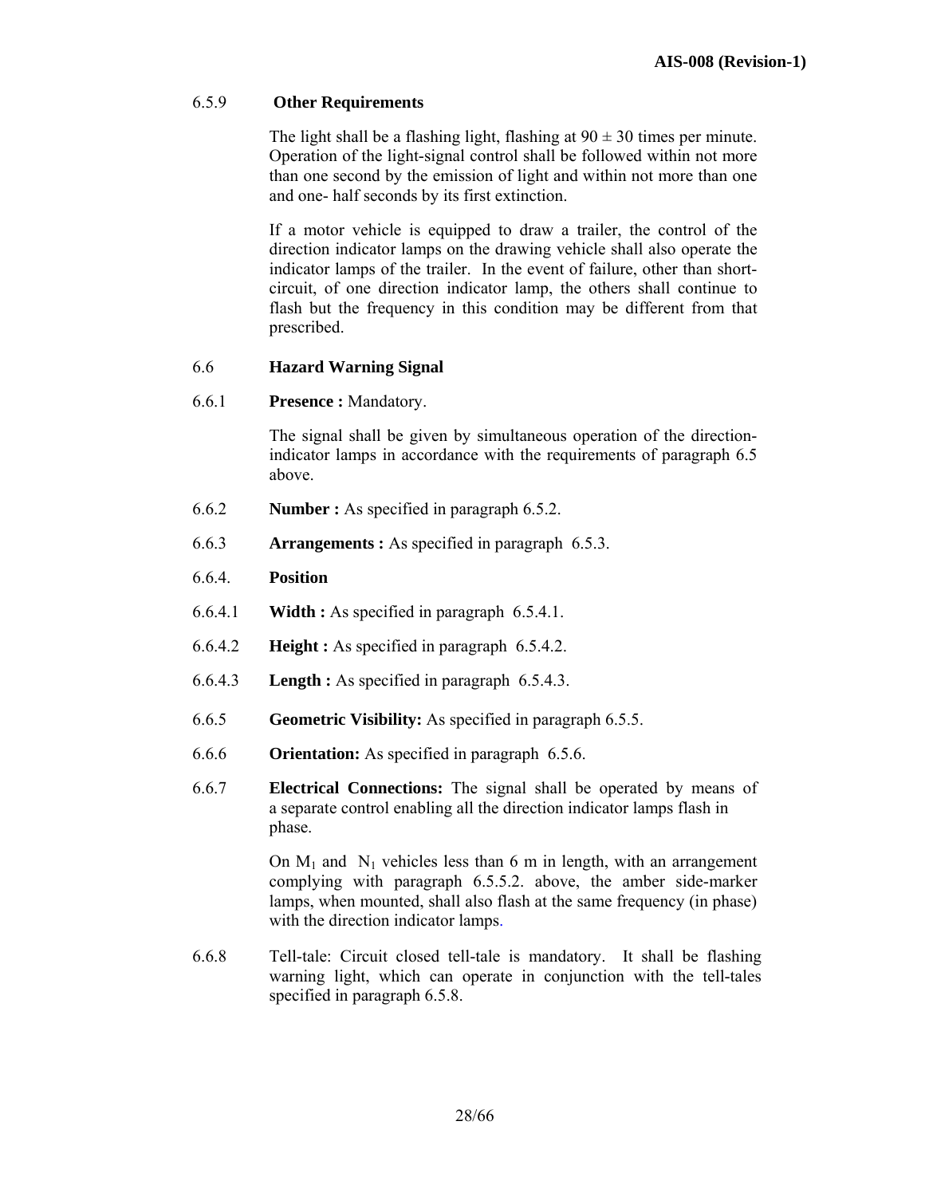6.5.9 **Other Requirements**

The light shall be a flashing light, flashing at $90 \pm 30$ times per minute. Operation of the light-signal control shall be followed within not more than one second by the emission of light and within not more than one and one- half seconds by its first extinction.

If a motor vehicle is equipped to draw a trailer, the control of the direction indicator lamps on the drawing vehicle shall also operate the indicator lamps of the trailer. In the event of failure, other than short-circuit, of one direction indicator lamp, the others shall continue to flash but the frequency in this condition may be different from that prescribed.

6.6 **Hazard Warning Signal**

6.6.1 **Presence :** Mandatory.

The signal shall be given by simultaneous operation of the direction-indicator lamps in accordance with the requirements of paragraph 6.5 above.

6.6.2 **Number :** As specified in paragraph 6.5.2.

6.6.3 **Arrangements :** As specified in paragraph 6.5.3.

6.6.4. **Position**

6.6.4.1 **Width :** As specified in paragraph 6.5.4.1.

6.6.4.2 **Height :** As specified in paragraph 6.5.4.2.

6.6.4.3 **Length :** As specified in paragraph 6.5.4.3.

6.6.5 **Geometric Visibility:** As specified in paragraph 6.5.5.

6.6.6 **Orientation:** As specified in paragraph 6.5.6.

6.6.7 **Electrical Connections:** The signal shall be operated by means of a separate control enabling all the direction indicator lamps flash in phase.

On $M_1$ and $N_1$ vehicles less than 6 m in length, with an arrangement complying with paragraph 6.5.5.2. above, the amber side-marker lamps, when mounted, shall also flash at the same frequency (in phase) with the direction indicator lamps.

6.6.8 Tell-tale: Circuit closed tell-tale is mandatory. It shall be flashing warning light, which can operate in conjunction with the tell-tales specified in paragraph 6.5.8.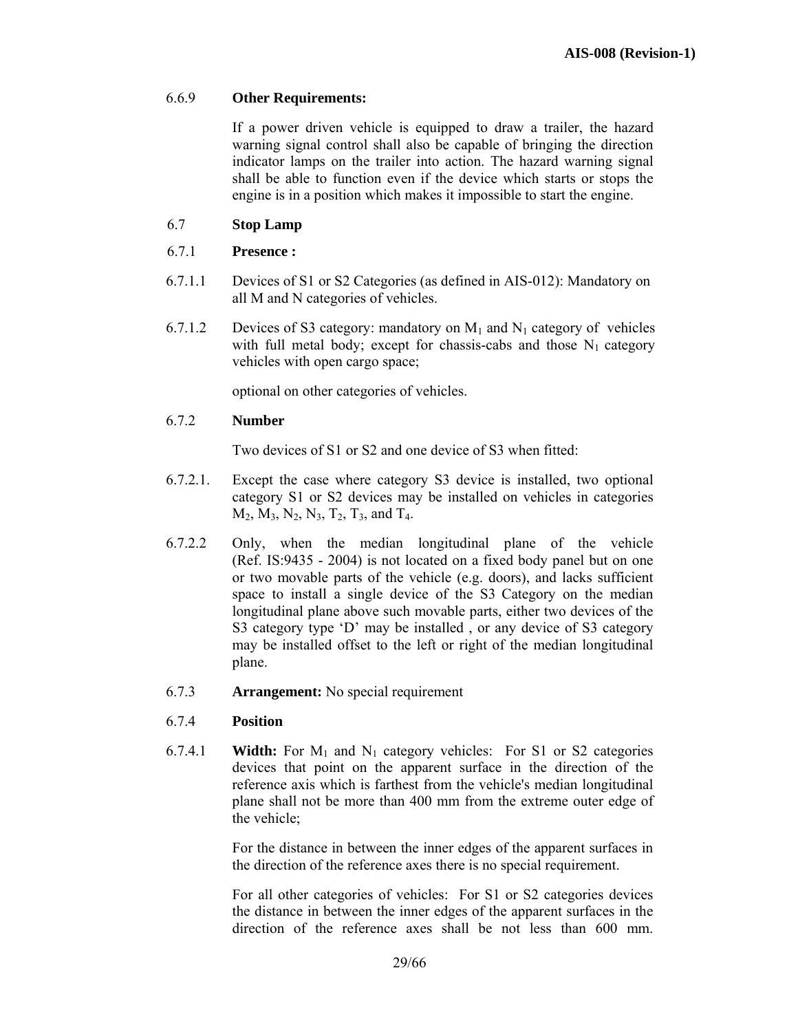6.6.9 **Other Requirements:**

If a power driven vehicle is equipped to draw a trailer, the hazard warning signal control shall also be capable of bringing the direction indicator lamps on the trailer into action. The hazard warning signal shall be able to function even if the device which starts or stops the engine is in a position which makes it impossible to start the engine.

6.7 **Stop Lamp**

6.7.1 **Presence :**

6.7.1.1 Devices of S1 or S2 Categories (as defined in AIS-012): Mandatory on all M and N categories of vehicles.

6.7.1.2 Devices of S3 category: mandatory on $M_1$ and $N_1$ category of vehicles with full metal body; except for chassis-cabs and those $N_1$ category vehicles with open cargo space;

optional on other categories of vehicles.

6.7.2 **Number**

Two devices of S1 or S2 and one device of S3 when fitted:

6.7.2.1. Except the case where category S3 device is installed, two optional category S1 or S2 devices may be installed on vehicles in categories $M_2$, $M_3$, $N_2$, $N_3$, $T_2$, $T_3$, and $T_4$.

6.7.2.2 Only, when the median longitudinal plane of the vehicle (Ref. IS:9435 - 2004) is not located on a fixed body panel but on one or two movable parts of the vehicle (e.g. doors), and lacks sufficient space to install a single device of the S3 Category on the median longitudinal plane above such movable parts, either two devices of the S3 category type 'D' may be installed , or any device of S3 category may be installed offset to the left or right of the median longitudinal plane.

6.7.3 **Arrangement:** No special requirement

6.7.4 **Position**

6.7.4.1 **Width:** For $M_1$ and $N_1$ category vehicles: For S1 or S2 categories devices that point on the apparent surface in the direction of the reference axis which is farthest from the vehicle's median longitudinal plane shall not be more than 400 mm from the extreme outer edge of the vehicle;

For the distance in between the inner edges of the apparent surfaces in the direction of the reference axes there is no special requirement.

For all other categories of vehicles: For S1 or S2 categories devices the distance in between the inner edges of the apparent surfaces in the direction of the reference axes shall be not less than 600 mm.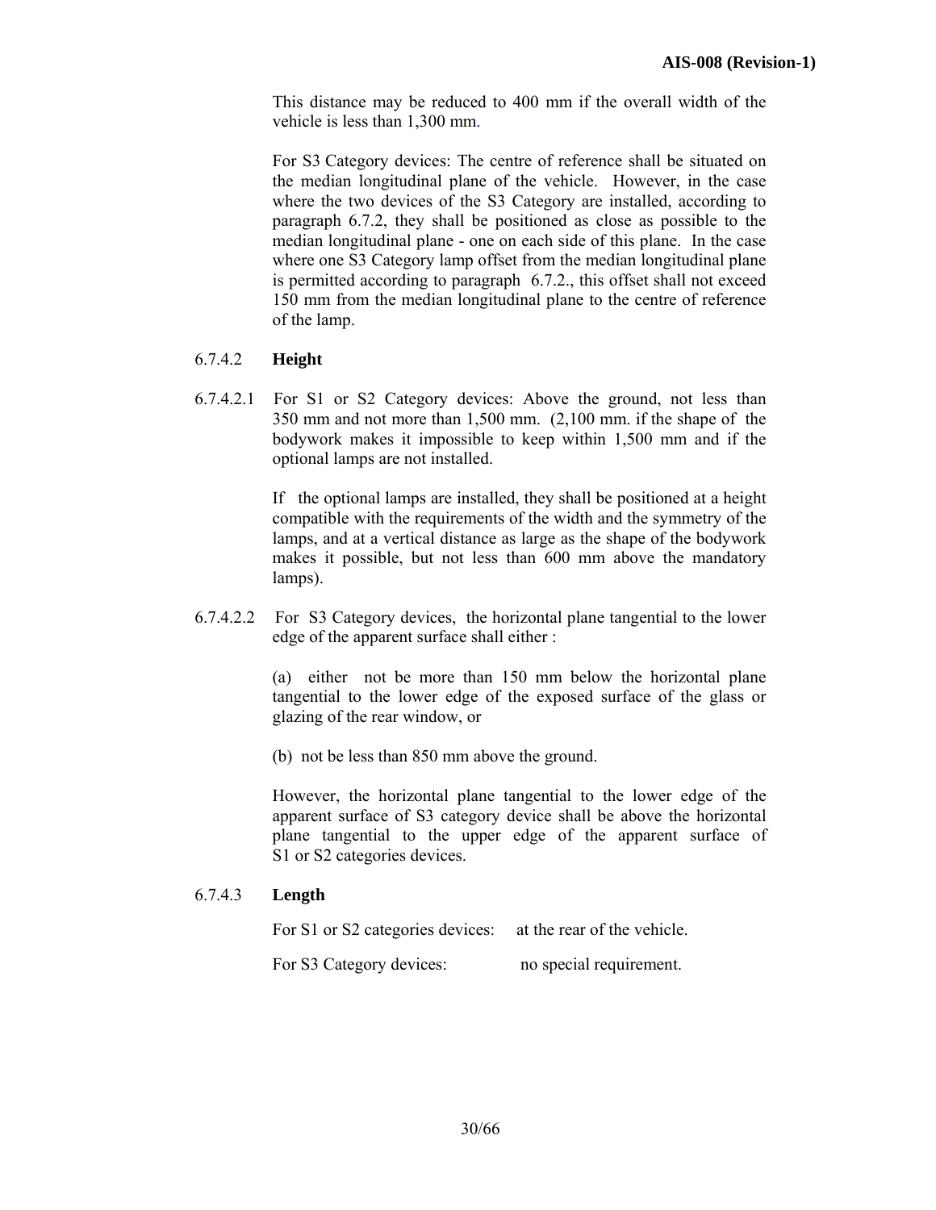This distance may be reduced to 400 mm if the overall width of the vehicle is less than 1,300 mm.

For S3 Category devices: The centre of reference shall be situated on the median longitudinal plane of the vehicle. However, in the case where the two devices of the S3 Category are installed, according to paragraph 6.7.2, they shall be positioned as close as possible to the median longitudinal plane - one on each side of this plane. In the case where one S3 Category lamp offset from the median longitudinal plane is permitted according to paragraph 6.7.2., this offset shall not exceed 150 mm from the median longitudinal plane to the centre of reference of the lamp.

6.7.4.2 **Height**

6.7.4.2.1 For S1 or S2 Category devices: Above the ground, not less than 350 mm and not more than 1,500 mm. (2,100 mm. if the shape of the bodywork makes it impossible to keep within 1,500 mm and if the optional lamps are not installed.

If the optional lamps are installed, they shall be positioned at a height compatible with the requirements of the width and the symmetry of the lamps, and at a vertical distance as large as the shape of the bodywork makes it possible, but not less than 600 mm above the mandatory lamps).

6.7.4.2.2 For S3 Category devices, the horizontal plane tangential to the lower edge of the apparent surface shall either :

(a) either not be more than 150 mm below the horizontal plane tangential to the lower edge of the exposed surface of the glass or glazing of the rear window, or

(b) not be less than 850 mm above the ground.

However, the horizontal plane tangential to the lower edge of the apparent surface of S3 category device shall be above the horizontal plane tangential to the upper edge of the apparent surface of S1 or S2 categories devices.

6.7.4.3 **Length**

For S1 or S2 categories devices: at the rear of the vehicle.

For S3 Category devices: no special requirement.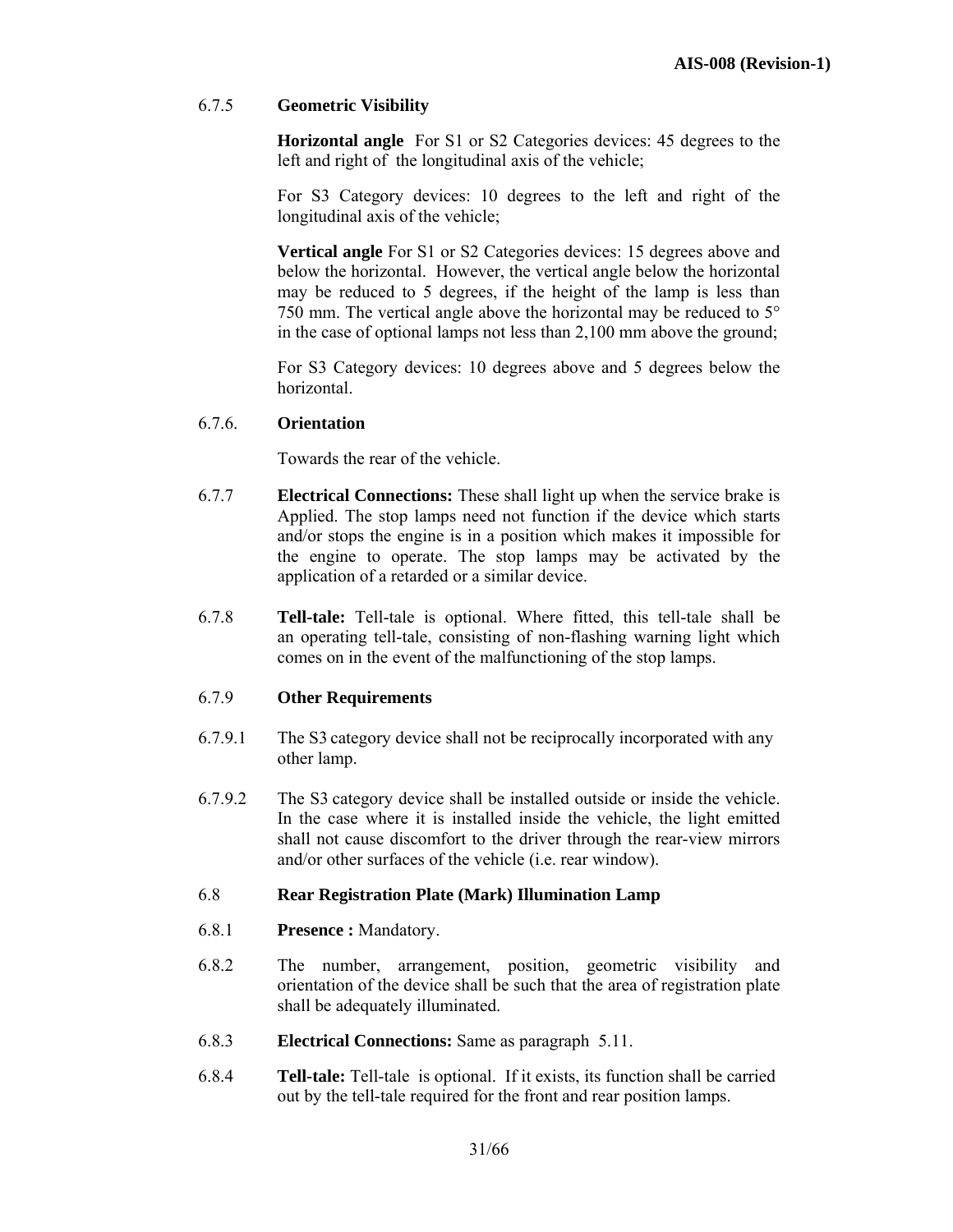6.7.5 **Geometric Visibility**

**Horizontal angle** For S1 or S2 Categories devices: 45 degrees to the left and right of the longitudinal axis of the vehicle;

For S3 Category devices: 10 degrees to the left and right of the longitudinal axis of the vehicle;

**Vertical angle** For S1 or S2 Categories devices: 15 degrees above and below the horizontal. However, the vertical angle below the horizontal may be reduced to 5 degrees, if the height of the lamp is less than 750 mm. The vertical angle above the horizontal may be reduced to 5° in the case of optional lamps not less than 2,100 mm above the ground;

For S3 Category devices: 10 degrees above and 5 degrees below the horizontal.

6.7.6. **Orientation**

Towards the rear of the vehicle.

6.7.7 **Electrical Connections:** These shall light up when the service brake is Applied. The stop lamps need not function if the device which starts and/or stops the engine is in a position which makes it impossible for the engine to operate. The stop lamps may be activated by the application of a retarded or a similar device.

6.7.8 **Tell-tale:** Tell-tale is optional. Where fitted, this tell-tale shall be an operating tell-tale, consisting of non-flashing warning light which comes on in the event of the malfunctioning of the stop lamps.

6.7.9 **Other Requirements**

6.7.9.1 The S3 category device shall not be reciprocally incorporated with any other lamp.

6.7.9.2 The S3 category device shall be installed outside or inside the vehicle. In the case where it is installed inside the vehicle, the light emitted shall not cause discomfort to the driver through the rear-view mirrors and/or other surfaces of the vehicle (i.e. rear window).

6.8 **Rear Registration Plate (Mark) Illumination Lamp**

6.8.1 **Presence :** Mandatory.

6.8.2 The number, arrangement, position, geometric visibility and orientation of the device shall be such that the area of registration plate shall be adequately illuminated.

6.8.3 **Electrical Connections:** Same as paragraph 5.11.

6.8.4 **Tell-tale:** Tell-tale is optional. If it exists, its function shall be carried out by the tell-tale required for the front and rear position lamps.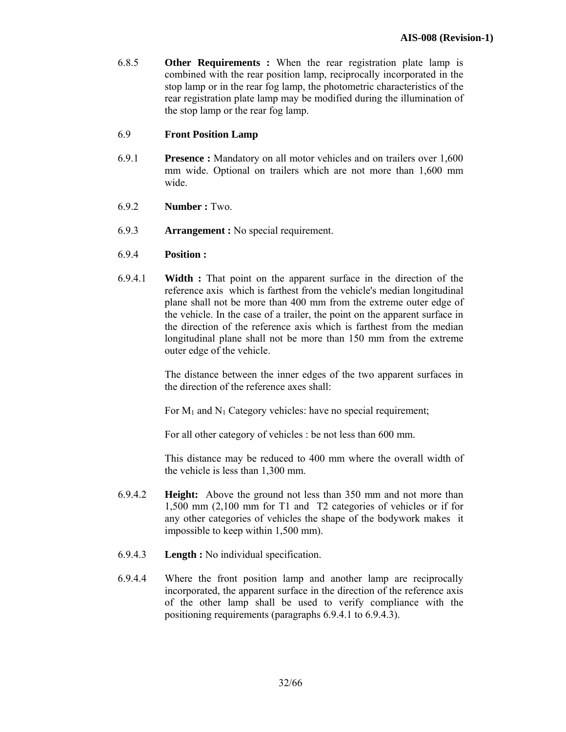6.8.5 **Other Requirements :** When the rear registration plate lamp is combined with the rear position lamp, reciprocally incorporated in the stop lamp or in the rear fog lamp, the photometric characteristics of the rear registration plate lamp may be modified during the illumination of the stop lamp or the rear fog lamp.

6.9 **Front Position Lamp**

6.9.1 **Presence :** Mandatory on all motor vehicles and on trailers over 1,600 mm wide. Optional on trailers which are not more than 1,600 mm wide.

6.9.2 **Number :** Two.

6.9.3 **Arrangement :** No special requirement.

6.9.4 **Position :**

6.9.4.1 **Width :** That point on the apparent surface in the direction of the reference axis which is farthest from the vehicle's median longitudinal plane shall not be more than 400 mm from the extreme outer edge of the vehicle. In the case of a trailer, the point on the apparent surface in the direction of the reference axis which is farthest from the median longitudinal plane shall not be more than 150 mm from the extreme outer edge of the vehicle.

The distance between the inner edges of the two apparent surfaces in the direction of the reference axes shall:

For $M_1$ and $N_1$ Category vehicles: have no special requirement;

For all other category of vehicles : be not less than 600 mm.

This distance may be reduced to 400 mm where the overall width of the vehicle is less than 1,300 mm.

6.9.4.2 **Height:** Above the ground not less than 350 mm and not more than 1,500 mm (2,100 mm for T1 and T2 categories of vehicles or if for any other categories of vehicles the shape of the bodywork makes it impossible to keep within 1,500 mm).

6.9.4.3 **Length :** No individual specification.

6.9.4.4 Where the front position lamp and another lamp are reciprocally incorporated, the apparent surface in the direction of the reference axis of the other lamp shall be used to verify compliance with the positioning requirements (paragraphs 6.9.4.1 to 6.9.4.3).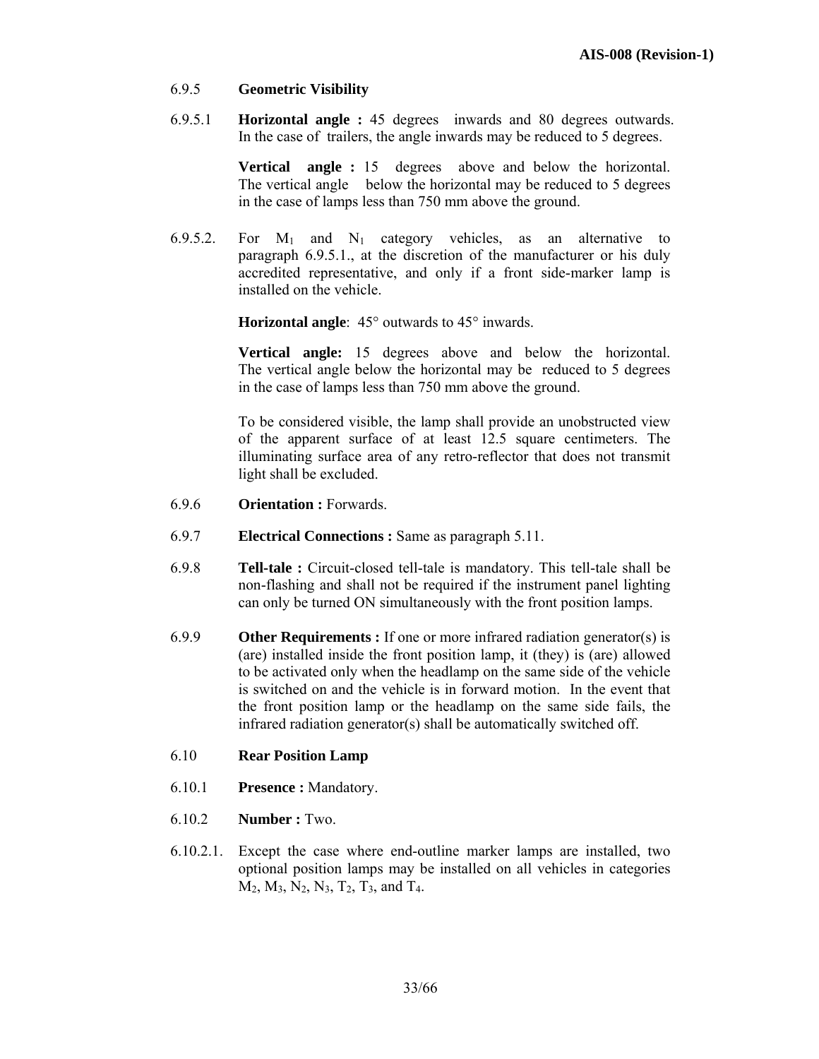6.9.5 **Geometric Visibility**

6.9.5.1 **Horizontal angle :** 45 degrees inwards and 80 degrees outwards. In the case of trailers, the angle inwards may be reduced to 5 degrees.

**Vertical angle :** 15 degrees above and below the horizontal. The vertical angle below the horizontal may be reduced to 5 degrees in the case of lamps less than 750 mm above the ground.

6.9.5.2. For $M_1$ and $N_1$ category vehicles, as an alternative to paragraph 6.9.5.1., at the discretion of the manufacturer or his duly accredited representative, and only if a front side-marker lamp is installed on the vehicle.

**Horizontal angle**: 45° outwards to 45° inwards.

**Vertical angle:** 15 degrees above and below the horizontal. The vertical angle below the horizontal may be reduced to 5 degrees in the case of lamps less than 750 mm above the ground.

To be considered visible, the lamp shall provide an unobstructed view of the apparent surface of at least 12.5 square centimeters. The illuminating surface area of any retro-reflector that does not transmit light shall be excluded.

6.9.6 **Orientation :** Forwards.

6.9.7 **Electrical Connections :** Same as paragraph 5.11.

6.9.8 **Tell-tale :** Circuit-closed tell-tale is mandatory. This tell-tale shall be non-flashing and shall not be required if the instrument panel lighting can only be turned ON simultaneously with the front position lamps.

6.9.9 **Other Requirements :** If one or more infrared radiation generator(s) is (are) installed inside the front position lamp, it (they) is (are) allowed to be activated only when the headlamp on the same side of the vehicle is switched on and the vehicle is in forward motion. In the event that the front position lamp or the headlamp on the same side fails, the infrared radiation generator(s) shall be automatically switched off.

6.10 **Rear Position Lamp**

6.10.1 **Presence :** Mandatory.

6.10.2 **Number :** Two.

6.10.2.1. Except the case where end-outline marker lamps are installed, two optional position lamps may be installed on all vehicles in categories $M_2$, $M_3$, $N_2$, $N_3$, $T_2$, $T_3$, and $T_4$.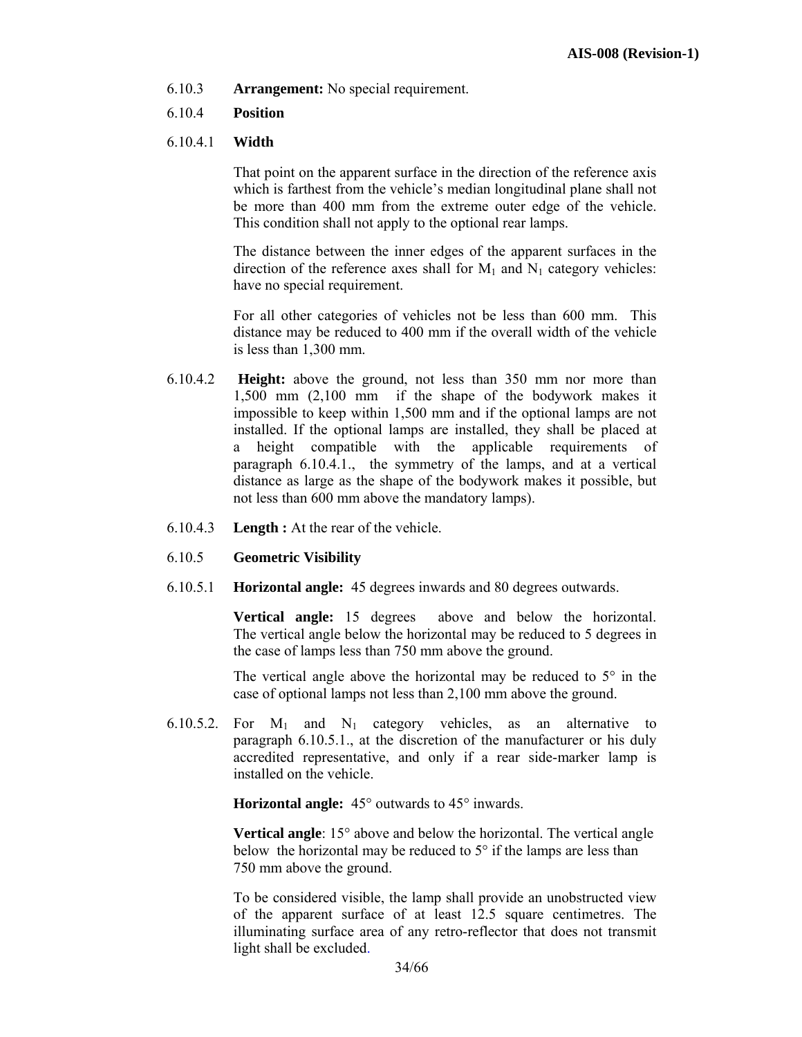6.10.3 **Arrangement:** No special requirement.

6.10.4 **Position**

6.10.4.1 **Width**

That point on the apparent surface in the direction of the reference axis which is farthest from the vehicle's median longitudinal plane shall not be more than 400 mm from the extreme outer edge of the vehicle. This condition shall not apply to the optional rear lamps.

The distance between the inner edges of the apparent surfaces in the direction of the reference axes shall for $M_1$ and $N_1$ category vehicles: have no special requirement.

For all other categories of vehicles not be less than 600 mm. This distance may be reduced to 400 mm if the overall width of the vehicle is less than 1,300 mm.

6.10.4.2 **Height:** above the ground, not less than 350 mm nor more than 1,500 mm (2,100 mm if the shape of the bodywork makes it impossible to keep within 1,500 mm and if the optional lamps are not installed. If the optional lamps are installed, they shall be placed at a height compatible with the applicable requirements of paragraph 6.10.4.1., the symmetry of the lamps, and at a vertical distance as large as the shape of the bodywork makes it possible, but not less than 600 mm above the mandatory lamps).

6.10.4.3 **Length :** At the rear of the vehicle.

6.10.5 **Geometric Visibility**

6.10.5.1 **Horizontal angle:** 45 degrees inwards and 80 degrees outwards.

**Vertical angle:** 15 degrees above and below the horizontal. The vertical angle below the horizontal may be reduced to 5 degrees in the case of lamps less than 750 mm above the ground.

The vertical angle above the horizontal may be reduced to 5° in the case of optional lamps not less than 2,100 mm above the ground.

6.10.5.2. For $M_1$ and $N_1$ category vehicles, as an alternative to paragraph 6.10.5.1., at the discretion of the manufacturer or his duly accredited representative, and only if a rear side-marker lamp is installed on the vehicle.

**Horizontal angle:** 45° outwards to 45° inwards.

**Vertical angle**: 15° above and below the horizontal. The vertical angle below the horizontal may be reduced to 5° if the lamps are less than 750 mm above the ground.

To be considered visible, the lamp shall provide an unobstructed view of the apparent surface of at least 12.5 square centimetres. The illuminating surface area of any retro-reflector that does not transmit light shall be excluded.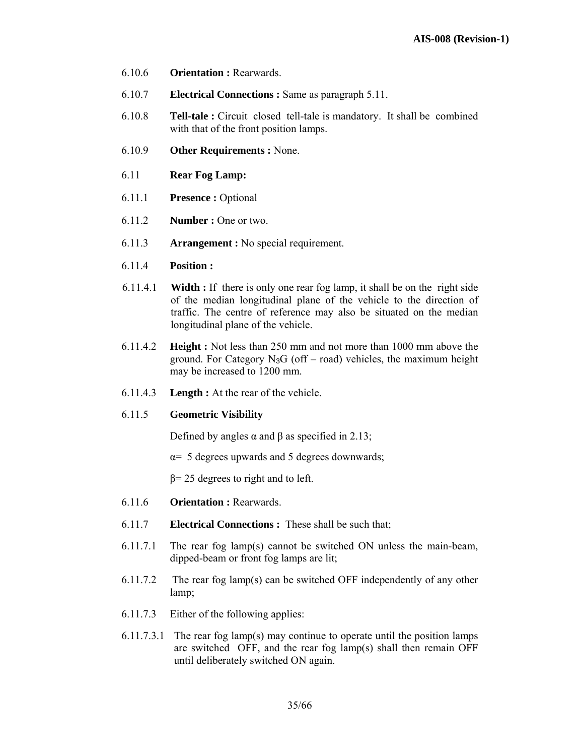6.10.6 **Orientation :** Rearwards.

6.10.7 **Electrical Connections :** Same as paragraph 5.11.

6.10.8 **Tell-tale :** Circuit closed tell-tale is mandatory. It shall be combined with that of the front position lamps.

6.10.9 **Other Requirements :** None.

6.11 **Rear Fog Lamp:**

6.11.1 **Presence :** Optional

6.11.2 **Number :** One or two.

6.11.3 **Arrangement :** No special requirement.

6.11.4 **Position :**

6.11.4.1 **Width :** If there is only one rear fog lamp, it shall be on the right side of the median longitudinal plane of the vehicle to the direction of traffic. The centre of reference may also be situated on the median longitudinal plane of the vehicle.

6.11.4.2 **Height :** Not less than 250 mm and not more than 1000 mm above the ground. For Category $N_3G$ (off – road) vehicles, the maximum height may be increased to 1200 mm.

6.11.4.3 **Length :** At the rear of the vehicle.

6.11.5 **Geometric Visibility**

Defined by angles α and β as specified in 2.13;

α= 5 degrees upwards and 5 degrees downwards;

β= 25 degrees to right and to left.

6.11.6 **Orientation :** Rearwards.

6.11.7 **Electrical Connections :** These shall be such that;

6.11.7.1 The rear fog lamp(s) cannot be switched ON unless the main-beam, dipped-beam or front fog lamps are lit;

6.11.7.2 The rear fog lamp(s) can be switched OFF independently of any other lamp;

6.11.7.3 Either of the following applies:

6.11.7.3.1 The rear fog lamp(s) may continue to operate until the position lamps are switched OFF, and the rear fog lamp(s) shall then remain OFF until deliberately switched ON again.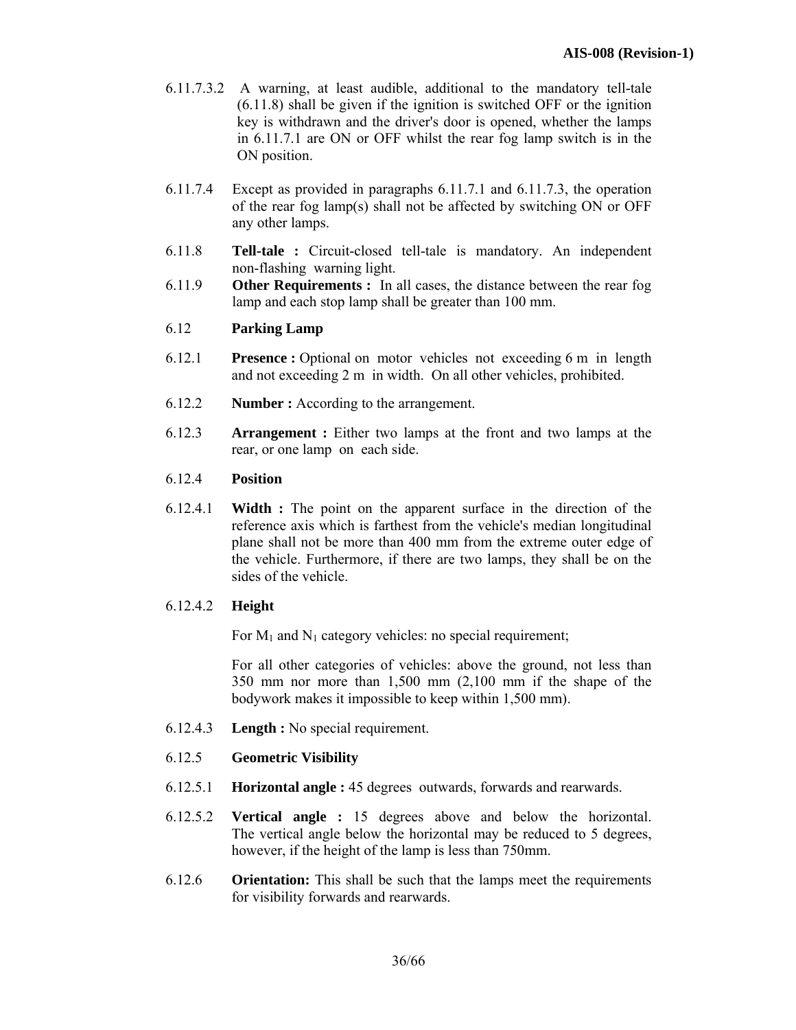6.11.7.3.2 A warning, at least audible, additional to the mandatory tell-tale (6.11.8) shall be given if the ignition is switched OFF or the ignition key is withdrawn and the driver's door is opened, whether the lamps in 6.11.7.1 are ON or OFF whilst the rear fog lamp switch is in the ON position.

6.11.7.4 Except as provided in paragraphs 6.11.7.1 and 6.11.7.3, the operation of the rear fog lamp(s) shall not be affected by switching ON or OFF any other lamps.

6.11.8 **Tell-tale :** Circuit-closed tell-tale is mandatory. An independent non-flashing warning light.

6.11.9 **Other Requirements :** In all cases, the distance between the rear fog lamp and each stop lamp shall be greater than 100 mm.

6.12 **Parking Lamp**

6.12.1 **Presence :** Optional on motor vehicles not exceeding 6 m in length and not exceeding 2 m in width. On all other vehicles, prohibited.

6.12.2 **Number :** According to the arrangement.

6.12.3 **Arrangement :** Either two lamps at the front and two lamps at the rear, or one lamp on each side.

6.12.4 **Position**

6.12.4.1 **Width :** The point on the apparent surface in the direction of the reference axis which is farthest from the vehicle's median longitudinal plane shall not be more than 400 mm from the extreme outer edge of the vehicle. Furthermore, if there are two lamps, they shall be on the sides of the vehicle.

6.12.4.2 **Height**

For $M_1$ and $N_1$ category vehicles: no special requirement;

For all other categories of vehicles: above the ground, not less than 350 mm nor more than 1,500 mm (2,100 mm if the shape of the bodywork makes it impossible to keep within 1,500 mm).

6.12.4.3 **Length :** No special requirement.

6.12.5 **Geometric Visibility**

6.12.5.1 **Horizontal angle :** 45 degrees outwards, forwards and rearwards.

6.12.5.2 **Vertical angle :** 15 degrees above and below the horizontal. The vertical angle below the horizontal may be reduced to 5 degrees, however, if the height of the lamp is less than 750mm.

6.12.6 **Orientation:** This shall be such that the lamps meet the requirements for visibility forwards and rearwards.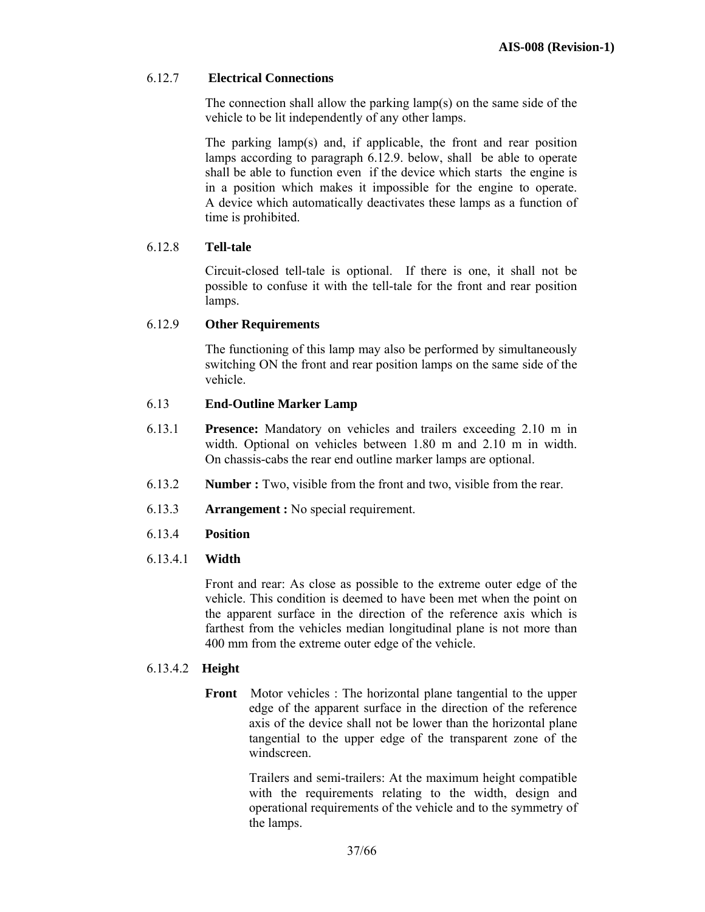6.12.7 **Electrical Connections**

The connection shall allow the parking lamp(s) on the same side of the vehicle to be lit independently of any other lamps.

The parking lamp(s) and, if applicable, the front and rear position lamps according to paragraph 6.12.9. below, shall be able to operate shall be able to function even if the device which starts the engine is in a position which makes it impossible for the engine to operate. A device which automatically deactivates these lamps as a function of time is prohibited.

6.12.8 **Tell-tale**

Circuit-closed tell-tale is optional. If there is one, it shall not be possible to confuse it with the tell-tale for the front and rear position lamps.

6.12.9 **Other Requirements**

The functioning of this lamp may also be performed by simultaneously switching ON the front and rear position lamps on the same side of the vehicle.

6.13 **End-Outline Marker Lamp**

6.13.1 **Presence:** Mandatory on vehicles and trailers exceeding 2.10 m in width. Optional on vehicles between 1.80 m and 2.10 m in width. On chassis-cabs the rear end outline marker lamps are optional.

6.13.2 **Number :** Two, visible from the front and two, visible from the rear.

6.13.3 **Arrangement :** No special requirement.

6.13.4 **Position**

6.13.4.1 **Width**

Front and rear: As close as possible to the extreme outer edge of the vehicle. This condition is deemed to have been met when the point on the apparent surface in the direction of the reference axis which is farthest from the vehicles median longitudinal plane is not more than 400 mm from the extreme outer edge of the vehicle.

6.13.4.2 **Height**

**Front** Motor vehicles : The horizontal plane tangential to the upper edge of the apparent surface in the direction of the reference axis of the device shall not be lower than the horizontal plane tangential to the upper edge of the transparent zone of the windscreen.

Trailers and semi-trailers: At the maximum height compatible with the requirements relating to the width, design and operational requirements of the vehicle and to the symmetry of the lamps.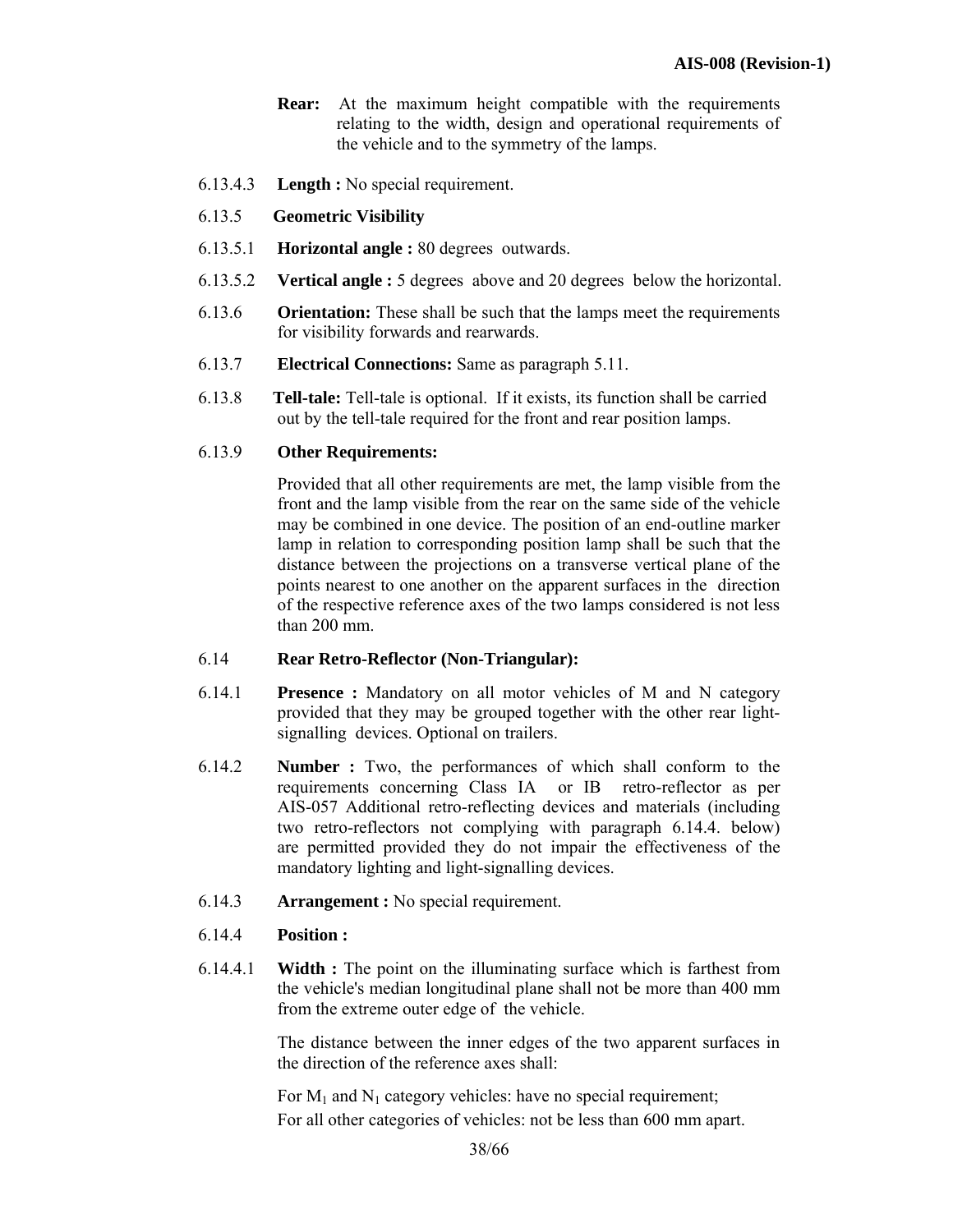**Rear:** At the maximum height compatible with the requirements relating to the width, design and operational requirements of the vehicle and to the symmetry of the lamps.

6.13.4.3 **Length :** No special requirement.

6.13.5 **Geometric Visibility**

6.13.5.1 **Horizontal angle :** 80 degrees outwards.

6.13.5.2 **Vertical angle :** 5 degrees above and 20 degrees below the horizontal.

6.13.6 **Orientation:** These shall be such that the lamps meet the requirements for visibility forwards and rearwards.

6.13.7 **Electrical Connections:** Same as paragraph 5.11.

6.13.8 **Tell-tale:** Tell-tale is optional. If it exists, its function shall be carried out by the tell-tale required for the front and rear position lamps.

6.13.9 **Other Requirements:**

Provided that all other requirements are met, the lamp visible from the front and the lamp visible from the rear on the same side of the vehicle may be combined in one device. The position of an end-outline marker lamp in relation to corresponding position lamp shall be such that the distance between the projections on a transverse vertical plane of the points nearest to one another on the apparent surfaces in the direction of the respective reference axes of the two lamps considered is not less than 200 mm.

6.14 **Rear Retro-Reflector (Non-Triangular):**

6.14.1 **Presence :** Mandatory on all motor vehicles of M and N category provided that they may be grouped together with the other rear light-signalling devices. Optional on trailers.

6.14.2 **Number :** Two, the performances of which shall conform to the requirements concerning Class IA or IB retro-reflector as per AIS-057 Additional retro-reflecting devices and materials (including two retro-reflectors not complying with paragraph 6.14.4. below) are permitted provided they do not impair the effectiveness of the mandatory lighting and light-signalling devices.

6.14.3 **Arrangement :** No special requirement.

6.14.4 **Position :**

6.14.4.1 **Width :** The point on the illuminating surface which is farthest from the vehicle's median longitudinal plane shall not be more than 400 mm from the extreme outer edge of the vehicle.

The distance between the inner edges of the two apparent surfaces in the direction of the reference axes shall:

For $M_1$ and $N_1$ category vehicles: have no special requirement;

For all other categories of vehicles: not be less than 600 mm apart.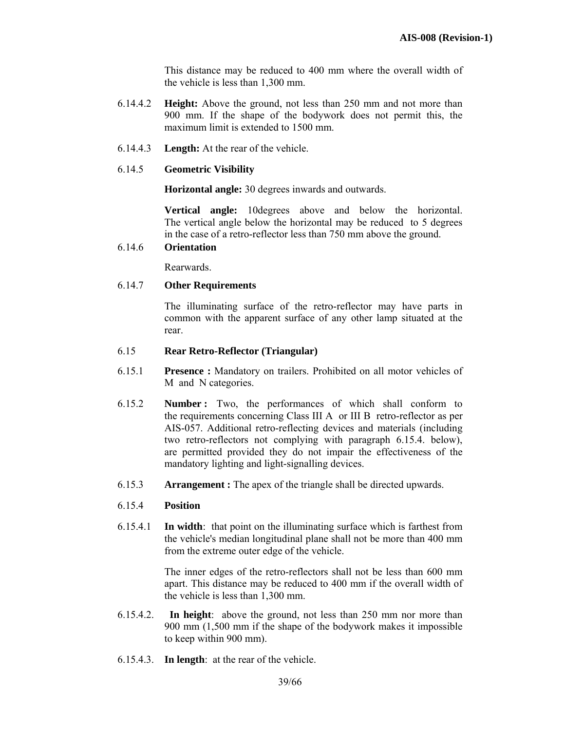This distance may be reduced to 400 mm where the overall width of the vehicle is less than 1,300 mm.

6.14.4.2 **Height:** Above the ground, not less than 250 mm and not more than 900 mm. If the shape of the bodywork does not permit this, the maximum limit is extended to 1500 mm.

6.14.4.3 **Length:** At the rear of the vehicle.

6.14.5 **Geometric Visibility**

**Horizontal angle:** 30 degrees inwards and outwards.

**Vertical angle:** 10degrees above and below the horizontal. The vertical angle below the horizontal may be reduced to 5 degrees in the case of a retro-reflector less than 750 mm above the ground.

6.14.6 **Orientation**

Rearwards.

6.14.7 **Other Requirements**

The illuminating surface of the retro-reflector may have parts in common with the apparent surface of any other lamp situated at the rear.

6.15 **Rear Retro-Reflector (Triangular)**

6.15.1 **Presence :** Mandatory on trailers. Prohibited on all motor vehicles of M and N categories.

6.15.2 **Number :** Two, the performances of which shall conform to the requirements concerning Class III A or III B retro-reflector as per AIS-057. Additional retro-reflecting devices and materials (including two retro-reflectors not complying with paragraph 6.15.4. below), are permitted provided they do not impair the effectiveness of the mandatory lighting and light-signalling devices.

6.15.3 **Arrangement :** The apex of the triangle shall be directed upwards.

6.15.4 **Position**

6.15.4.1 **In width**: that point on the illuminating surface which is farthest from the vehicle's median longitudinal plane shall not be more than 400 mm from the extreme outer edge of the vehicle.

The inner edges of the retro-reflectors shall not be less than 600 mm apart. This distance may be reduced to 400 mm if the overall width of the vehicle is less than 1,300 mm.

6.15.4.2. **In height**: above the ground, not less than 250 mm nor more than 900 mm (1,500 mm if the shape of the bodywork makes it impossible to keep within 900 mm).

6.15.4.3. **In length**: at the rear of the vehicle.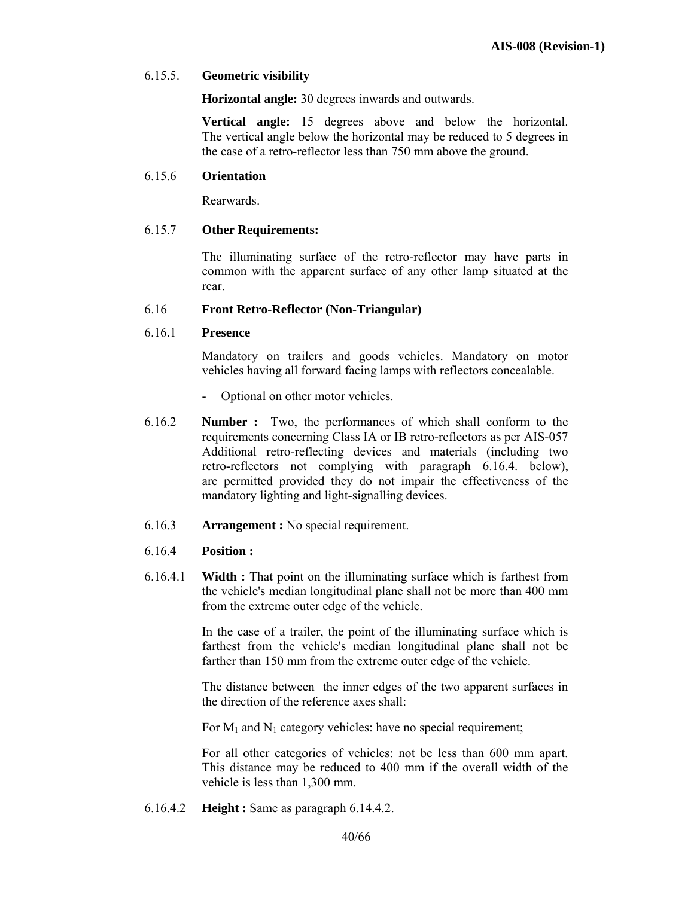6.15.5. **Geometric visibility**

**Horizontal angle:** 30 degrees inwards and outwards.

**Vertical angle:** 15 degrees above and below the horizontal. The vertical angle below the horizontal may be reduced to 5 degrees in the case of a retro-reflector less than 750 mm above the ground.

6.15.6 **Orientation**

Rearwards.

6.15.7 **Other Requirements:**

The illuminating surface of the retro-reflector may have parts in common with the apparent surface of any other lamp situated at the rear.

6.16 **Front Retro-Reflector (Non-Triangular)**

6.16.1 **Presence**

Mandatory on trailers and goods vehicles. Mandatory on motor vehicles having all forward facing lamps with reflectors concealable.

- Optional on other motor vehicles.

6.16.2 **Number :** Two, the performances of which shall conform to the requirements concerning Class IA or IB retro-reflectors as per AIS-057 Additional retro-reflecting devices and materials (including two retro-reflectors not complying with paragraph 6.16.4. below), are permitted provided they do not impair the effectiveness of the mandatory lighting and light-signalling devices.

6.16.3 **Arrangement :** No special requirement.

6.16.4 **Position :**

6.16.4.1 **Width :** That point on the illuminating surface which is farthest from the vehicle's median longitudinal plane shall not be more than 400 mm from the extreme outer edge of the vehicle.

In the case of a trailer, the point of the illuminating surface which is farthest from the vehicle's median longitudinal plane shall not be farther than 150 mm from the extreme outer edge of the vehicle.

The distance between the inner edges of the two apparent surfaces in the direction of the reference axes shall:

For $M_1$ and $N_1$ category vehicles: have no special requirement;

For all other categories of vehicles: not be less than 600 mm apart. This distance may be reduced to 400 mm if the overall width of the vehicle is less than 1,300 mm.

6.16.4.2 **Height :** Same as paragraph 6.14.4.2.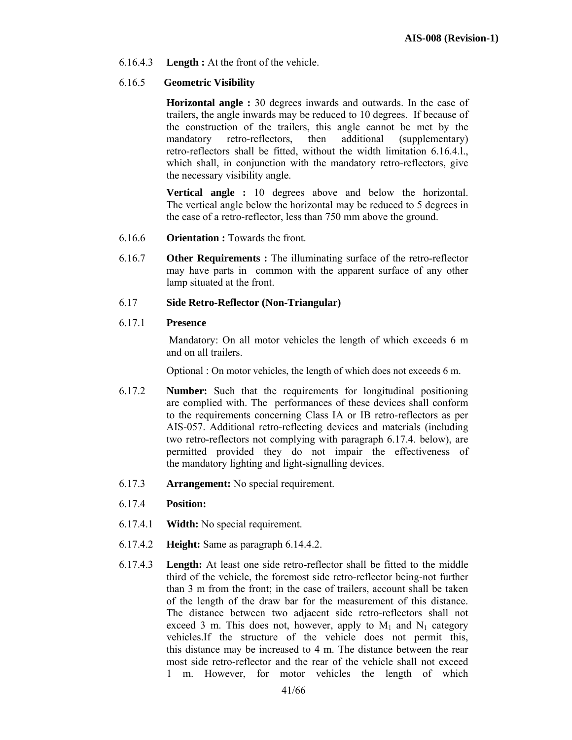6.16.4.3 **Length :** At the front of the vehicle.

6.16.5 **Geometric Visibility**

**Horizontal angle :** 30 degrees inwards and outwards. In the case of trailers, the angle inwards may be reduced to 10 degrees. If because of the construction of the trailers, this angle cannot be met by the mandatory retro-reflectors, then additional (supplementary) retro-reflectors shall be fitted, without the width limitation 6.16.4.l., which shall, in conjunction with the mandatory retro-reflectors, give the necessary visibility angle.

**Vertical angle :** 10 degrees above and below the horizontal. The vertical angle below the horizontal may be reduced to 5 degrees in the case of a retro-reflector, less than 750 mm above the ground.

6.16.6 **Orientation :** Towards the front.

6.16.7 **Other Requirements :** The illuminating surface of the retro-reflector may have parts in common with the apparent surface of any other lamp situated at the front.

6.17 **Side Retro-Reflector (Non-Triangular)**

6.17.1 **Presence**

Mandatory: On all motor vehicles the length of which exceeds 6 m and on all trailers.

Optional : On motor vehicles, the length of which does not exceeds 6 m.

6.17.2 **Number:** Such that the requirements for longitudinal positioning are complied with. The performances of these devices shall conform to the requirements concerning Class IA or IB retro-reflectors as per AIS-057. Additional retro-reflecting devices and materials (including two retro-reflectors not complying with paragraph 6.17.4. below), are permitted provided they do not impair the effectiveness of the mandatory lighting and light-signalling devices.

6.17.3 **Arrangement:** No special requirement.

6.17.4 **Position:**

6.17.4.1 **Width:** No special requirement.

6.17.4.2 **Height:** Same as paragraph 6.14.4.2.

6.17.4.3 **Length:** At least one side retro-reflector shall be fitted to the middle third of the vehicle, the foremost side retro-reflector being-not further than 3 m from the front; in the case of trailers, account shall be taken of the length of the draw bar for the measurement of this distance. The distance between two adjacent side retro-reflectors shall not exceed 3 m. This does not, however, apply to $M_1$ and $N_1$ category vehicles.If the structure of the vehicle does not permit this, this distance may be increased to 4 m. The distance between the rear most side retro-reflector and the rear of the vehicle shall not exceed 1 m. However, for motor vehicles the length of which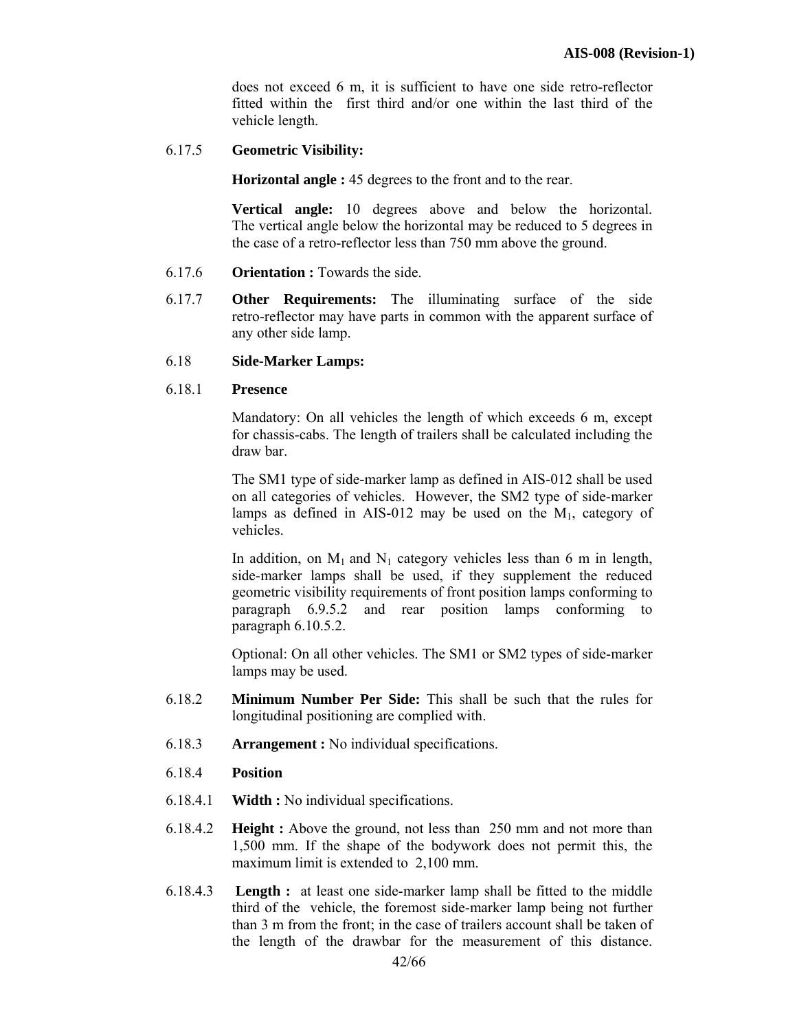does not exceed 6 m, it is sufficient to have one side retro-reflector fitted within the first third and/or one within the last third of the vehicle length.

6.17.5 **Geometric Visibility:**

**Horizontal angle :** 45 degrees to the front and to the rear.

**Vertical angle:** 10 degrees above and below the horizontal. The vertical angle below the horizontal may be reduced to 5 degrees in the case of a retro-reflector less than 750 mm above the ground.

6.17.6 **Orientation :** Towards the side.

6.17.7 **Other Requirements:** The illuminating surface of the side retro-reflector may have parts in common with the apparent surface of any other side lamp.

6.18 **Side-Marker Lamps:**

6.18.1 **Presence**

Mandatory: On all vehicles the length of which exceeds 6 m, except for chassis-cabs. The length of trailers shall be calculated including the draw bar.

The SM1 type of side-marker lamp as defined in AIS-012 shall be used on all categories of vehicles. However, the SM2 type of side-marker lamps as defined in AIS-012 may be used on the $M_1$, category of vehicles.

In addition, on $M_1$ and $N_1$ category vehicles less than 6 m in length, side-marker lamps shall be used, if they supplement the reduced geometric visibility requirements of front position lamps conforming to paragraph 6.9.5.2 and rear position lamps conforming to paragraph 6.10.5.2.

Optional: On all other vehicles. The SM1 or SM2 types of side-marker lamps may be used.

6.18.2 **Minimum Number Per Side:** This shall be such that the rules for longitudinal positioning are complied with.

6.18.3 **Arrangement :** No individual specifications.

6.18.4 **Position**

6.18.4.1 **Width :** No individual specifications.

6.18.4.2 **Height :** Above the ground, not less than 250 mm and not more than 1,500 mm. If the shape of the bodywork does not permit this, the maximum limit is extended to 2,100 mm.

6.18.4.3 **Length :** at least one side-marker lamp shall be fitted to the middle third of the vehicle, the foremost side-marker lamp being not further than 3 m from the front; in the case of trailers account shall be taken of the length of the drawbar for the measurement of this distance.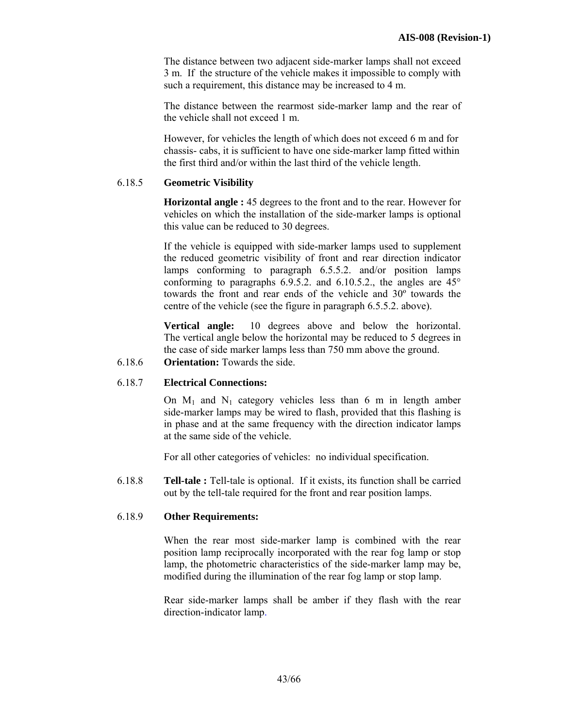The distance between two adjacent side-marker lamps shall not exceed 3 m. If the structure of the vehicle makes it impossible to comply with such a requirement, this distance may be increased to 4 m.

The distance between the rearmost side-marker lamp and the rear of the vehicle shall not exceed 1 m.

However, for vehicles the length of which does not exceed 6 m and for chassis- cabs, it is sufficient to have one side-marker lamp fitted within the first third and/or within the last third of the vehicle length.

6.18.5 **Geometric Visibility**

**Horizontal angle :** 45 degrees to the front and to the rear. However for vehicles on which the installation of the side-marker lamps is optional this value can be reduced to 30 degrees.

If the vehicle is equipped with side-marker lamps used to supplement the reduced geometric visibility of front and rear direction indicator lamps conforming to paragraph 6.5.5.2. and/or position lamps conforming to paragraphs 6.9.5.2. and 6.10.5.2., the angles are 45° towards the front and rear ends of the vehicle and 30º towards the centre of the vehicle (see the figure in paragraph 6.5.5.2. above).

**Vertical angle:** 10 degrees above and below the horizontal. The vertical angle below the horizontal may be reduced to 5 degrees in the case of side marker lamps less than 750 mm above the ground.

6.18.6 **Orientation:** Towards the side.

6.18.7 **Electrical Connections:**

On $M_1$ and $N_1$ category vehicles less than 6 m in length amber side-marker lamps may be wired to flash, provided that this flashing is in phase and at the same frequency with the direction indicator lamps at the same side of the vehicle.

For all other categories of vehicles: no individual specification.

6.18.8 **Tell-tale :** Tell-tale is optional. If it exists, its function shall be carried out by the tell-tale required for the front and rear position lamps.

6.18.9 **Other Requirements:**

When the rear most side-marker lamp is combined with the rear position lamp reciprocally incorporated with the rear fog lamp or stop lamp, the photometric characteristics of the side-marker lamp may be, modified during the illumination of the rear fog lamp or stop lamp.

Rear side-marker lamps shall be amber if they flash with the rear direction-indicator lamp.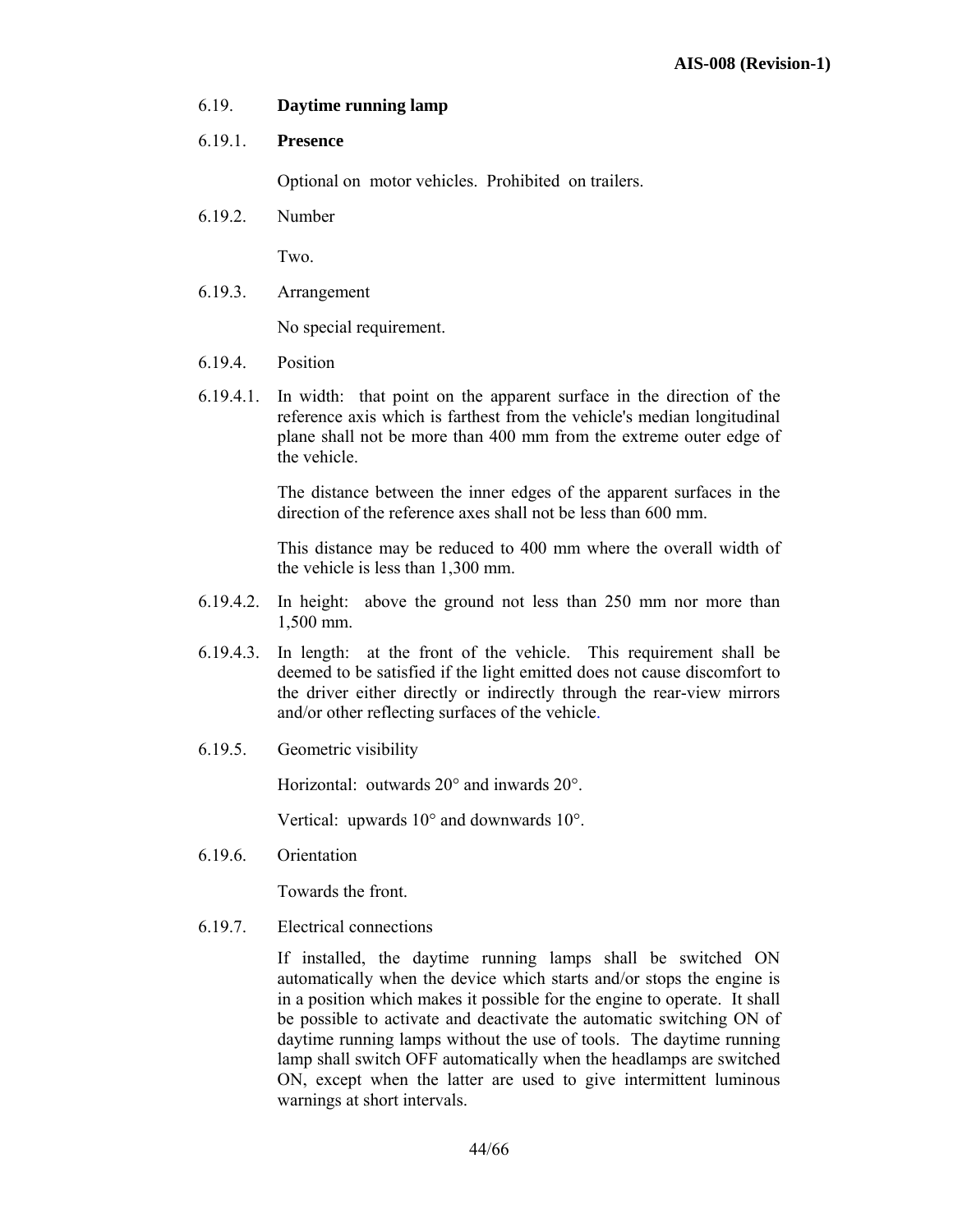6.19. **Daytime running lamp**

6.19.1. **Presence**

Optional on motor vehicles. Prohibited on trailers.

6.19.2. Number

Two.

6.19.3. Arrangement

No special requirement.

6.19.4. Position

6.19.4.1. In width: that point on the apparent surface in the direction of the reference axis which is farthest from the vehicle's median longitudinal plane shall not be more than 400 mm from the extreme outer edge of the vehicle.

The distance between the inner edges of the apparent surfaces in the direction of the reference axes shall not be less than 600 mm.

This distance may be reduced to 400 mm where the overall width of the vehicle is less than 1,300 mm.

6.19.4.2. In height: above the ground not less than 250 mm nor more than 1,500 mm.

6.19.4.3. In length: at the front of the vehicle. This requirement shall be deemed to be satisfied if the light emitted does not cause discomfort to the driver either directly or indirectly through the rear-view mirrors and/or other reflecting surfaces of the vehicle.

6.19.5. Geometric visibility

Horizontal: outwards 20° and inwards 20°.

Vertical: upwards 10° and downwards 10°.

6.19.6. Orientation

Towards the front.

6.19.7. Electrical connections

If installed, the daytime running lamps shall be switched ON automatically when the device which starts and/or stops the engine is in a position which makes it possible for the engine to operate. It shall be possible to activate and deactivate the automatic switching ON of daytime running lamps without the use of tools. The daytime running lamp shall switch OFF automatically when the headlamps are switched ON, except when the latter are used to give intermittent luminous warnings at short intervals.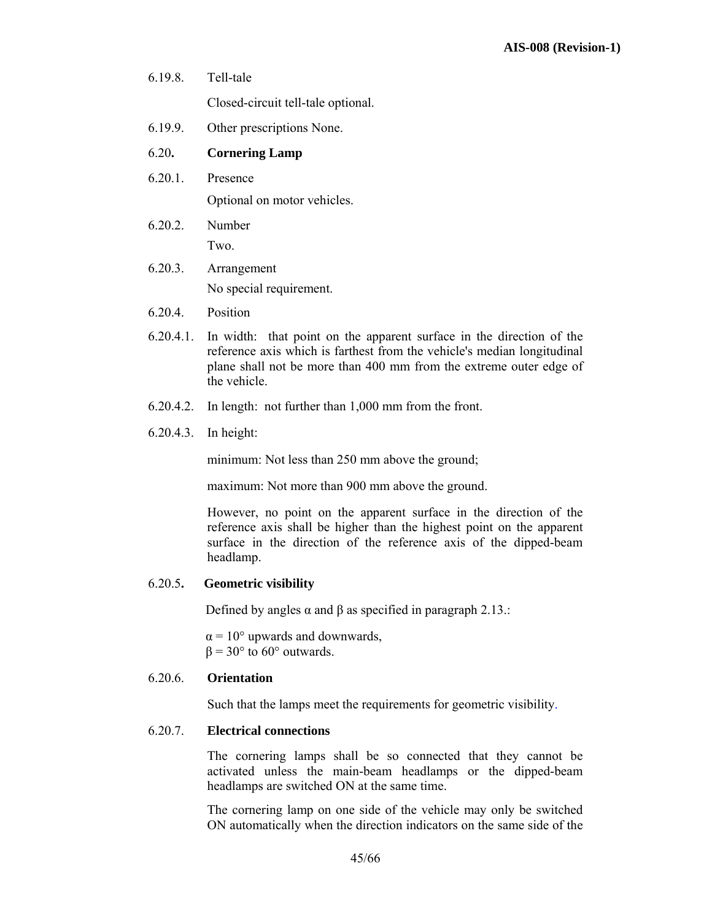6.19.8. Tell-tale

Closed-circuit tell-tale optional.

6.19.9. Other prescriptions None.

**6.20. Cornering Lamp**

6.20.1. Presence

Optional on motor vehicles.

6.20.2. Number

Two.

6.20.3. Arrangement

No special requirement.

6.20.4. Position

6.20.4.1. In width: that point on the apparent surface in the direction of the reference axis which is farthest from the vehicle's median longitudinal plane shall not be more than 400 mm from the extreme outer edge of the vehicle.

6.20.4.2. In length: not further than 1,000 mm from the front.

6.20.4.3. In height:

minimum: Not less than 250 mm above the ground;

maximum: Not more than 900 mm above the ground.

However, no point on the apparent surface in the direction of the reference axis shall be higher than the highest point on the apparent surface in the direction of the reference axis of the dipped-beam headlamp.

**6.20.5. Geometric visibility**

Defined by angles $\alpha$ and $\beta$ as specified in paragraph 2.13.:

$\alpha = 10°$ upwards and downwards,
$\beta = 30°$ to $60°$ outwards.

**6.20.6. Orientation**

Such that the lamps meet the requirements for geometric visibility.

**6.20.7. Electrical connections**

The cornering lamps shall be so connected that they cannot be activated unless the main-beam headlamps or the dipped-beam headlamps are switched ON at the same time.

The cornering lamp on one side of the vehicle may only be switched ON automatically when the direction indicators on the same side of the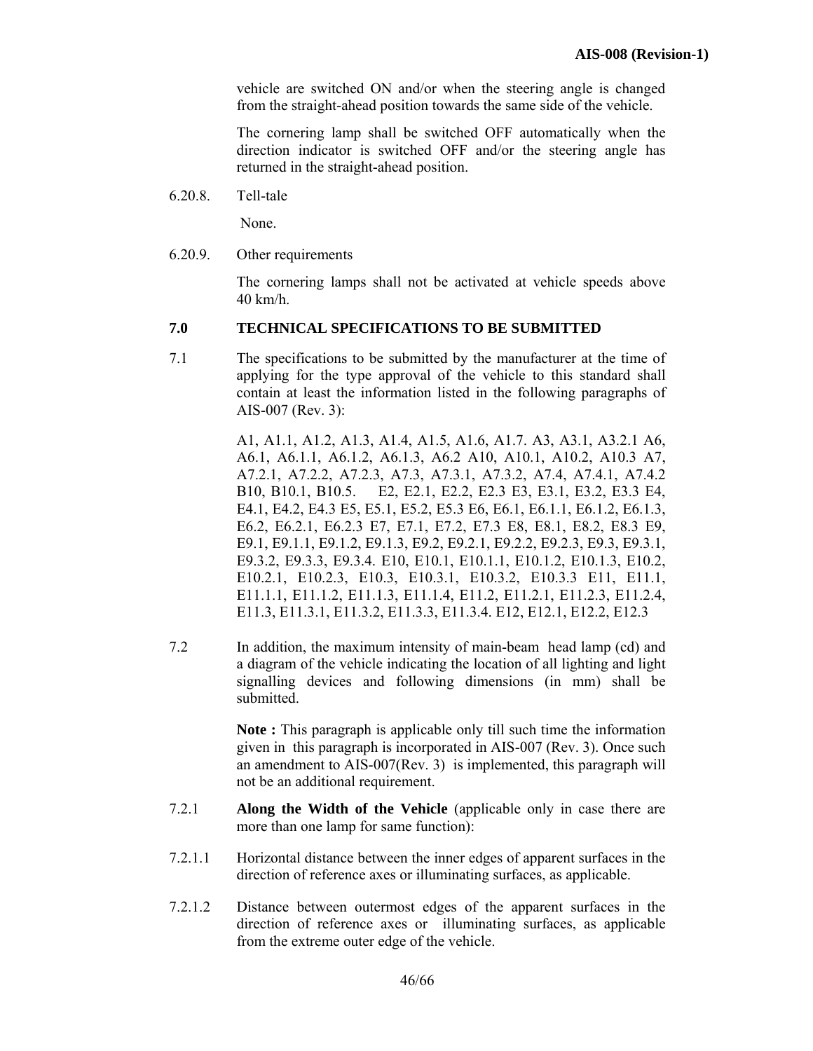vehicle are switched ON and/or when the steering angle is changed from the straight-ahead position towards the same side of the vehicle.

The cornering lamp shall be switched OFF automatically when the direction indicator is switched OFF and/or the steering angle has returned in the straight-ahead position.

6.20.8. Tell-tale

None.

6.20.9. Other requirements

The cornering lamps shall not be activated at vehicle speeds above 40 km/h.

## 7.0 TECHNICAL SPECIFICATIONS TO BE SUBMITTED

7.1 The specifications to be submitted by the manufacturer at the time of applying for the type approval of the vehicle to this standard shall contain at least the information listed in the following paragraphs of AIS-007 (Rev. 3):

A1, A1.1, A1.2, A1.3, A1.4, A1.5, A1.6, A1.7. A3, A3.1, A3.2.1 A6, A6.1, A6.1.1, A6.1.2, A6.1.3, A6.2 A10, A10.1, A10.2, A10.3 A7, A7.2.1, A7.2.2, A7.2.3, A7.3, A7.3.1, A7.3.2, A7.4, A7.4.1, A7.4.2 B10, B10.1, B10.5. E2, E2.1, E2.2, E2.3 E3, E3.1, E3.2, E3.3 E4, E4.1, E4.2, E4.3 E5, E5.1, E5.2, E5.3 E6, E6.1, E6.1.1, E6.1.2, E6.1.3, E6.2, E6.2.1, E6.2.3 E7, E7.1, E7.2, E7.3 E8, E8.1, E8.2, E8.3 E9, E9.1, E9.1.1, E9.1.2, E9.1.3, E9.2, E9.2.1, E9.2.2, E9.2.3, E9.3, E9.3.1, E9.3.2, E9.3.3, E9.3.4. E10, E10.1, E10.1.1, E10.1.2, E10.1.3, E10.2, E10.2.1, E10.2.3, E10.3, E10.3.1, E10.3.2, E10.3.3 E11, E11.1, E11.1.1, E11.1.2, E11.1.3, E11.1.4, E11.2, E11.2.1, E11.2.3, E11.2.4, E11.3, E11.3.1, E11.3.2, E11.3.3, E11.3.4. E12, E12.1, E12.2, E12.3

7.2 In addition, the maximum intensity of main-beam head lamp (cd) and a diagram of the vehicle indicating the location of all lighting and light signalling devices and following dimensions (in mm) shall be submitted.

**Note :** This paragraph is applicable only till such time the information given in this paragraph is incorporated in AIS-007 (Rev. 3). Once such an amendment to AIS-007(Rev. 3) is implemented, this paragraph will not be an additional requirement.

7.2.1 **Along the Width of the Vehicle** (applicable only in case there are more than one lamp for same function):

7.2.1.1 Horizontal distance between the inner edges of apparent surfaces in the direction of reference axes or illuminating surfaces, as applicable.

7.2.1.2 Distance between outermost edges of the apparent surfaces in the direction of reference axes or illuminating surfaces, as applicable from the extreme outer edge of the vehicle.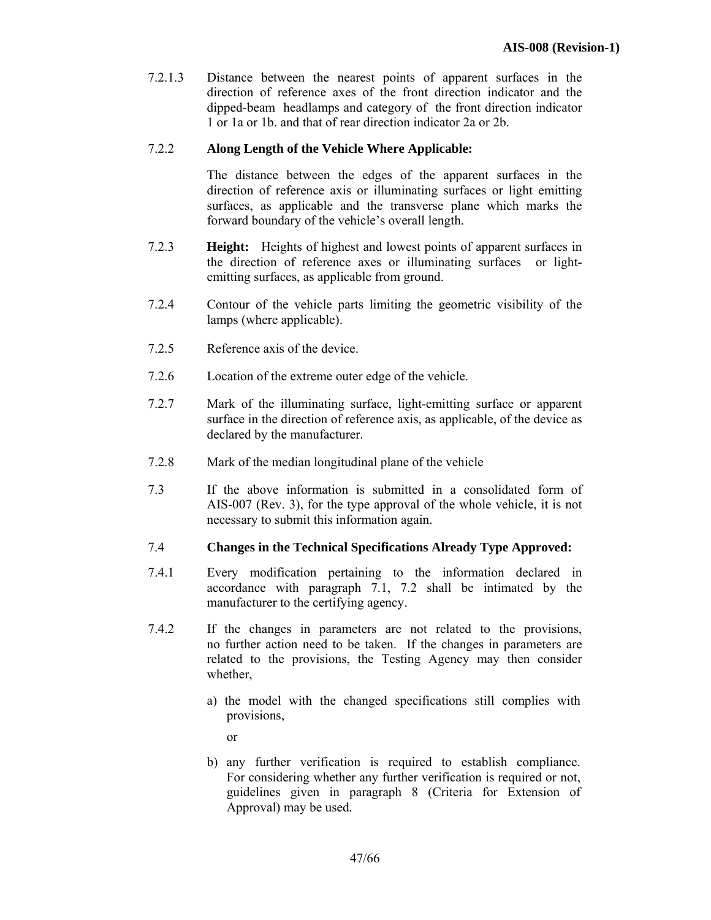7.2.1.3 Distance between the nearest points of apparent surfaces in the direction of reference axes of the front direction indicator and the dipped-beam headlamps and category of the front direction indicator 1 or 1a or 1b. and that of rear direction indicator 2a or 2b.

7.2.2 **Along Length of the Vehicle Where Applicable:**

The distance between the edges of the apparent surfaces in the direction of reference axis or illuminating surfaces or light emitting surfaces, as applicable and the transverse plane which marks the forward boundary of the vehicle's overall length.

7.2.3 **Height:** Heights of highest and lowest points of apparent surfaces in the direction of reference axes or illuminating surfaces or light-emitting surfaces, as applicable from ground.

7.2.4 Contour of the vehicle parts limiting the geometric visibility of the lamps (where applicable).

7.2.5 Reference axis of the device.

7.2.6 Location of the extreme outer edge of the vehicle.

7.2.7 Mark of the illuminating surface, light-emitting surface or apparent surface in the direction of reference axis, as applicable, of the device as declared by the manufacturer.

7.2.8 Mark of the median longitudinal plane of the vehicle

7.3 If the above information is submitted in a consolidated form of AIS-007 (Rev. 3), for the type approval of the whole vehicle, it is not necessary to submit this information again.

7.4 **Changes in the Technical Specifications Already Type Approved:**

7.4.1 Every modification pertaining to the information declared in accordance with paragraph 7.1, 7.2 shall be intimated by the manufacturer to the certifying agency.

7.4.2 If the changes in parameters are not related to the provisions, no further action need to be taken. If the changes in parameters are related to the provisions, the Testing Agency may then consider whether,

a) the model with the changed specifications still complies with provisions,

or

b) any further verification is required to establish compliance. For considering whether any further verification is required or not, guidelines given in paragraph 8 (Criteria for Extension of Approval) may be used.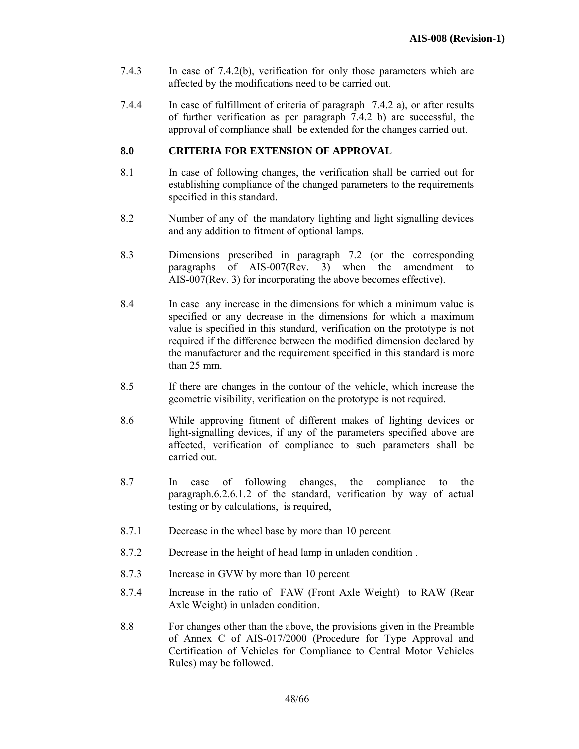7.4.3 In case of 7.4.2(b), verification for only those parameters which are affected by the modifications need to be carried out.

7.4.4 In case of fulfillment of criteria of paragraph 7.4.2 a), or after results of further verification as per paragraph 7.4.2 b) are successful, the approval of compliance shall be extended for the changes carried out.

## 8.0 CRITERIA FOR EXTENSION OF APPROVAL

8.1 In case of following changes, the verification shall be carried out for establishing compliance of the changed parameters to the requirements specified in this standard.

8.2 Number of any of the mandatory lighting and light signalling devices and any addition to fitment of optional lamps.

8.3 Dimensions prescribed in paragraph 7.2 (or the corresponding paragraphs of AIS-007(Rev. 3) when the amendment to AIS-007(Rev. 3) for incorporating the above becomes effective).

8.4 In case any increase in the dimensions for which a minimum value is specified or any decrease in the dimensions for which a maximum value is specified in this standard, verification on the prototype is not required if the difference between the modified dimension declared by the manufacturer and the requirement specified in this standard is more than 25 mm.

8.5 If there are changes in the contour of the vehicle, which increase the geometric visibility, verification on the prototype is not required.

8.6 While approving fitment of different makes of lighting devices or light-signalling devices, if any of the parameters specified above are affected, verification of compliance to such parameters shall be carried out.

8.7 In case of following changes, the compliance to the paragraph.6.2.6.1.2 of the standard, verification by way of actual testing or by calculations, is required,

8.7.1 Decrease in the wheel base by more than 10 percent

8.7.2 Decrease in the height of head lamp in unladen condition .

8.7.3 Increase in GVW by more than 10 percent

8.7.4 Increase in the ratio of FAW (Front Axle Weight) to RAW (Rear Axle Weight) in unladen condition.

8.8 For changes other than the above, the provisions given in the Preamble of Annex C of AIS-017/2000 (Procedure for Type Approval and Certification of Vehicles for Compliance to Central Motor Vehicles Rules) may be followed.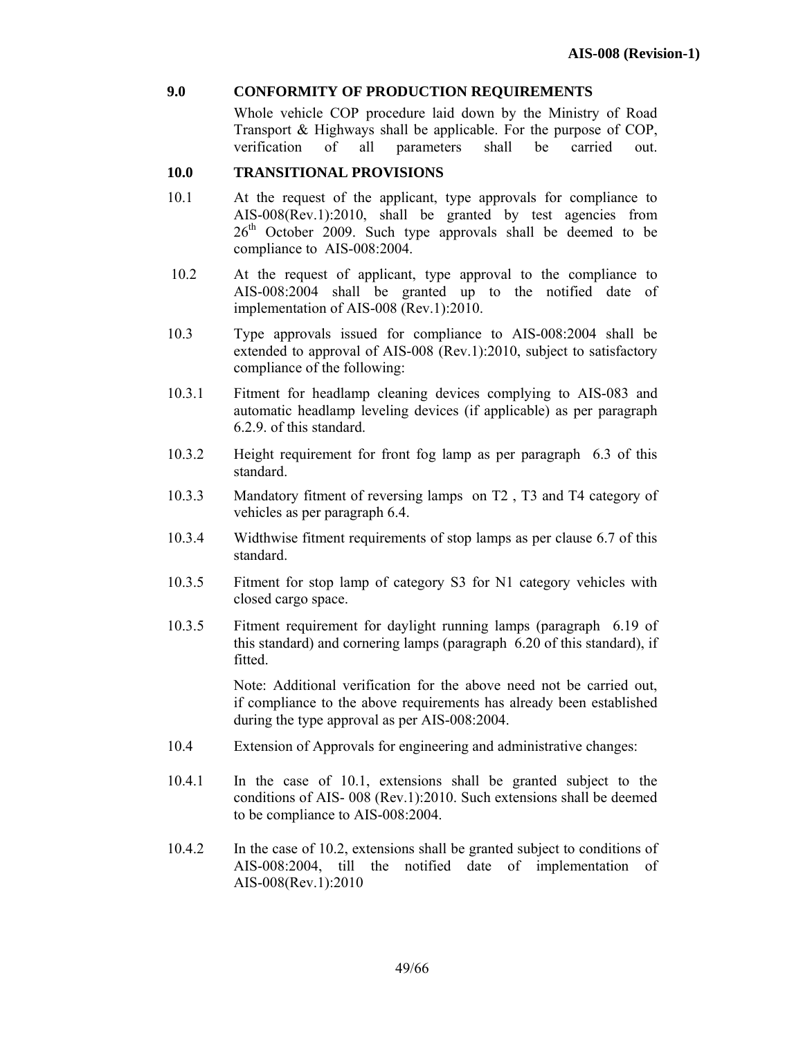## 9.0 CONFORMITY OF PRODUCTION REQUIREMENTS

Whole vehicle COP procedure laid down by the Ministry of Road Transport & Highways shall be applicable. For the purpose of COP, verification of all parameters shall be carried out.

## 10.0 TRANSITIONAL PROVISIONS

10.1 At the request of the applicant, type approvals for compliance to AIS-008(Rev.1):2010, shall be granted by test agencies from 26th October 2009. Such type approvals shall be deemed to be compliance to AIS-008:2004.

10.2 At the request of applicant, type approval to the compliance to AIS-008:2004 shall be granted up to the notified date of implementation of AIS-008 (Rev.1):2010.

10.3 Type approvals issued for compliance to AIS-008:2004 shall be extended to approval of AIS-008 (Rev.1):2010, subject to satisfactory compliance of the following:

10.3.1 Fitment for headlamp cleaning devices complying to AIS-083 and automatic headlamp leveling devices (if applicable) as per paragraph 6.2.9. of this standard.

10.3.2 Height requirement for front fog lamp as per paragraph 6.3 of this standard.

10.3.3 Mandatory fitment of reversing lamps on T2 , T3 and T4 category of vehicles as per paragraph 6.4.

10.3.4 Widthwise fitment requirements of stop lamps as per clause 6.7 of this standard.

10.3.5 Fitment for stop lamp of category S3 for N1 category vehicles with closed cargo space.

10.3.5 Fitment requirement for daylight running lamps (paragraph 6.19 of this standard) and cornering lamps (paragraph 6.20 of this standard), if fitted.

Note: Additional verification for the above need not be carried out, if compliance to the above requirements has already been established during the type approval as per AIS-008:2004.

10.4 Extension of Approvals for engineering and administrative changes:

10.4.1 In the case of 10.1, extensions shall be granted subject to the conditions of AIS- 008 (Rev.1):2010. Such extensions shall be deemed to be compliance to AIS-008:2004.

10.4.2 In the case of 10.2, extensions shall be granted subject to conditions of AIS-008:2004, till the notified date of implementation of AIS-008(Rev.1):2010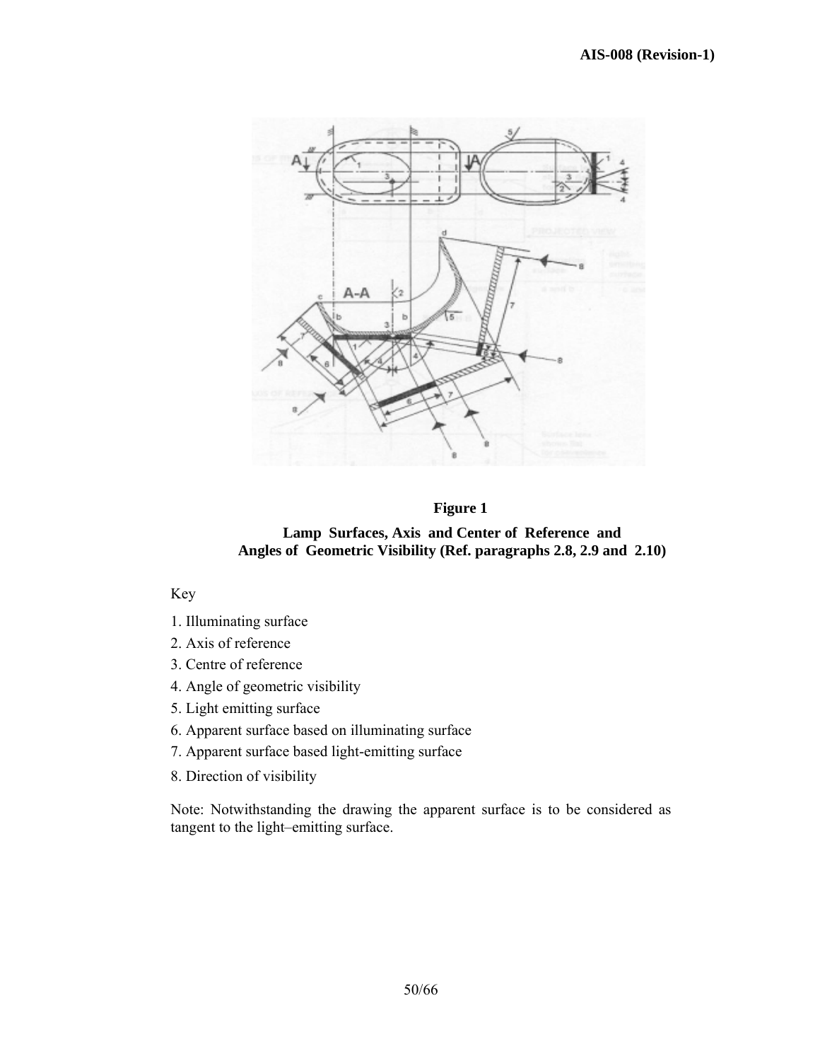**Figure 1**

**Lamp Surfaces, Axis and Center of Reference and Angles of Geometric Visibility (Ref. paragraphs 2.8, 2.9 and 2.10)**

Key

1. Illuminating surface
2. Axis of reference
3. Centre of reference
4. Angle of geometric visibility
5. Light emitting surface
6. Apparent surface based on illuminating surface
7. Apparent surface based light-emitting surface
8. Direction of visibility

Note: Notwithstanding the drawing the apparent surface is to be considered as tangent to the light–emitting surface.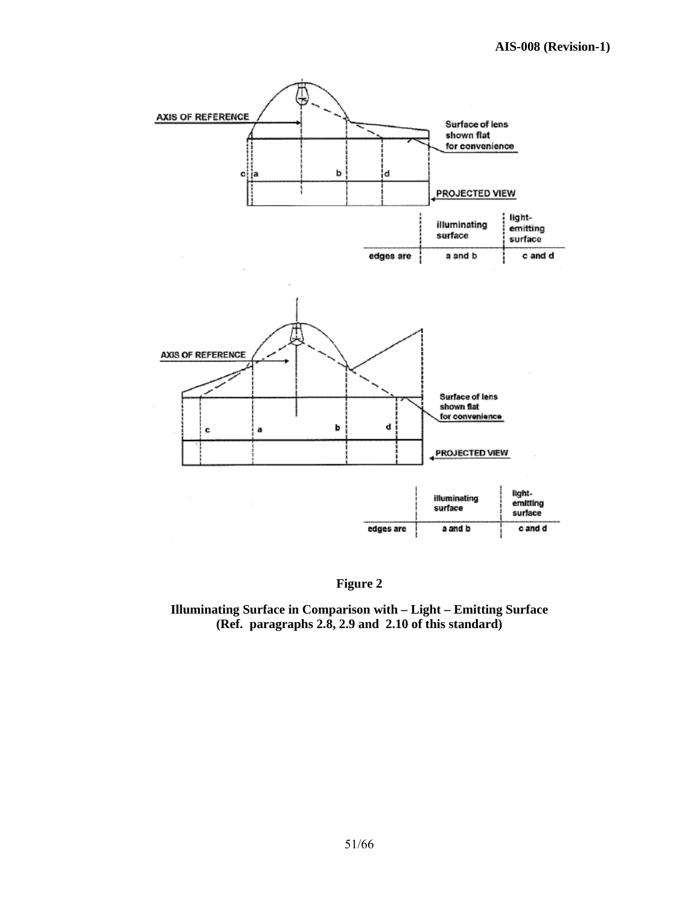| | illuminating surface | light-emitting surface |
|---|---|---|
| edges are | a and b | c and d |

| | illuminating surface | light-emitting surface |
|---|---|---|
| edges are | a and b | c and d |

**Figure 2**

**Illuminating Surface in Comparison with – Light – Emitting Surface (Ref. paragraphs 2.8, 2.9 and 2.10 of this standard)**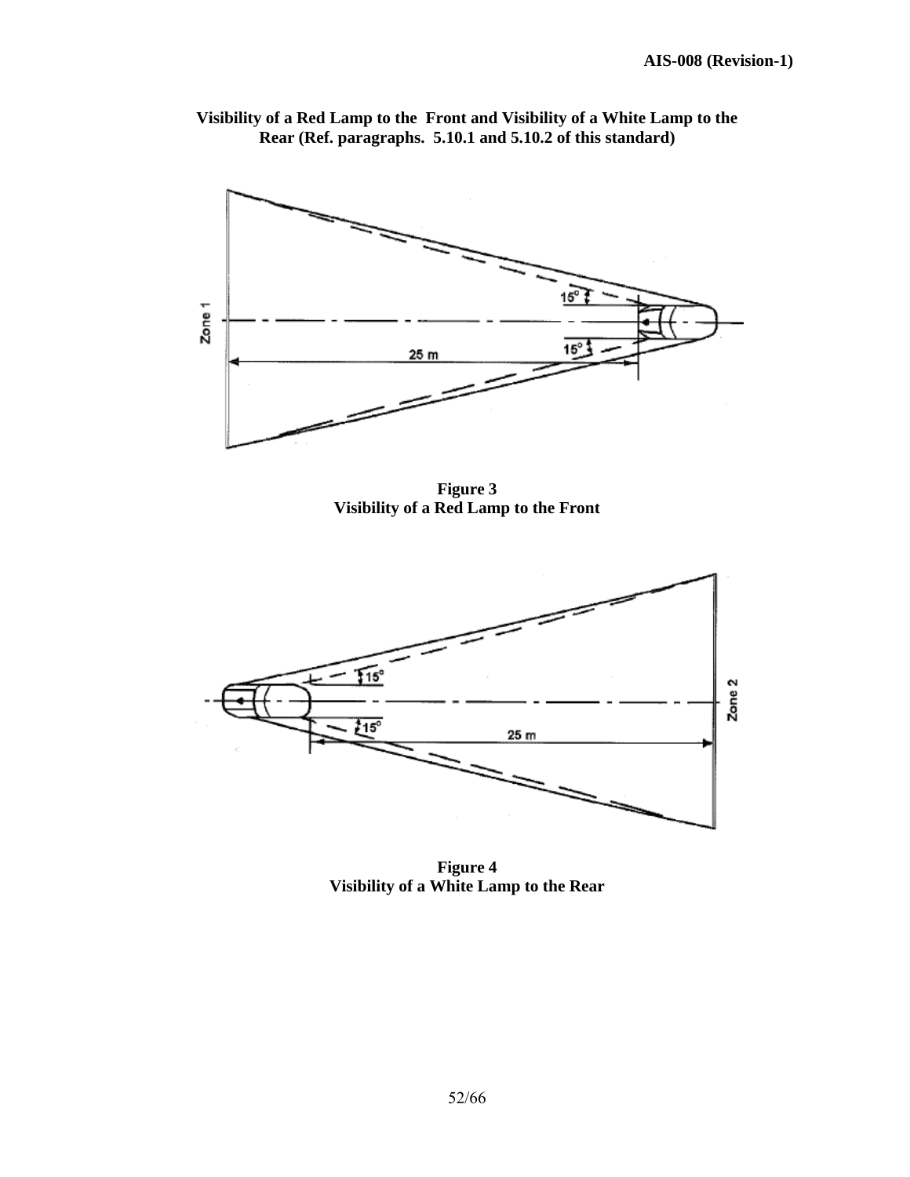**Visibility of a Red Lamp to the Front and Visibility of a White Lamp to the Rear (Ref. paragraphs. 5.10.1 and 5.10.2 of this standard)**

**Figure 3**
**Visibility of a Red Lamp to the Front**

**Figure 4**
**Visibility of a White Lamp to the Rear**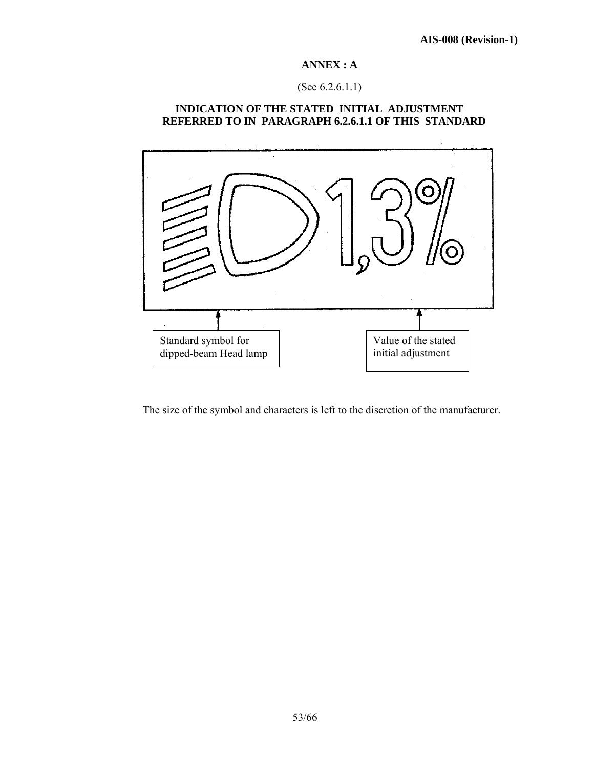## ANNEX : A

(See 6.2.6.1.1)

### INDICATION OF THE STATED INITIAL ADJUSTMENT REFERRED TO IN PARAGRAPH 6.2.6.1.1 OF THIS STANDARD

1,3%

Standard symbol for dipped-beam Head lamp

Value of the stated initial adjustment

The size of the symbol and characters is left to the discretion of the manufacturer.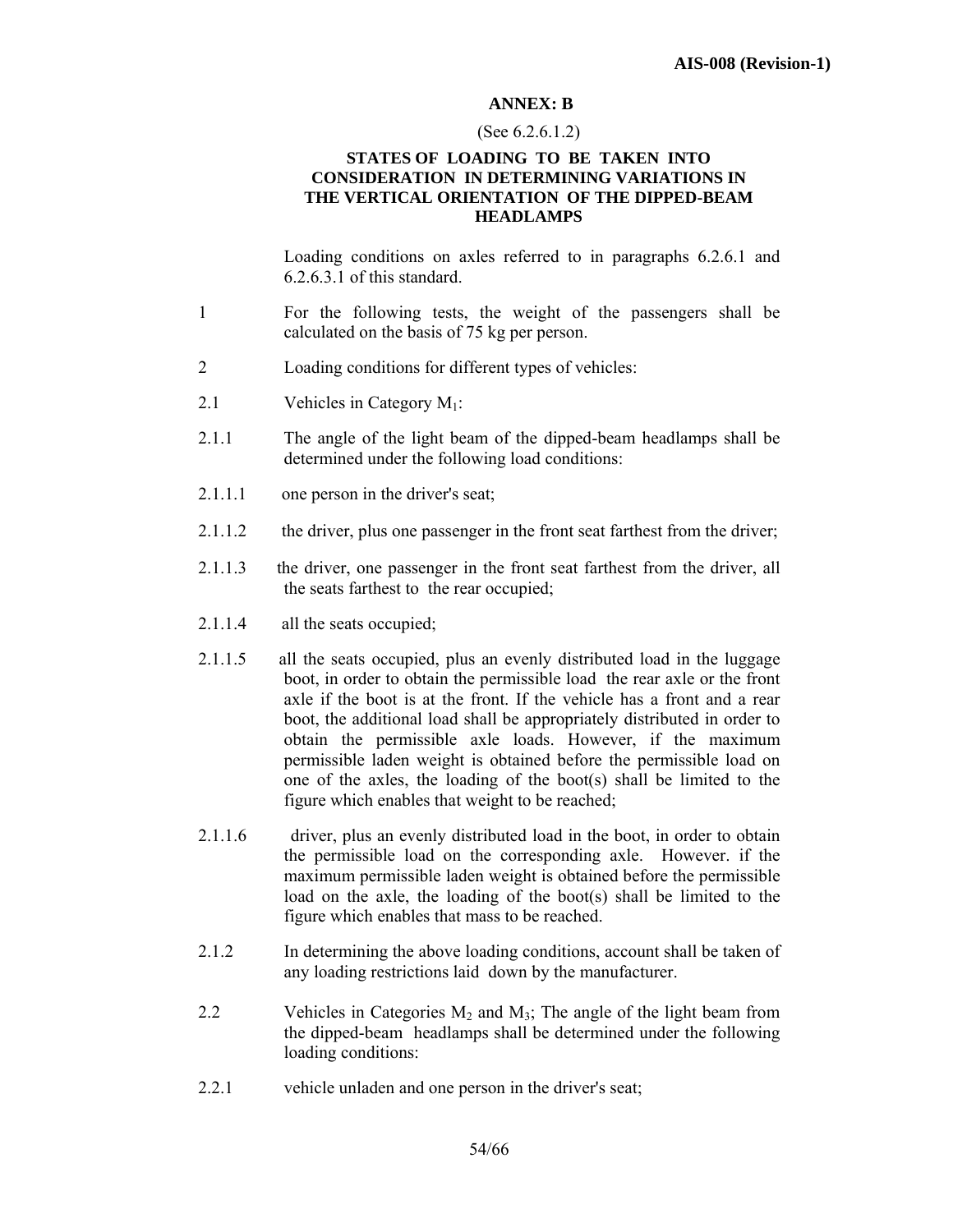## ANNEX: B

(See 6.2.6.1.2)

### STATES OF LOADING TO BE TAKEN INTO CONSIDERATION IN DETERMINING VARIATIONS IN THE VERTICAL ORIENTATION OF THE DIPPED-BEAM HEADLAMPS

Loading conditions on axles referred to in paragraphs 6.2.6.1 and 6.2.6.3.1 of this standard.

1 For the following tests, the weight of the passengers shall be calculated on the basis of 75 kg per person.

2 Loading conditions for different types of vehicles:

2.1 Vehicles in Category $M_1$:

2.1.1 The angle of the light beam of the dipped-beam headlamps shall be determined under the following load conditions:

2.1.1.1 one person in the driver's seat;

2.1.1.2 the driver, plus one passenger in the front seat farthest from the driver;

2.1.1.3 the driver, one passenger in the front seat farthest from the driver, all the seats farthest to the rear occupied;

2.1.1.4 all the seats occupied;

2.1.1.5 all the seats occupied, plus an evenly distributed load in the luggage boot, in order to obtain the permissible load the rear axle or the front axle if the boot is at the front. If the vehicle has a front and a rear boot, the additional load shall be appropriately distributed in order to obtain the permissible axle loads. However, if the maximum permissible laden weight is obtained before the permissible load on one of the axles, the loading of the boot(s) shall be limited to the figure which enables that weight to be reached;

2.1.1.6 driver, plus an evenly distributed load in the boot, in order to obtain the permissible load on the corresponding axle. However. if the maximum permissible laden weight is obtained before the permissible load on the axle, the loading of the boot(s) shall be limited to the figure which enables that mass to be reached.

2.1.2 In determining the above loading conditions, account shall be taken of any loading restrictions laid down by the manufacturer.

2.2 Vehicles in Categories $M_2$ and $M_3$; The angle of the light beam from the dipped-beam headlamps shall be determined under the following loading conditions:

2.2.1 vehicle unladen and one person in the driver's seat;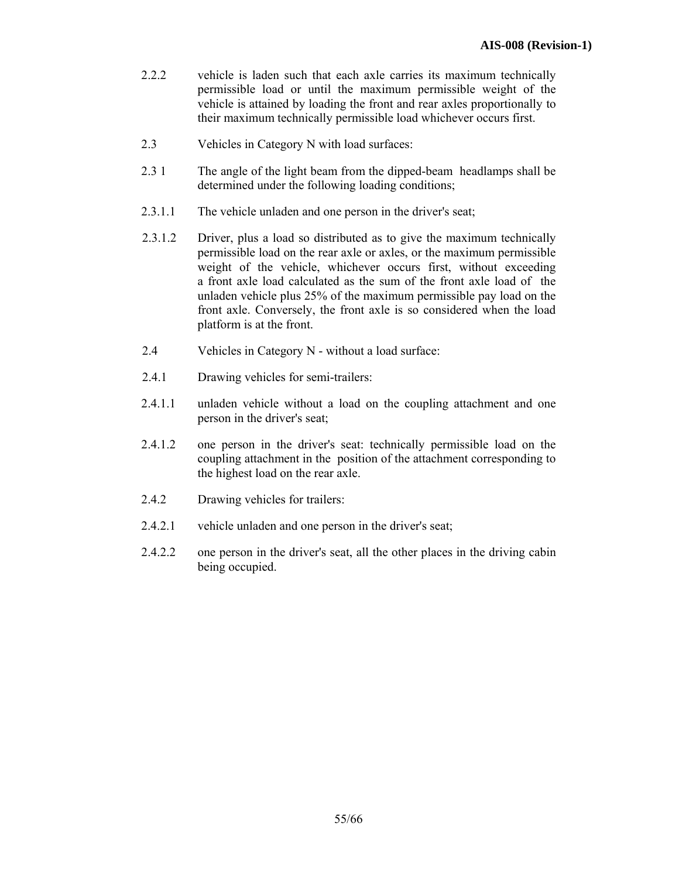2.2.2 vehicle is laden such that each axle carries its maximum technically permissible load or until the maximum permissible weight of the vehicle is attained by loading the front and rear axles proportionally to their maximum technically permissible load whichever occurs first.

2.3 Vehicles in Category N with load surfaces:

2.3 1 The angle of the light beam from the dipped-beam headlamps shall be determined under the following loading conditions;

2.3.1.1 The vehicle unladen and one person in the driver's seat;

2.3.1.2 Driver, plus a load so distributed as to give the maximum technically permissible load on the rear axle or axles, or the maximum permissible weight of the vehicle, whichever occurs first, without exceeding a front axle load calculated as the sum of the front axle load of the unladen vehicle plus 25% of the maximum permissible pay load on the front axle. Conversely, the front axle is so considered when the load platform is at the front.

2.4 Vehicles in Category N - without a load surface:

2.4.1 Drawing vehicles for semi-trailers:

2.4.1.1 unladen vehicle without a load on the coupling attachment and one person in the driver's seat;

2.4.1.2 one person in the driver's seat: technically permissible load on the coupling attachment in the position of the attachment corresponding to the highest load on the rear axle.

2.4.2 Drawing vehicles for trailers:

2.4.2.1 vehicle unladen and one person in the driver's seat;

2.4.2.2 one person in the driver's seat, all the other places in the driving cabin being occupied.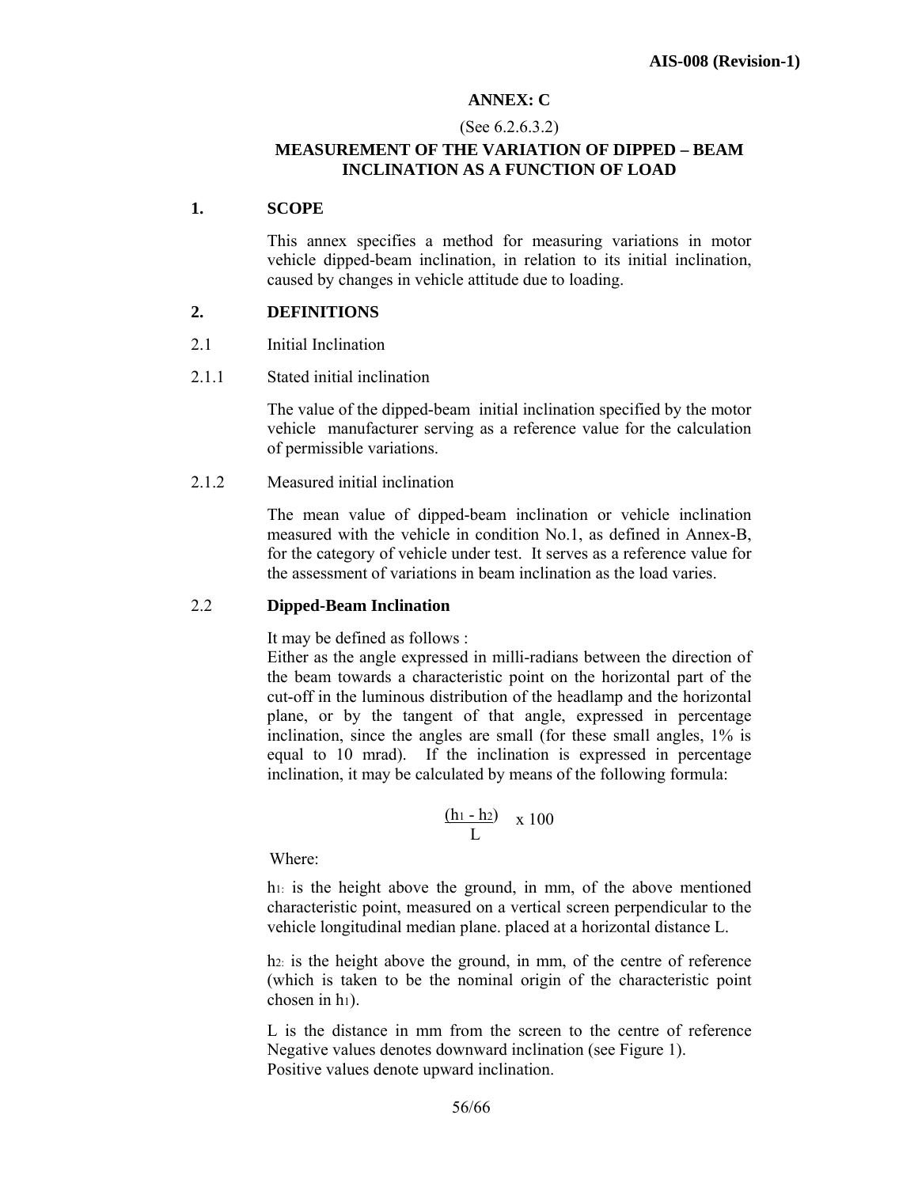## ANNEX: C

(See 6.2.6.3.2)

## MEASUREMENT OF THE VARIATION OF DIPPED – BEAM INCLINATION AS A FUNCTION OF LOAD

### 1. SCOPE

This annex specifies a method for measuring variations in motor vehicle dipped-beam inclination, in relation to its initial inclination, caused by changes in vehicle attitude due to loading.

### 2. DEFINITIONS

2.1 Initial Inclination

2.1.1 Stated initial inclination

The value of the dipped-beam initial inclination specified by the motor vehicle manufacturer serving as a reference value for the calculation of permissible variations.

2.1.2 Measured initial inclination

The mean value of dipped-beam inclination or vehicle inclination measured with the vehicle in condition No.1, as defined in Annex-B, for the category of vehicle under test. It serves as a reference value for the assessment of variations in beam inclination as the load varies.

2.2 **Dipped-Beam Inclination**

It may be defined as follows :

Either as the angle expressed in milli-radians between the direction of the beam towards a characteristic point on the horizontal part of the cut-off in the luminous distribution of the headlamp and the horizontal plane, or by the tangent of that angle, expressed in percentage inclination, since the angles are small (for these small angles, 1% is equal to 10 mrad). If the inclination is expressed in percentage inclination, it may be calculated by means of the following formula:

$$\frac{(h_1 - h_2)}{L} \times 100$$

Where:

$h_1$: is the height above the ground, in mm, of the above mentioned characteristic point, measured on a vertical screen perpendicular to the vehicle longitudinal median plane. placed at a horizontal distance L.

$h_2$: is the height above the ground, in mm, of the centre of reference (which is taken to be the nominal origin of the characteristic point chosen in $h_1$).

L is the distance in mm from the screen to the centre of reference Negative values denotes downward inclination (see Figure 1).
Positive values denote upward inclination.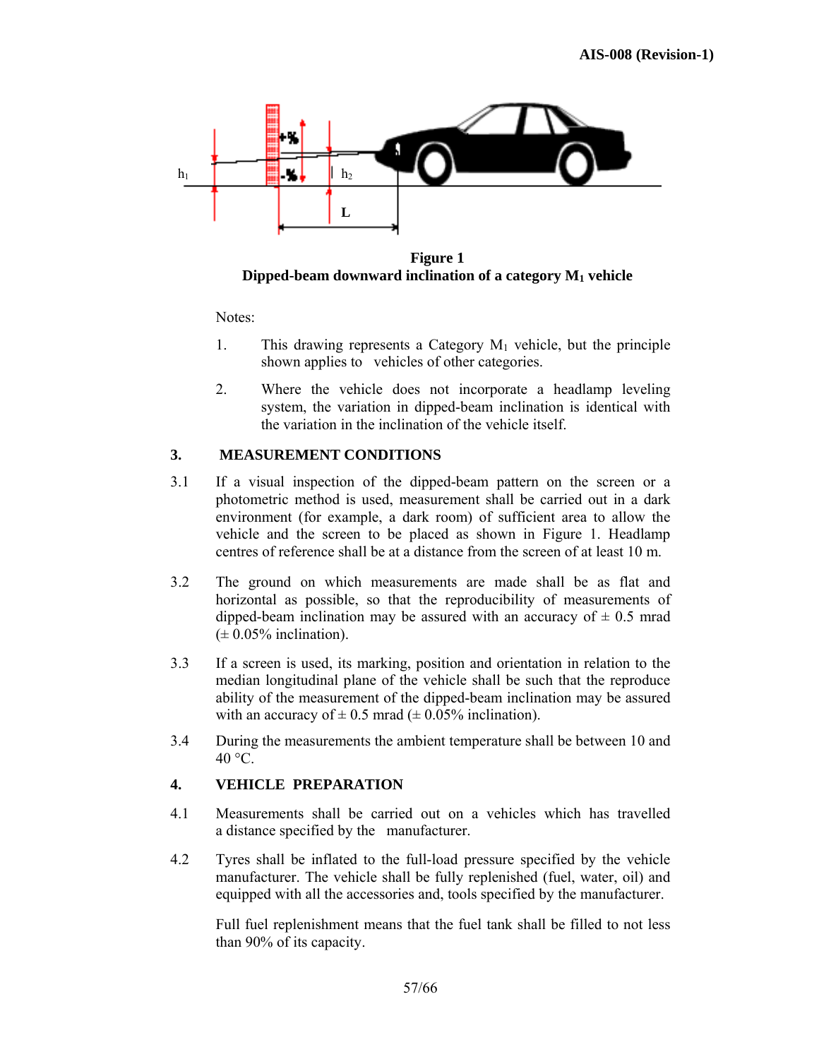**Figure 1**
**Dipped-beam downward inclination of a category $M_1$ vehicle**

Notes:

1. This drawing represents a Category $M_1$ vehicle, but the principle shown applies to vehicles of other categories.

2. Where the vehicle does not incorporate a headlamp leveling system, the variation in dipped-beam inclination is identical with the variation in the inclination of the vehicle itself.

## 3. MEASUREMENT CONDITIONS

3.1 If a visual inspection of the dipped-beam pattern on the screen or a photometric method is used, measurement shall be carried out in a dark environment (for example, a dark room) of sufficient area to allow the vehicle and the screen to be placed as shown in Figure 1. Headlamp centres of reference shall be at a distance from the screen of at least 10 m.

3.2 The ground on which measurements are made shall be as flat and horizontal as possible, so that the reproducibility of measurements of dipped-beam inclination may be assured with an accuracy of ± 0.5 mrad (± 0.05% inclination).

3.3 If a screen is used, its marking, position and orientation in relation to the median longitudinal plane of the vehicle shall be such that the reproduce ability of the measurement of the dipped-beam inclination may be assured with an accuracy of ± 0.5 mrad (± 0.05% inclination).

3.4 During the measurements the ambient temperature shall be between 10 and 40 °C.

## 4. VEHICLE PREPARATION

4.1 Measurements shall be carried out on a vehicles which has travelled a distance specified by the manufacturer.

4.2 Tyres shall be inflated to the full-load pressure specified by the vehicle manufacturer. The vehicle shall be fully replenished (fuel, water, oil) and equipped with all the accessories and, tools specified by the manufacturer.

Full fuel replenishment means that the fuel tank shall be filled to not less than 90% of its capacity.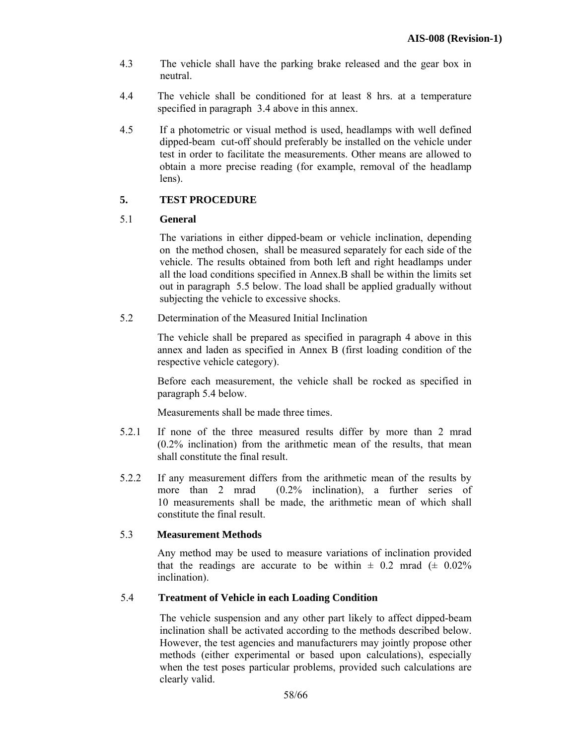4.3 The vehicle shall have the parking brake released and the gear box in neutral.

4.4 The vehicle shall be conditioned for at least 8 hrs. at a temperature specified in paragraph 3.4 above in this annex.

4.5 If a photometric or visual method is used, headlamps with well defined dipped-beam cut-off should preferably be installed on the vehicle under test in order to facilitate the measurements. Other means are allowed to obtain a more precise reading (for example, removal of the headlamp lens).

## 5. TEST PROCEDURE

### 5.1 General

The variations in either dipped-beam or vehicle inclination, depending on the method chosen, shall be measured separately for each side of the vehicle. The results obtained from both left and right headlamps under all the load conditions specified in Annex.B shall be within the limits set out in paragraph 5.5 below. The load shall be applied gradually without subjecting the vehicle to excessive shocks.

5.2 Determination of the Measured Initial Inclination

The vehicle shall be prepared as specified in paragraph 4 above in this annex and laden as specified in Annex B (first loading condition of the respective vehicle category).

Before each measurement, the vehicle shall be rocked as specified in paragraph 5.4 below.

Measurements shall be made three times.

5.2.1 If none of the three measured results differ by more than 2 mrad (0.2% inclination) from the arithmetic mean of the results, that mean shall constitute the final result.

5.2.2 If any measurement differs from the arithmetic mean of the results by more than 2 mrad (0.2% inclination), a further series of 10 measurements shall be made, the arithmetic mean of which shall constitute the final result.

### 5.3 Measurement Methods

Any method may be used to measure variations of inclination provided that the readings are accurate to be within ± 0.2 mrad (± 0.02% inclination).

### 5.4 Treatment of Vehicle in each Loading Condition

The vehicle suspension and any other part likely to affect dipped-beam inclination shall be activated according to the methods described below. However, the test agencies and manufacturers may jointly propose other methods (either experimental or based upon calculations), especially when the test poses particular problems, provided such calculations are clearly valid.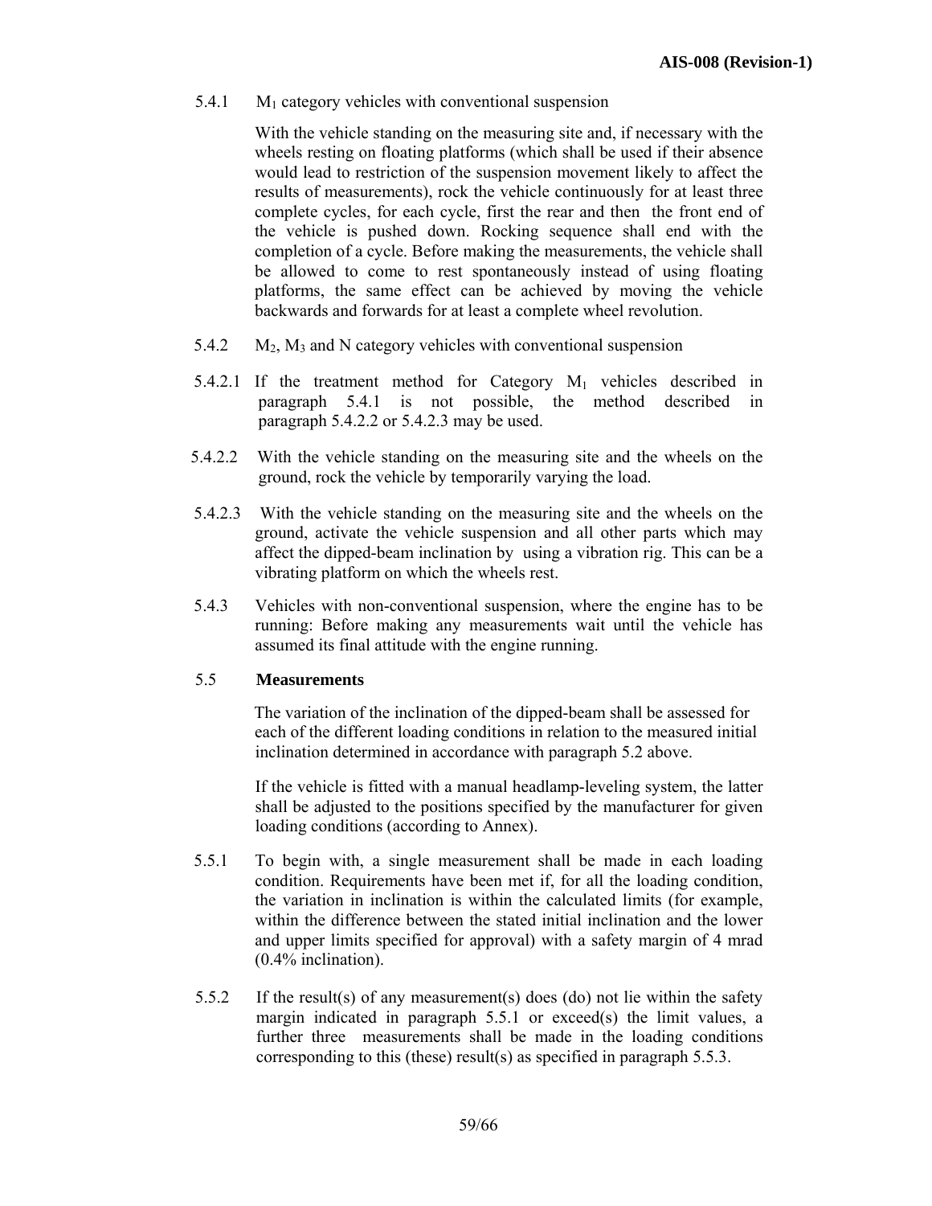5.4.1 $M_1$ category vehicles with conventional suspension

With the vehicle standing on the measuring site and, if necessary with the wheels resting on floating platforms (which shall be used if their absence would lead to restriction of the suspension movement likely to affect the results of measurements), rock the vehicle continuously for at least three complete cycles, for each cycle, first the rear and then the front end of the vehicle is pushed down. Rocking sequence shall end with the completion of a cycle. Before making the measurements, the vehicle shall be allowed to come to rest spontaneously instead of using floating platforms, the same effect can be achieved by moving the vehicle backwards and forwards for at least a complete wheel revolution.

5.4.2 $M_2$, $M_3$ and N category vehicles with conventional suspension

5.4.2.1 If the treatment method for Category $M_1$ vehicles described in paragraph 5.4.1 is not possible, the method described in paragraph 5.4.2.2 or 5.4.2.3 may be used.

5.4.2.2 With the vehicle standing on the measuring site and the wheels on the ground, rock the vehicle by temporarily varying the load.

5.4.2.3 With the vehicle standing on the measuring site and the wheels on the ground, activate the vehicle suspension and all other parts which may affect the dipped-beam inclination by using a vibration rig. This can be a vibrating platform on which the wheels rest.

5.4.3 Vehicles with non-conventional suspension, where the engine has to be running: Before making any measurements wait until the vehicle has assumed its final attitude with the engine running.

## 5.5 Measurements

The variation of the inclination of the dipped-beam shall be assessed for each of the different loading conditions in relation to the measured initial inclination determined in accordance with paragraph 5.2 above.

If the vehicle is fitted with a manual headlamp-leveling system, the latter shall be adjusted to the positions specified by the manufacturer for given loading conditions (according to Annex).

5.5.1 To begin with, a single measurement shall be made in each loading condition. Requirements have been met if, for all the loading condition, the variation in inclination is within the calculated limits (for example, within the difference between the stated initial inclination and the lower and upper limits specified for approval) with a safety margin of 4 mrad (0.4% inclination).

5.5.2 If the result(s) of any measurement(s) does (do) not lie within the safety margin indicated in paragraph 5.5.1 or exceed(s) the limit values, a further three measurements shall be made in the loading conditions corresponding to this (these) result(s) as specified in paragraph 5.5.3.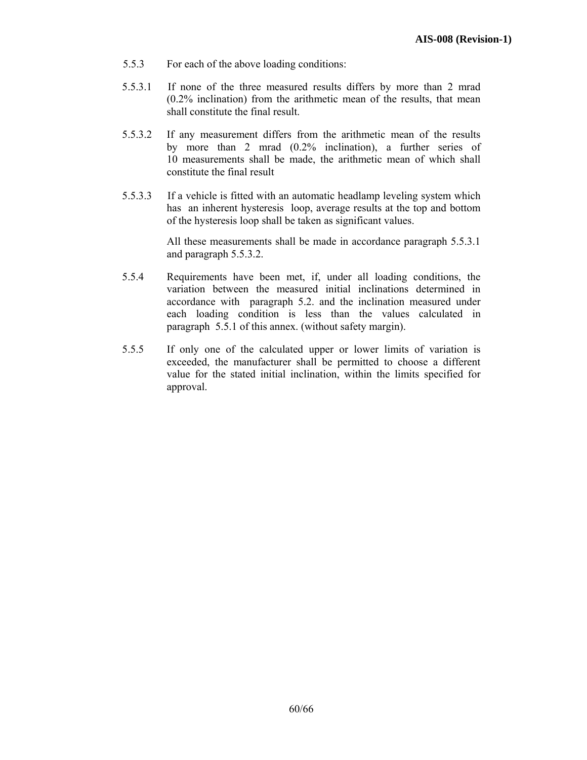5.5.3 For each of the above loading conditions:

5.5.3.1 If none of the three measured results differs by more than 2 mrad (0.2% inclination) from the arithmetic mean of the results, that mean shall constitute the final result.

5.5.3.2 If any measurement differs from the arithmetic mean of the results by more than 2 mrad (0.2% inclination), a further series of 10 measurements shall be made, the arithmetic mean of which shall constitute the final result

5.5.3.3 If a vehicle is fitted with an automatic headlamp leveling system which has an inherent hysteresis loop, average results at the top and bottom of the hysteresis loop shall be taken as significant values.

All these measurements shall be made in accordance paragraph 5.5.3.1 and paragraph 5.5.3.2.

5.5.4 Requirements have been met, if, under all loading conditions, the variation between the measured initial inclinations determined in accordance with paragraph 5.2. and the inclination measured under each loading condition is less than the values calculated in paragraph 5.5.1 of this annex. (without safety margin).

5.5.5 If only one of the calculated upper or lower limits of variation is exceeded, the manufacturer shall be permitted to choose a different value for the stated initial inclination, within the limits specified for approval.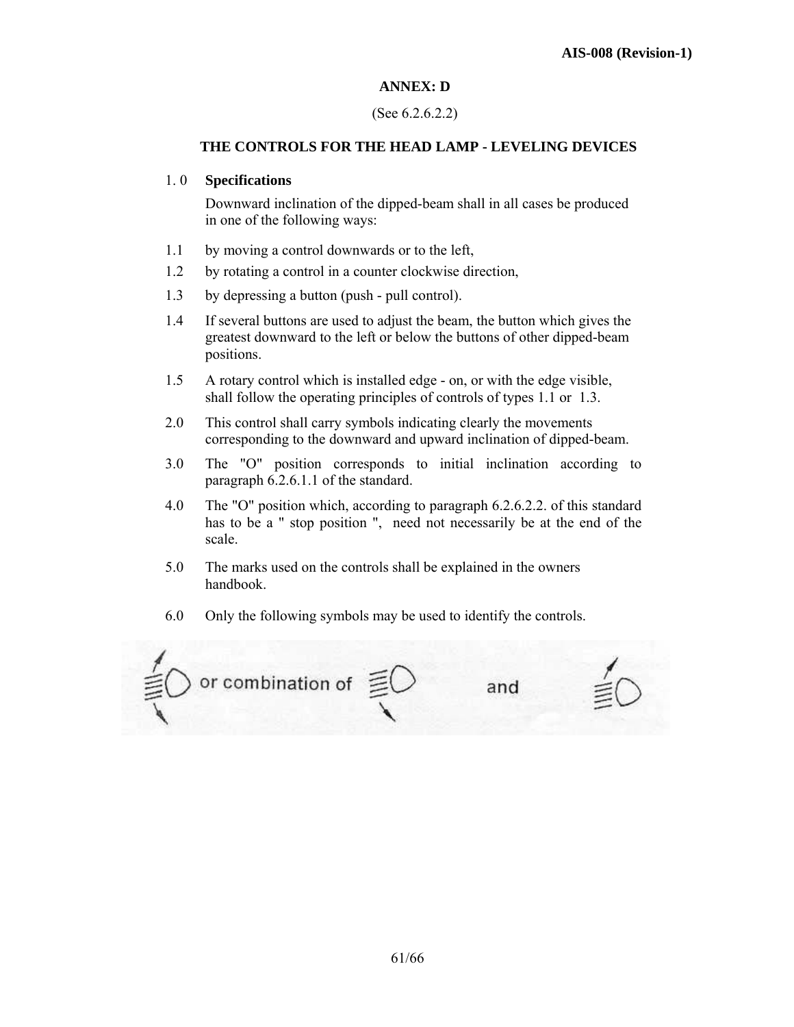## ANNEX: D

(See 6.2.6.2.2)

### THE CONTROLS FOR THE HEAD LAMP - LEVELING DEVICES

1. 0 **Specifications**

Downward inclination of the dipped-beam shall in all cases be produced in one of the following ways:

1.1 by moving a control downwards or to the left,

1.2 by rotating a control in a counter clockwise direction,

1.3 by depressing a button (push - pull control).

1.4 If several buttons are used to adjust the beam, the button which gives the greatest downward to the left or below the buttons of other dipped-beam positions.

1.5 A rotary control which is installed edge - on, or with the edge visible, shall follow the operating principles of controls of types 1.1 or 1.3.

2.0 This control shall carry symbols indicating clearly the movements corresponding to the downward and upward inclination of dipped-beam.

3.0 The "O" position corresponds to initial inclination according to paragraph 6.2.6.1.1 of the standard.

4.0 The "O" position which, according to paragraph 6.2.6.2.2. of this standard has to be a " stop position ", need not necessarily be at the end of the scale.

5.0 The marks used on the controls shall be explained in the owners handbook.

6.0 Only the following symbols may be used to identify the controls.

or combination of and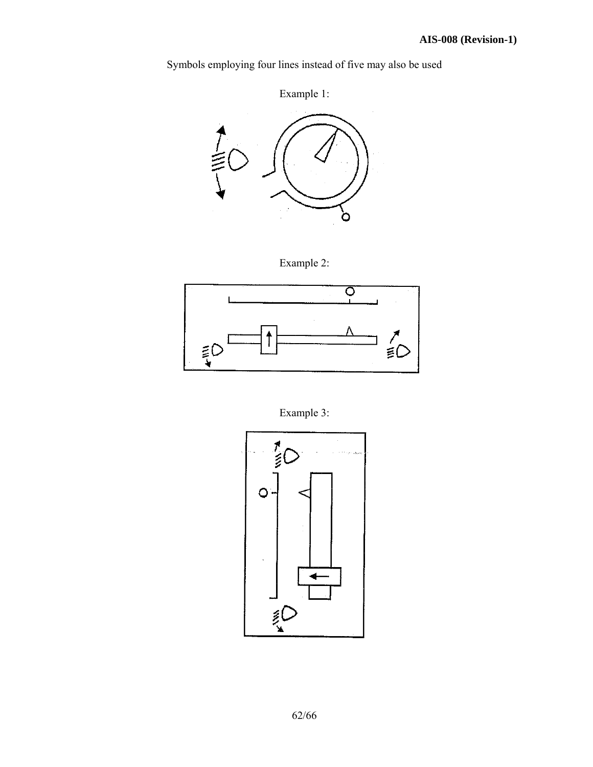Symbols employing four lines instead of five may also be used

Example 1:

Example 2:

Example 3: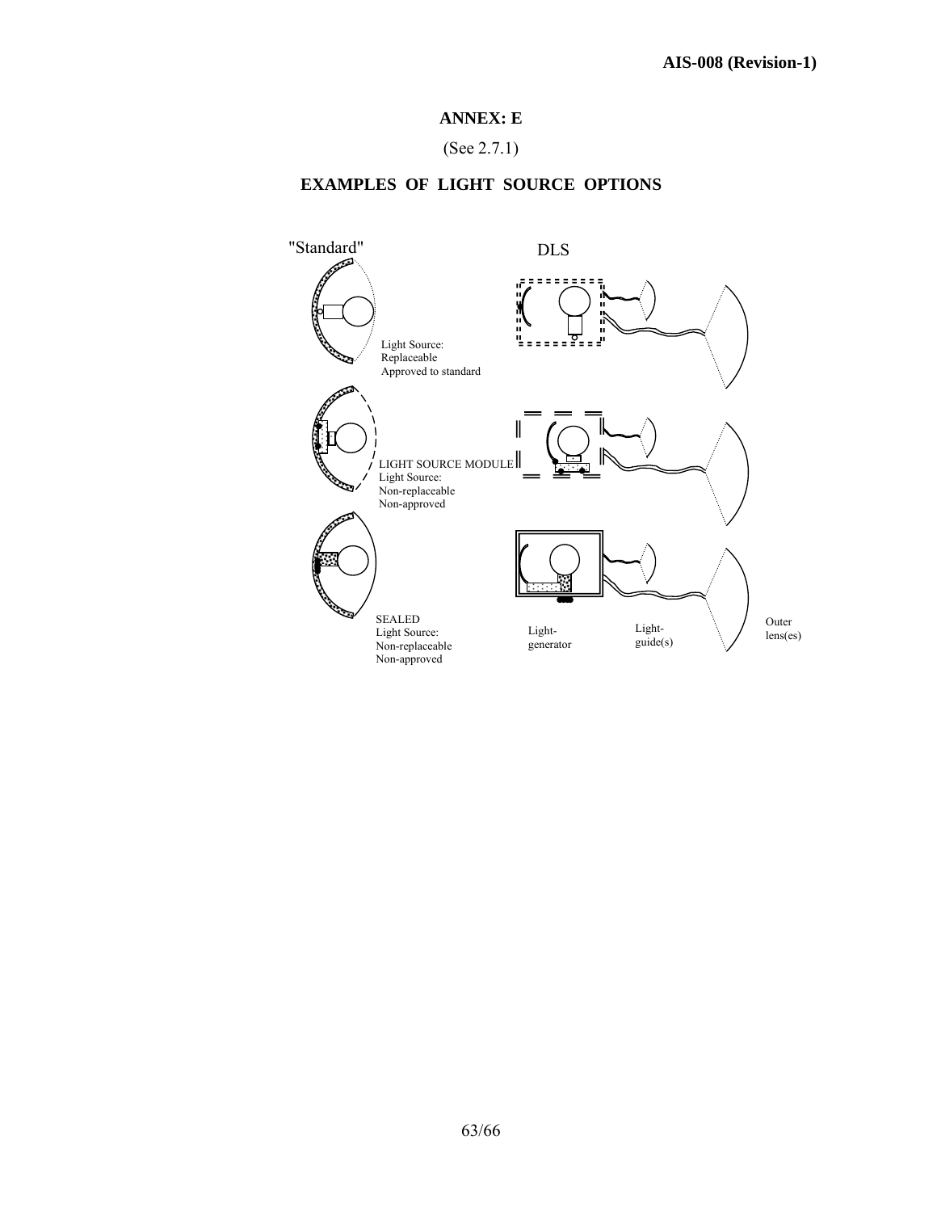## ANNEX: E

(See 2.7.1)

## EXAMPLES OF LIGHT SOURCE OPTIONS

"Standard"

DLS

Light Source:
Replaceable
Approved to standard

LIGHT SOURCE MODULE
Light Source:
Non-replaceable
Non-approved

SEALED
Light Source:
Non-replaceable
Non-approved

Light-generator

Light-guide(s)

Outer lens(es)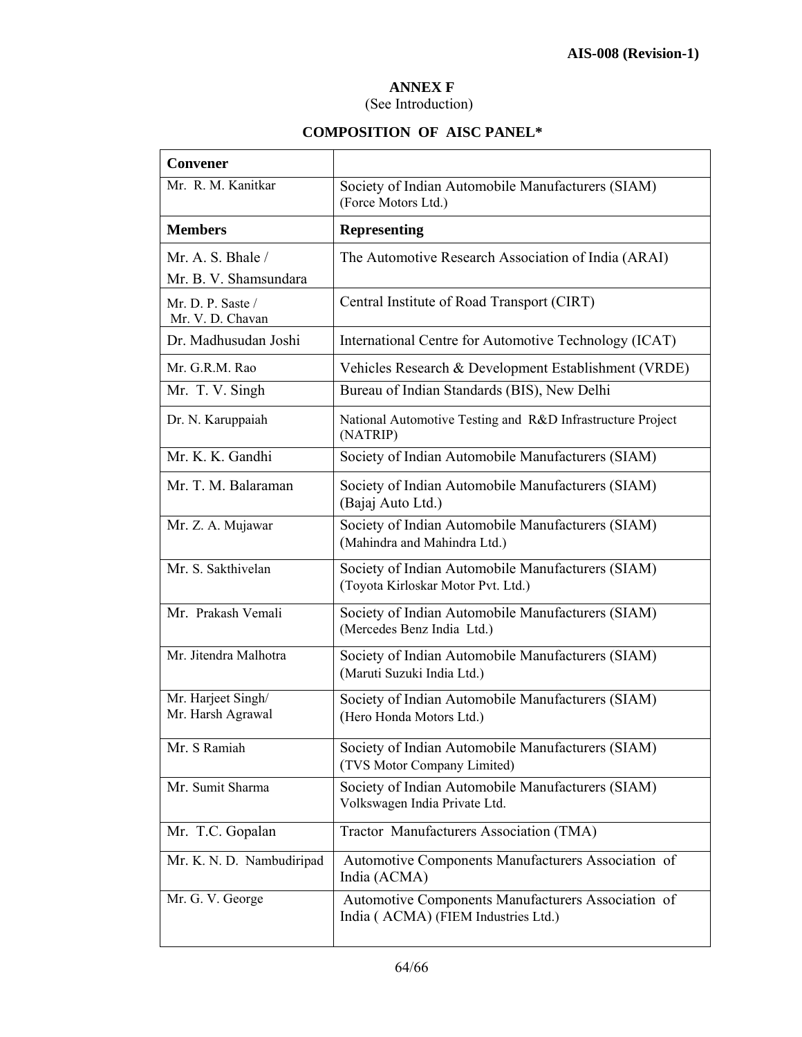**ANNEX F**

(See Introduction)

**COMPOSITION OF AISC PANEL***

| **Convener** | |
|---|---|
| Mr. R. M. Kanitkar | Society of Indian Automobile Manufacturers (SIAM) (Force Motors Ltd.) |
| **Members** | **Representing** |
| Mr. A. S. Bhale / Mr. B. V. Shamsundara | The Automotive Research Association of India (ARAI) |
| Mr. D. P. Saste / Mr. V. D. Chavan | Central Institute of Road Transport (CIRT) |
| Dr. Madhusudan Joshi | International Centre for Automotive Technology (ICAT) |
| Mr. G.R.M. Rao | Vehicles Research & Development Establishment (VRDE) |
| Mr. T. V. Singh | Bureau of Indian Standards (BIS), New Delhi |
| Dr. N. Karuppaiah | National Automotive Testing and R&D Infrastructure Project (NATRIP) |
| Mr. K. K. Gandhi | Society of Indian Automobile Manufacturers (SIAM) |
| Mr. T. M. Balaraman | Society of Indian Automobile Manufacturers (SIAM) (Bajaj Auto Ltd.) |
| Mr. Z. A. Mujawar | Society of Indian Automobile Manufacturers (SIAM) (Mahindra and Mahindra Ltd.) |
| Mr. S. Sakthivelan | Society of Indian Automobile Manufacturers (SIAM) (Toyota Kirloskar Motor Pvt. Ltd.) |
| Mr. Prakash Vemali | Society of Indian Automobile Manufacturers (SIAM) (Mercedes Benz India Ltd.) |
| Mr. Jitendra Malhotra | Society of Indian Automobile Manufacturers (SIAM) (Maruti Suzuki India Ltd.) |
| Mr. Harjeet Singh/ Mr. Harsh Agrawal | Society of Indian Automobile Manufacturers (SIAM) (Hero Honda Motors Ltd.) |
| Mr. S Ramiah | Society of Indian Automobile Manufacturers (SIAM) (TVS Motor Company Limited) |
| Mr. Sumit Sharma | Society of Indian Automobile Manufacturers (SIAM) Volkswagen India Private Ltd. |
| Mr. T.C. Gopalan | Tractor Manufacturers Association (TMA) |
| Mr. K. N. D. Nambudiripad | Automotive Components Manufacturers Association of India (ACMA) |
| Mr. G. V. George | Automotive Components Manufacturers Association of India ( ACMA) (FIEM Industries Ltd.) |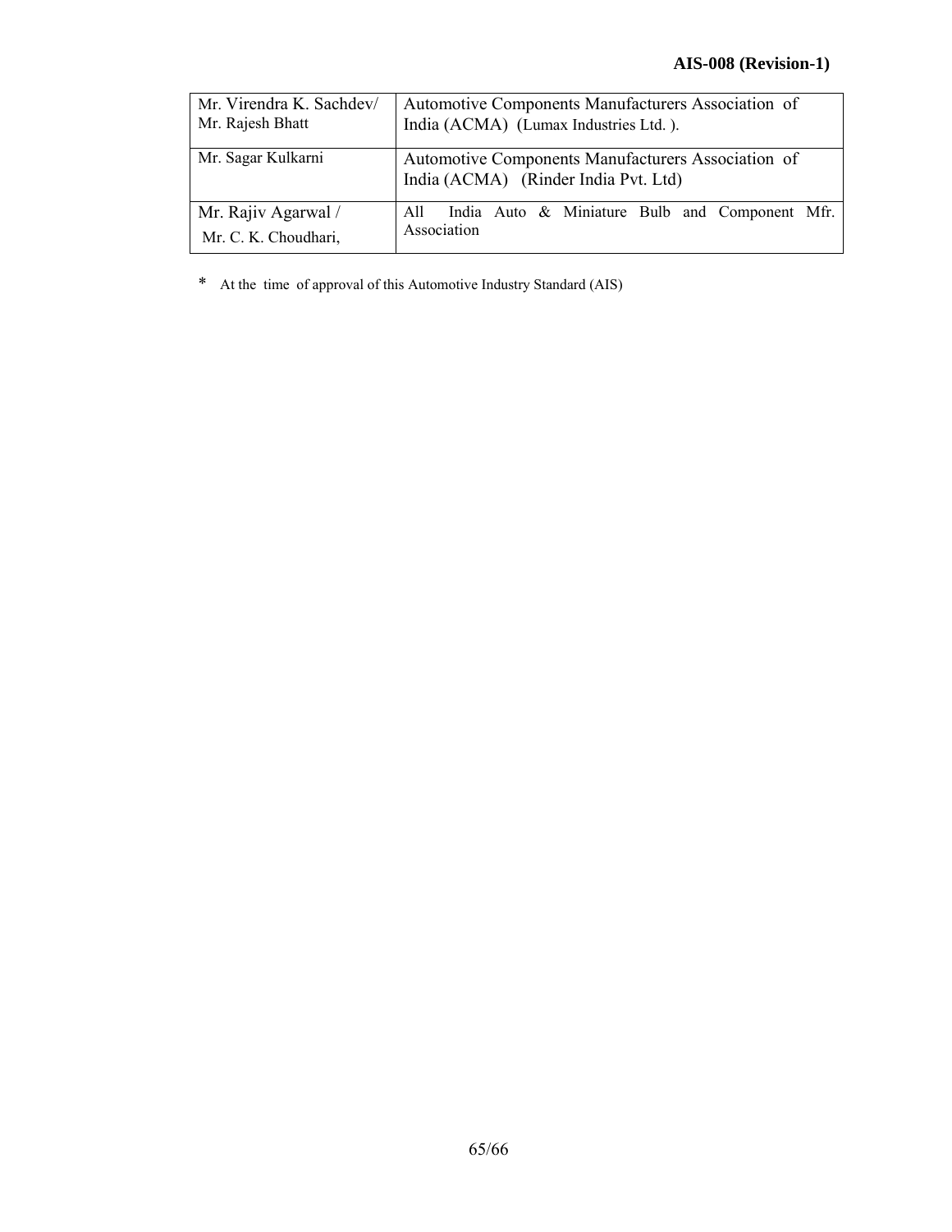| | |
|---|---|
| Mr. Virendra K. Sachdev/ Mr. Rajesh Bhatt | Automotive Components Manufacturers Association of India (ACMA) (Lumax Industries Ltd. ). |
| Mr. Sagar Kulkarni | Automotive Components Manufacturers Association of India (ACMA) (Rinder India Pvt. Ltd) |
| Mr. Rajiv Agarwal / Mr. C. K. Choudhari, | All India Auto & Miniature Bulb and Component Mfr. Association |

\* At the time of approval of this Automotive Industry Standard (AIS)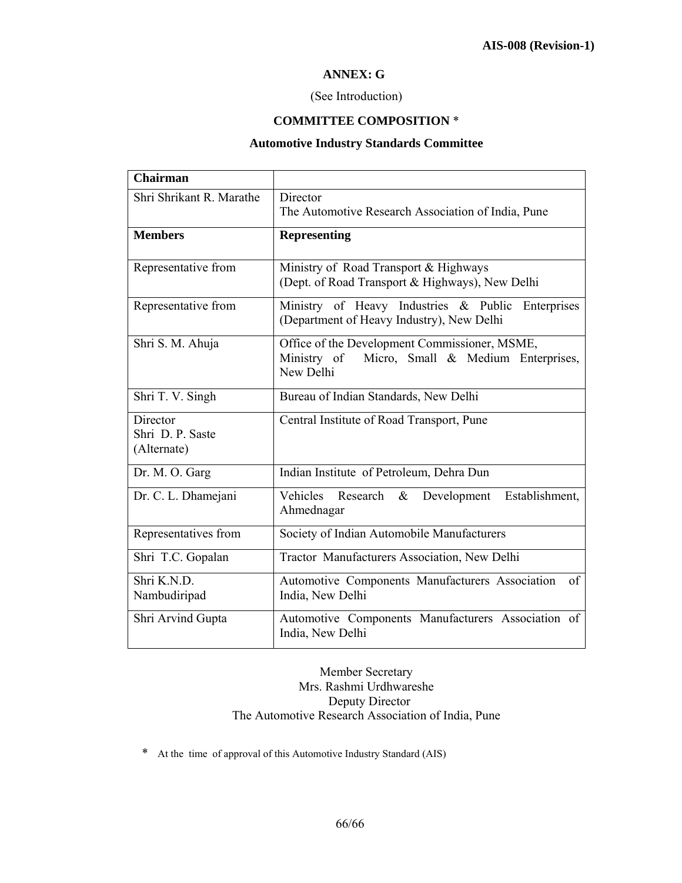## ANNEX: G

(See Introduction)

### COMMITTEE COMPOSITION *

### Automotive Industry Standards Committee

| **Chairman** | |
|---|---|
| Shri Shrikant R. Marathe | Director<br>The Automotive Research Association of India, Pune |
| **Members** | **Representing** |
| Representative from | Ministry of Road Transport & Highways<br>(Dept. of Road Transport & Highways), New Delhi |
| Representative from | Ministry of Heavy Industries & Public Enterprises (Department of Heavy Industry), New Delhi |
| Shri S. M. Ahuja | Office of the Development Commissioner, MSME, Ministry of Micro, Small & Medium Enterprises, New Delhi |
| Shri T. V. Singh | Bureau of Indian Standards, New Delhi |
| Director<br>Shri D. P. Saste<br>(Alternate) | Central Institute of Road Transport, Pune |
| Dr. M. O. Garg | Indian Institute of Petroleum, Dehra Dun |
| Dr. C. L. Dhamejani | Vehicles Research & Development Establishment, Ahmednagar |
| Representatives from | Society of Indian Automobile Manufacturers |
| Shri T.C. Gopalan | Tractor Manufacturers Association, New Delhi |
| Shri K.N.D. Nambudiripad | Automotive Components Manufacturers Association of India, New Delhi |
| Shri Arvind Gupta | Automotive Components Manufacturers Association of India, New Delhi |

Member Secretary
Mrs. Rashmi Urdhwareshe
Deputy Director
The Automotive Research Association of India, Pune

\* At the time of approval of this Automotive Industry Standard (AIS)